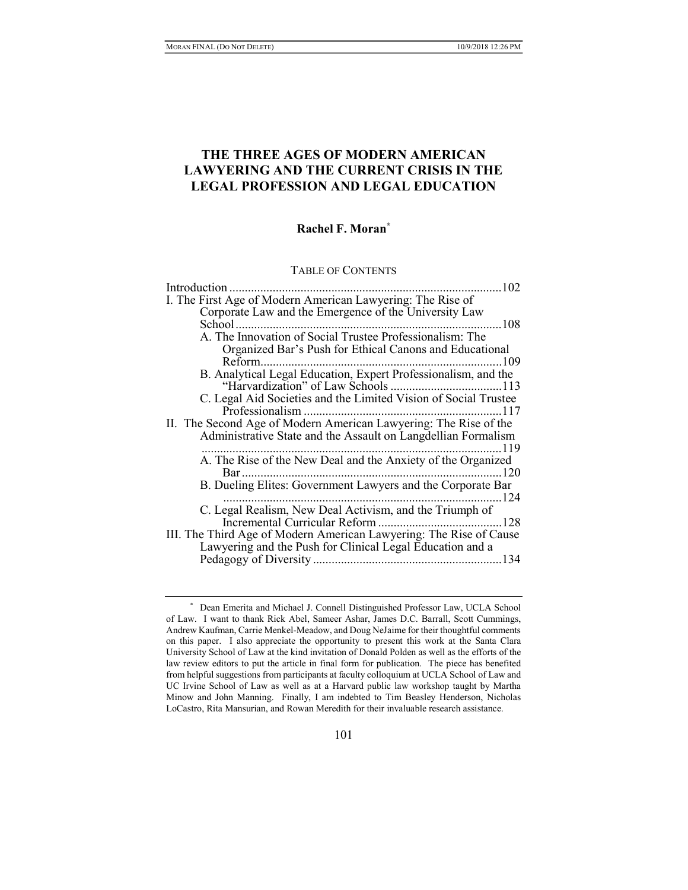# THE THREE AGES OF MODERN AMERICAN LAWYERING AND THE CURRENT CRISIS IN THE LEGAL PROFESSION AND LEGAL EDUCATION

**Rachel F. Moran***

TABLE OF CONTENTS

Introduction .......................................................................................102

I. The First Age of Modern American Lawyering: The Rise of Corporate Law and the Emergence of the University Law School .....................................................................................108

- A. The Innovation of Social Trustee Professionalism: The Organized Bar's Push for Ethical Canons and Educational Reform.............................................................................109
- B. Analytical Legal Education, Expert Professionalism, and the "Harvardization" of Law Schools ....................................113
- C. Legal Aid Societies and the Limited Vision of Social Trustee Professionalism ................................................................117

II. The Second Age of Modern American Lawyering: The Rise of the Administrative State and the Assault on Langdellian Formalism ................................................................................................119

- A. The Rise of the New Deal and the Anxiety of the Organized Bar ...................................................................................120
- B. Dueling Elites: Government Lawyers and the Corporate Bar ..........................................................................................124
- C. Legal Realism, New Deal Activism, and the Triumph of Incremental Curricular Reform ........................................128

III. The Third Age of Modern American Lawyering: The Rise of Cause Lawyering and the Push for Clinical Legal Education and a Pedagogy of Diversity .............................................................134

---

\* Dean Emerita and Michael J. Connell Distinguished Professor Law, UCLA School of Law. I want to thank Rick Abel, Sameer Ashar, James D.C. Barrall, Scott Cummings, Andrew Kaufman, Carrie Menkel-Meadow, and Doug NeJaime for their thoughtful comments on this paper. I also appreciate the opportunity to present this work at the Santa Clara University School of Law at the kind invitation of Donald Polden as well as the efforts of the law review editors to put the article in final form for publication. The piece has benefited from helpful suggestions from participants at faculty colloquium at UCLA School of Law and UC Irvine School of Law as well as at a Harvard public law workshop taught by Martha Minow and John Manning. Finally, I am indebted to Tim Beasley Henderson, Nicholas LoCastro, Rita Mansurian, and Rowan Meredith for their invaluable research assistance.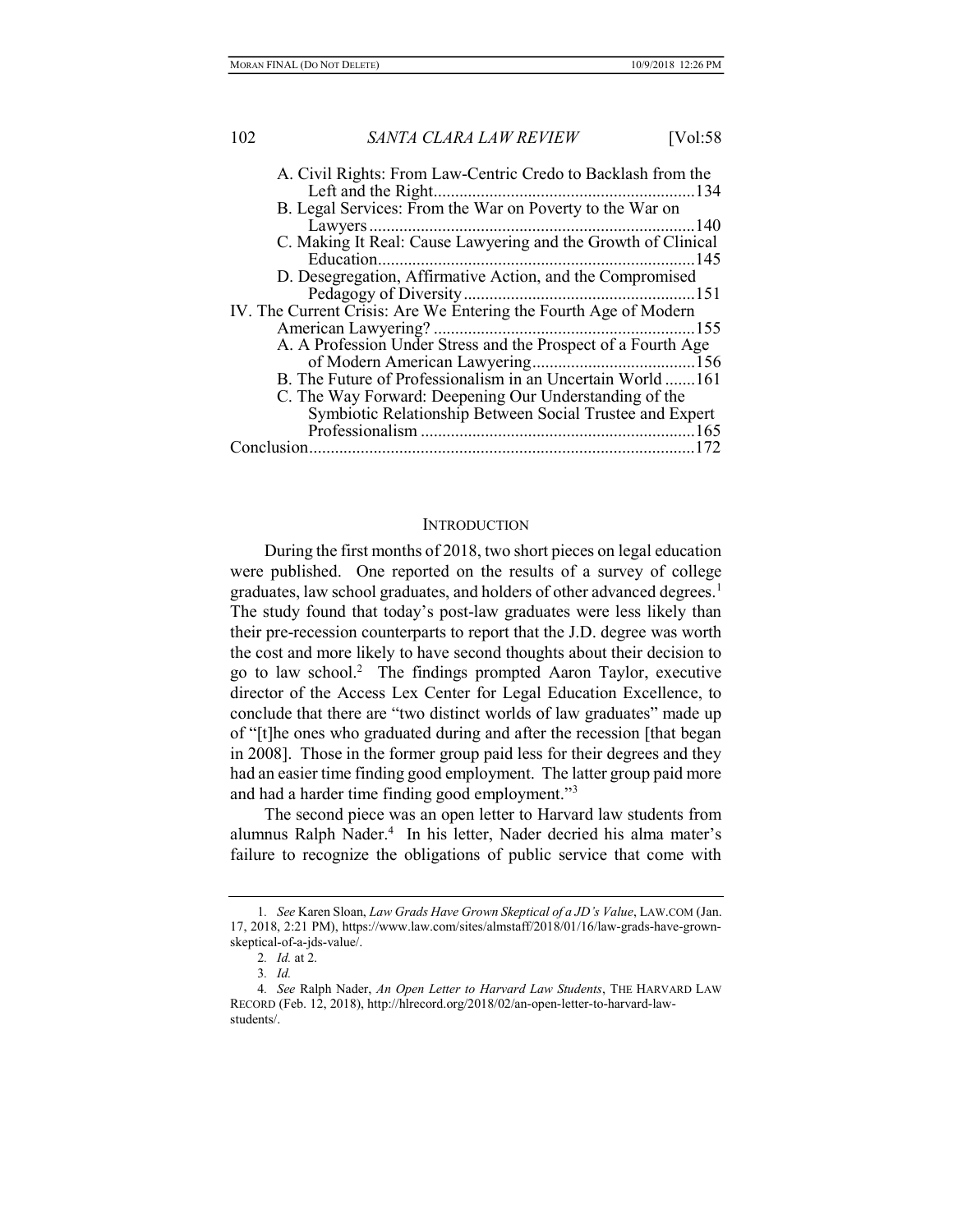A. Civil Rights: From Law-Centric Credo to Backlash from the Left and the Right............................................................134
B. Legal Services: From the War on Poverty to the War on Lawyers...........................................................................140
C. Making It Real: Cause Lawyering and the Growth of Clinical Education.........................................................................145
D. Desegregation, Affirmative Action, and the Compromised Pedagogy of Diversity......................................................151
IV. The Current Crisis: Are We Entering the Fourth Age of Modern American Lawyering? ............................................................155
A. A Profession Under Stress and the Prospect of a Fourth Age of Modern American Lawyering......................................156
B. The Future of Professionalism in an Uncertain World .......161
C. The Way Forward: Deepening Our Understanding of the Symbiotic Relationship Between Social Trustee and Expert Professionalism ...............................................................165
Conclusion........................................................................................172

## INTRODUCTION

During the first months of 2018, two short pieces on legal education were published. One reported on the results of a survey of college graduates, law school graduates, and holders of other advanced degrees.[1] The study found that today's post-law graduates were less likely than their pre-recession counterparts to report that the J.D. degree was worth the cost and more likely to have second thoughts about their decision to go to law school.[2] The findings prompted Aaron Taylor, executive director of the Access Lex Center for Legal Education Excellence, to conclude that there are "two distinct worlds of law graduates" made up of "[t]he ones who graduated during and after the recession [that began in 2008]. Those in the former group paid less for their degrees and they had an easier time finding good employment. The latter group paid more and had a harder time finding good employment."[3]

The second piece was an open letter to Harvard law students from alumnus Ralph Nader.[4] In his letter, Nader decried his alma mater's failure to recognize the obligations of public service that come with

---

1. *See* Karen Sloan, *Law Grads Have Grown Skeptical of a JD's Value*, LAW.COM (Jan. 17, 2018, 2:21 PM), https://www.law.com/sites/almstaff/2018/01/16/law-grads-have-grown-skeptical-of-a-jds-value/.

2. *Id.* at 2.

3. *Id.*

4. *See* Ralph Nader, *An Open Letter to Harvard Law Students*, THE HARVARD LAW RECORD (Feb. 12, 2018), http://hlrecord.org/2018/02/an-open-letter-to-harvard-law-students/.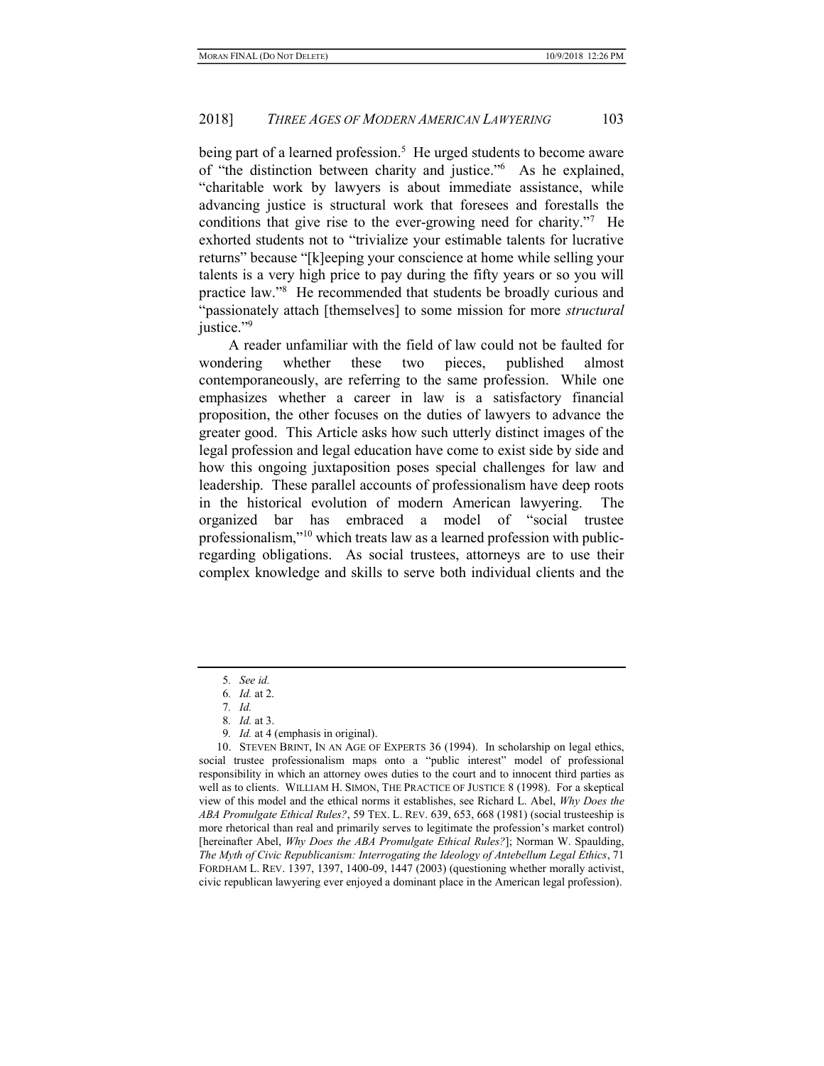being part of a learned profession.[5] He urged students to become aware of "the distinction between charity and justice."[6] As he explained, "charitable work by lawyers is about immediate assistance, while advancing justice is structural work that foresees and forestalls the conditions that give rise to the ever-growing need for charity."[7] He exhorted students not to "trivialize your estimable talents for lucrative returns" because "[k]eeping your conscience at home while selling your talents is a very high price to pay during the fifty years or so you will practice law."[8] He recommended that students be broadly curious and "passionately attach [themselves] to some mission for more *structural* justice."[9]

A reader unfamiliar with the field of law could not be faulted for wondering whether these two pieces, published almost contemporaneously, are referring to the same profession. While one emphasizes whether a career in law is a satisfactory financial proposition, the other focuses on the duties of lawyers to advance the greater good. This Article asks how such utterly distinct images of the legal profession and legal education have come to exist side by side and how this ongoing juxtaposition poses special challenges for law and leadership. These parallel accounts of professionalism have deep roots in the historical evolution of modern American lawyering. The organized bar has embraced a model of "social trustee professionalism,"[10] which treats law as a learned profession with public-regarding obligations. As social trustees, attorneys are to use their complex knowledge and skills to serve both individual clients and the

---

5. *See id.*

6. *Id.* at 2.

7. *Id.*

8. *Id.* at 3.

9. *Id.* at 4 (emphasis in original).

10. STEVEN BRINT, IN AN AGE OF EXPERTS 36 (1994). In scholarship on legal ethics, social trustee professionalism maps onto a "public interest" model of professional responsibility in which an attorney owes duties to the court and to innocent third parties as well as to clients. WILLIAM H. SIMON, THE PRACTICE OF JUSTICE 8 (1998). For a skeptical view of this model and the ethical norms it establishes, see Richard L. Abel, *Why Does the ABA Promulgate Ethical Rules?*, 59 TEX. L. REV. 639, 653, 668 (1981) (social trusteeship is more rhetorical than real and primarily serves to legitimate the profession's market control) [hereinafter Abel, *Why Does the ABA Promulgate Ethical Rules?*]; Norman W. Spaulding, *The Myth of Civic Republicanism: Interrogating the Ideology of Antebellum Legal Ethics*, 71 FORDHAM L. REV. 1397, 1397, 1400-09, 1447 (2003) (questioning whether morally activist, civic republican lawyering ever enjoyed a dominant place in the American legal profession).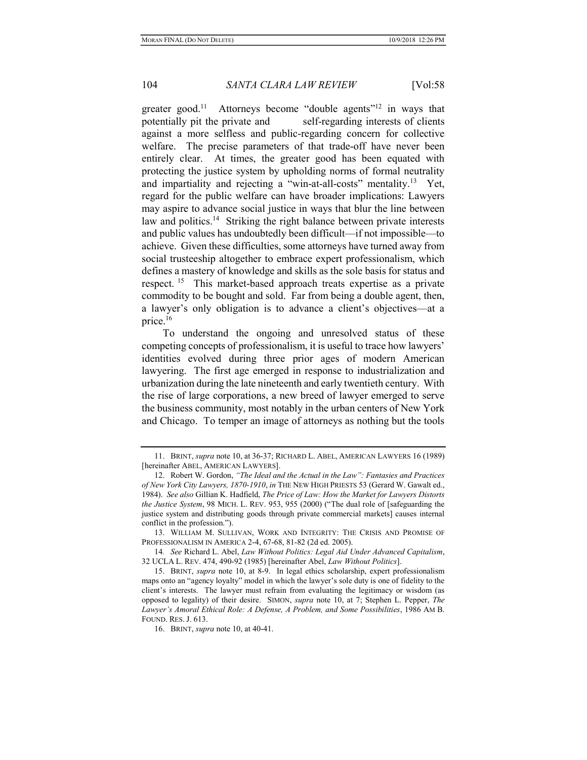greater good.[11] Attorneys become "double agents"[12] in ways that potentially pit the private and self-regarding interests of clients against a more selfless and public-regarding concern for collective welfare. The precise parameters of that trade-off have never been entirely clear. At times, the greater good has been equated with protecting the justice system by upholding norms of formal neutrality and impartiality and rejecting a "win-at-all-costs" mentality.[13] Yet, regard for the public welfare can have broader implications: Lawyers may aspire to advance social justice in ways that blur the line between law and politics.[14] Striking the right balance between private interests and public values has undoubtedly been difficult—if not impossible—to achieve. Given these difficulties, some attorneys have turned away from social trusteeship altogether to embrace expert professionalism, which defines a mastery of knowledge and skills as the sole basis for status and respect.[15] This market-based approach treats expertise as a private commodity to be bought and sold. Far from being a double agent, then, a lawyer's only obligation is to advance a client's objectives—at a price.[16]

To understand the ongoing and unresolved status of these competing concepts of professionalism, it is useful to trace how lawyers' identities evolved during three prior ages of modern American lawyering. The first age emerged in response to industrialization and urbanization during the late nineteenth and early twentieth century. With the rise of large corporations, a new breed of lawyer emerged to serve the business community, most notably in the urban centers of New York and Chicago. To temper an image of attorneys as nothing but the tools

11. BRINT, *supra* note 10, at 36-37; RICHARD L. ABEL, AMERICAN LAWYERS 16 (1989) [hereinafter ABEL, AMERICAN LAWYERS].

12. Robert W. Gordon, *"The Ideal and the Actual in the Law": Fantasies and Practices of New York City Lawyers, 1870-1910*, *in* THE NEW HIGH PRIESTS 53 (Gerard W. Gawalt ed., 1984). *See also* Gillian K. Hadfield, *The Price of Law: How the Market for Lawyers Distorts the Justice System*, 98 MICH. L. REV. 953, 955 (2000) ("The dual role of [safeguarding the justice system and distributing goods through private commercial markets] causes internal conflict in the profession.").

13. WILLIAM M. SULLIVAN, WORK AND INTEGRITY: THE CRISIS AND PROMISE OF PROFESSIONALISM IN AMERICA 2-4, 67-68, 81-82 (2d ed. 2005).

14. *See* Richard L. Abel, *Law Without Politics: Legal Aid Under Advanced Capitalism*, 32 UCLA L. REV. 474, 490-92 (1985) [hereinafter Abel, *Law Without Politics*].

15. BRINT, *supra* note 10, at 8-9. In legal ethics scholarship, expert professionalism maps onto an "agency loyalty" model in which the lawyer's sole duty is one of fidelity to the client's interests. The lawyer must refrain from evaluating the legitimacy or wisdom (as opposed to legality) of their desire. SIMON, *supra* note 10, at 7; Stephen L. Pepper, *The Lawyer's Amoral Ethical Role: A Defense, A Problem, and Some Possibilities*, 1986 AM B. FOUND. RES. J. 613.

16. BRINT, *supra* note 10, at 40-41.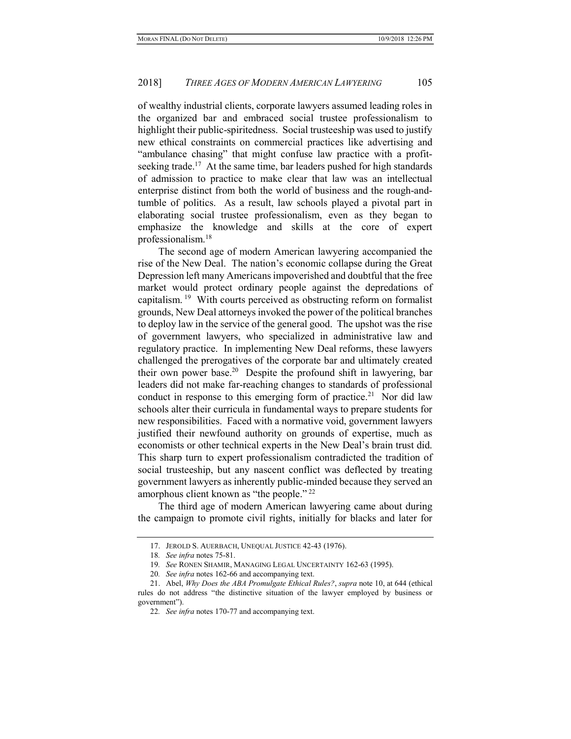of wealthy industrial clients, corporate lawyers assumed leading roles in the organized bar and embraced social trustee professionalism to highlight their public-spiritedness. Social trusteeship was used to justify new ethical constraints on commercial practices like advertising and "ambulance chasing" that might confuse law practice with a profit-seeking trade.[17] At the same time, bar leaders pushed for high standards of admission to practice to make clear that law was an intellectual enterprise distinct from both the world of business and the rough-and-tumble of politics. As a result, law schools played a pivotal part in elaborating social trustee professionalism, even as they began to emphasize the knowledge and skills at the core of expert professionalism.[18]

The second age of modern American lawyering accompanied the rise of the New Deal. The nation's economic collapse during the Great Depression left many Americans impoverished and doubtful that the free market would protect ordinary people against the depredations of capitalism.[19] With courts perceived as obstructing reform on formalist grounds, New Deal attorneys invoked the power of the political branches to deploy law in the service of the general good. The upshot was the rise of government lawyers, who specialized in administrative law and regulatory practice. In implementing New Deal reforms, these lawyers challenged the prerogatives of the corporate bar and ultimately created their own power base.[20] Despite the profound shift in lawyering, bar leaders did not make far-reaching changes to standards of professional conduct in response to this emerging form of practice.[21] Nor did law schools alter their curricula in fundamental ways to prepare students for new responsibilities. Faced with a normative void, government lawyers justified their newfound authority on grounds of expertise, much as economists or other technical experts in the New Deal's brain trust did. This sharp turn to expert professionalism contradicted the tradition of social trusteeship, but any nascent conflict was deflected by treating government lawyers as inherently public-minded because they served an amorphous client known as "the people."[22]

The third age of modern American lawyering came about during the campaign to promote civil rights, initially for blacks and later for

---

17. JEROLD S. AUERBACH, UNEQUAL JUSTICE 42-43 (1976).

18. *See infra* notes 75-81.

19. *See* RONEN SHAMIR, MANAGING LEGAL UNCERTAINTY 162-63 (1995).

20. *See infra* notes 162-66 and accompanying text.

21. Abel, *Why Does the ABA Promulgate Ethical Rules?*, *supra* note 10, at 644 (ethical rules do not address "the distinctive situation of the lawyer employed by business or government").

22. *See infra* notes 170-77 and accompanying text.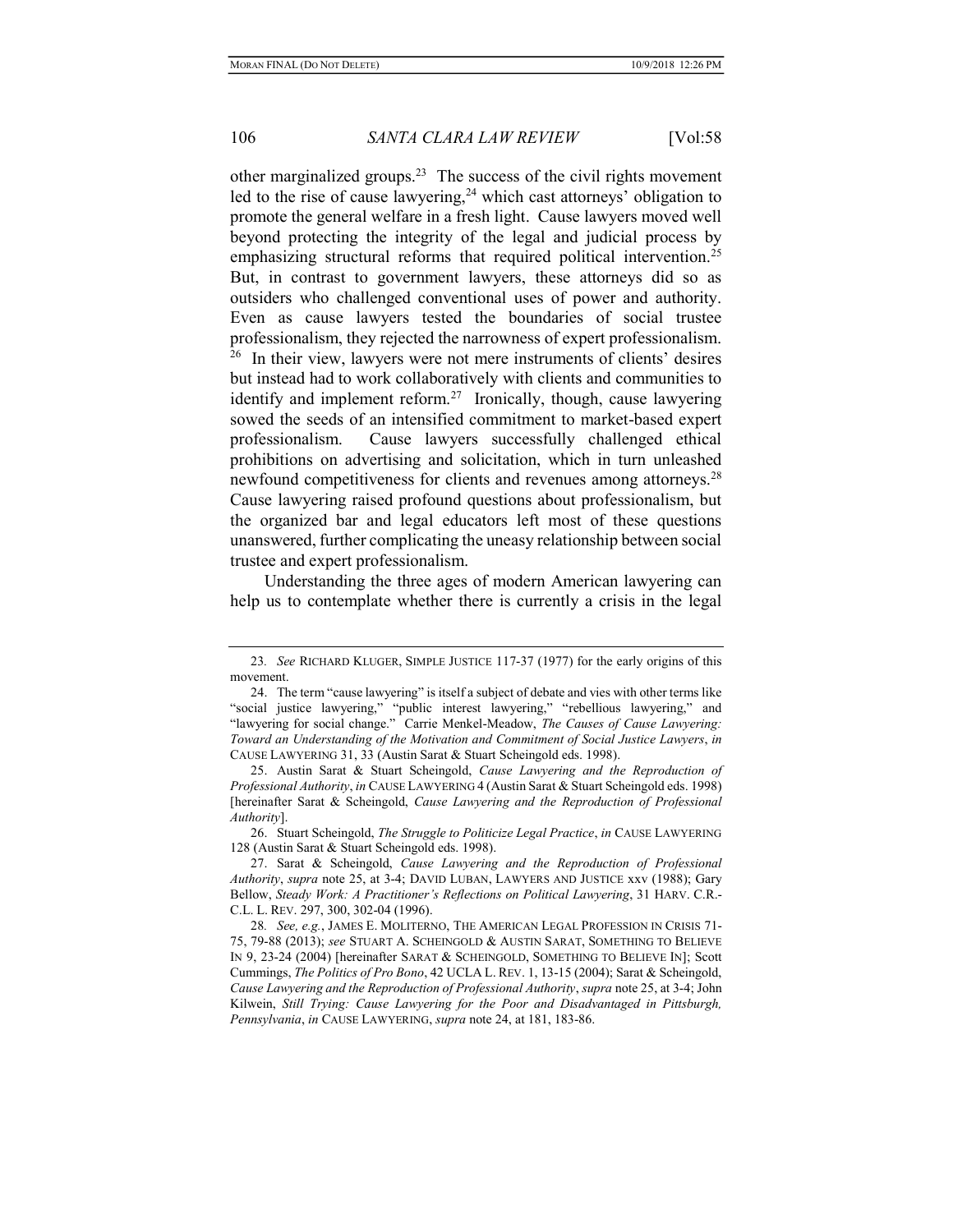other marginalized groups.[23] The success of the civil rights movement led to the rise of cause lawyering,[24] which cast attorneys' obligation to promote the general welfare in a fresh light. Cause lawyers moved well beyond protecting the integrity of the legal and judicial process by emphasizing structural reforms that required political intervention.[25] But, in contrast to government lawyers, these attorneys did so as outsiders who challenged conventional uses of power and authority. Even as cause lawyers tested the boundaries of social trustee professionalism, they rejected the narrowness of expert professionalism.[26] In their view, lawyers were not mere instruments of clients' desires but instead had to work collaboratively with clients and communities to identify and implement reform.[27] Ironically, though, cause lawyering sowed the seeds of an intensified commitment to market-based expert professionalism. Cause lawyers successfully challenged ethical prohibitions on advertising and solicitation, which in turn unleashed newfound competitiveness for clients and revenues among attorneys.[28] Cause lawyering raised profound questions about professionalism, but the organized bar and legal educators left most of these questions unanswered, further complicating the uneasy relationship between social trustee and expert professionalism.

Understanding the three ages of modern American lawyering can help us to contemplate whether there is currently a crisis in the legal

---

23. *See* RICHARD KLUGER, SIMPLE JUSTICE 117-37 (1977) for the early origins of this movement.

24. The term "cause lawyering" is itself a subject of debate and vies with other terms like "social justice lawyering," "public interest lawyering," "rebellious lawyering," and "lawyering for social change." Carrie Menkel-Meadow, *The Causes of Cause Lawyering: Toward an Understanding of the Motivation and Commitment of Social Justice Lawyers*, *in* CAUSE LAWYERING 31, 33 (Austin Sarat & Stuart Scheingold eds. 1998).

25. Austin Sarat & Stuart Scheingold, *Cause Lawyering and the Reproduction of Professional Authority*, *in* CAUSE LAWYERING 4 (Austin Sarat & Stuart Scheingold eds. 1998) [hereinafter Sarat & Scheingold, *Cause Lawyering and the Reproduction of Professional Authority*].

26. Stuart Scheingold, *The Struggle to Politicize Legal Practice*, *in* CAUSE LAWYERING 128 (Austin Sarat & Stuart Scheingold eds. 1998).

27. Sarat & Scheingold, *Cause Lawyering and the Reproduction of Professional Authority*, *supra* note 25, at 3-4; DAVID LUBAN, LAWYERS AND JUSTICE xxv (1988); Gary Bellow, *Steady Work: A Practitioner's Reflections on Political Lawyering*, 31 HARV. C.R.-C.L. L. REV. 297, 300, 302-04 (1996).

28. *See, e.g.*, JAMES E. MOLITERNO, THE AMERICAN LEGAL PROFESSION IN CRISIS 71-75, 79-88 (2013); *see* STUART A. SCHEINGOLD & AUSTIN SARAT, SOMETHING TO BELIEVE IN 9, 23-24 (2004) [hereinafter SARAT & SCHEINGOLD, SOMETHING TO BELIEVE IN]; Scott Cummings, *The Politics of Pro Bono*, 42 UCLA L. REV. 1, 13-15 (2004); Sarat & Scheingold, *Cause Lawyering and the Reproduction of Professional Authority*, *supra* note 25, at 3-4; John Kilwein, *Still Trying: Cause Lawyering for the Poor and Disadvantaged in Pittsburgh, Pennsylvania*, *in* CAUSE LAWYERING, *supra* note 24, at 181, 183-86.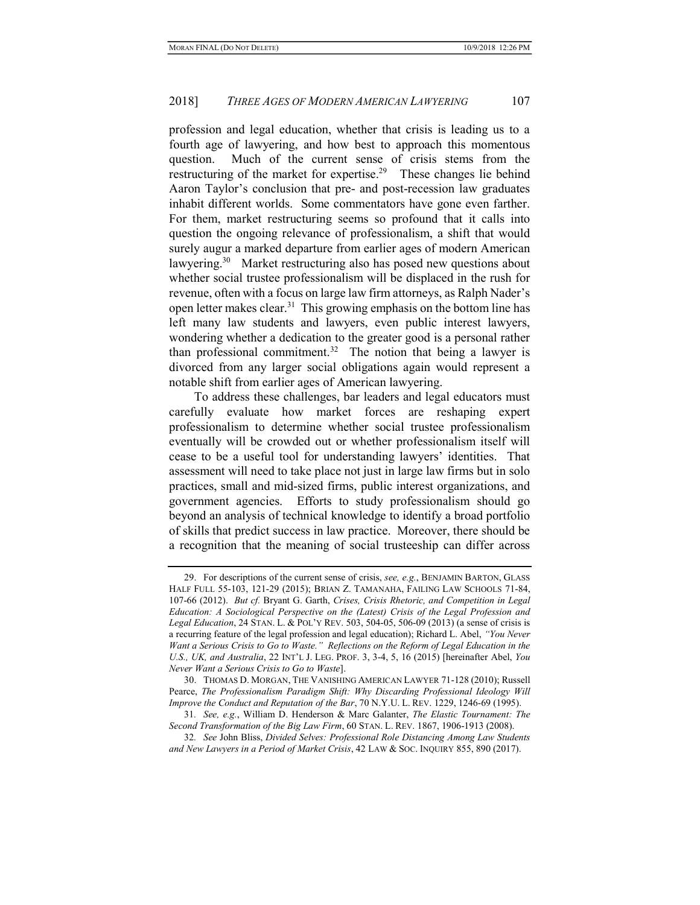profession and legal education, whether that crisis is leading us to a fourth age of lawyering, and how best to approach this momentous question. Much of the current sense of crisis stems from the restructuring of the market for expertise.[29] These changes lie behind Aaron Taylor's conclusion that pre- and post-recession law graduates inhabit different worlds. Some commentators have gone even farther. For them, market restructuring seems so profound that it calls into question the ongoing relevance of professionalism, a shift that would surely augur a marked departure from earlier ages of modern American lawyering.[30] Market restructuring also has posed new questions about whether social trustee professionalism will be displaced in the rush for revenue, often with a focus on large law firm attorneys, as Ralph Nader's open letter makes clear.[31] This growing emphasis on the bottom line has left many law students and lawyers, even public interest lawyers, wondering whether a dedication to the greater good is a personal rather than professional commitment.[32] The notion that being a lawyer is divorced from any larger social obligations again would represent a notable shift from earlier ages of American lawyering.

To address these challenges, bar leaders and legal educators must carefully evaluate how market forces are reshaping expert professionalism to determine whether social trustee professionalism eventually will be crowded out or whether professionalism itself will cease to be a useful tool for understanding lawyers' identities. That assessment will need to take place not just in large law firms but in solo practices, small and mid-sized firms, public interest organizations, and government agencies. Efforts to study professionalism should go beyond an analysis of technical knowledge to identify a broad portfolio of skills that predict success in law practice. Moreover, there should be a recognition that the meaning of social trusteeship can differ across

---

29. For descriptions of the current sense of crisis, *see, e.g.*, BENJAMIN BARTON, GLASS HALF FULL 55-103, 121-29 (2015); BRIAN Z. TAMANAHA, FAILING LAW SCHOOLS 71-84, 107-66 (2012). *But cf.* Bryant G. Garth, *Crises, Crisis Rhetoric, and Competition in Legal Education: A Sociological Perspective on the (Latest) Crisis of the Legal Profession and Legal Education*, 24 STAN. L. & POL'Y REV. 503, 504-05, 506-09 (2013) (a sense of crisis is a recurring feature of the legal profession and legal education); Richard L. Abel, *"You Never Want a Serious Crisis to Go to Waste." Reflections on the Reform of Legal Education in the U.S., UK, and Australia*, 22 INT'L J. LEG. PROF. 3, 3-4, 5, 16 (2015) [hereinafter Abel, *You Never Want a Serious Crisis to Go to Waste*].

30. THOMAS D. MORGAN, THE VANISHING AMERICAN LAWYER 71-128 (2010); Russell Pearce, *The Professionalism Paradigm Shift: Why Discarding Professional Ideology Will Improve the Conduct and Reputation of the Bar*, 70 N.Y.U. L. REV. 1229, 1246-69 (1995).

31. *See, e.g.*, William D. Henderson & Marc Galanter, *The Elastic Tournament: The Second Transformation of the Big Law Firm*, 60 STAN. L. REV. 1867, 1906-1913 (2008).

32. *See* John Bliss, *Divided Selves: Professional Role Distancing Among Law Students and New Lawyers in a Period of Market Crisis*, 42 LAW & SOC. INQUIRY 855, 890 (2017).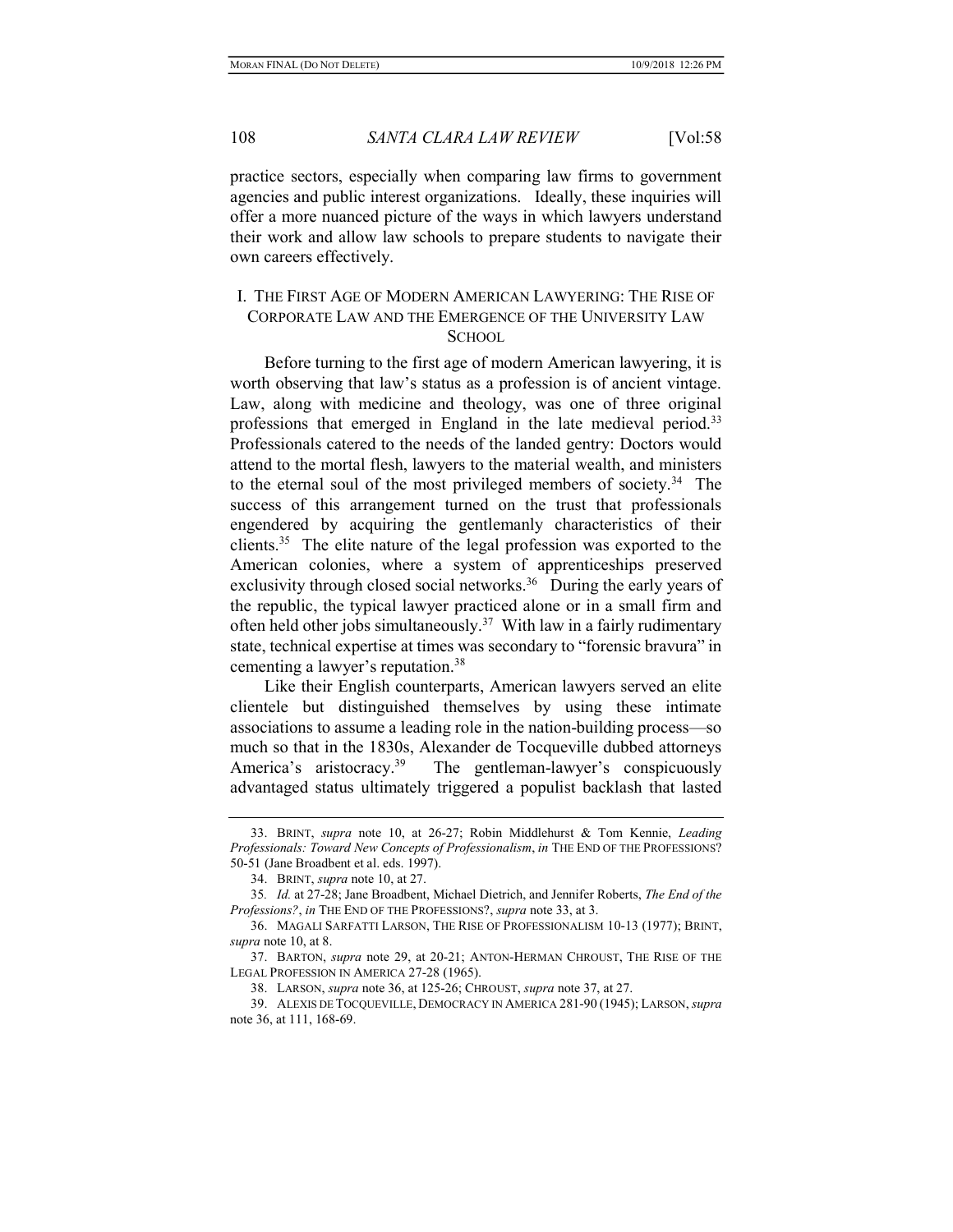practice sectors, especially when comparing law firms to government agencies and public interest organizations. Ideally, these inquiries will offer a more nuanced picture of the ways in which lawyers understand their work and allow law schools to prepare students to navigate their own careers effectively.

## I. THE FIRST AGE OF MODERN AMERICAN LAWYERING: THE RISE OF CORPORATE LAW AND THE EMERGENCE OF THE UNIVERSITY LAW SCHOOL

Before turning to the first age of modern American lawyering, it is worth observing that law's status as a profession is of ancient vintage. Law, along with medicine and theology, was one of three original professions that emerged in England in the late medieval period.[33] Professionals catered to the needs of the landed gentry: Doctors would attend to the mortal flesh, lawyers to the material wealth, and ministers to the eternal soul of the most privileged members of society.[34] The success of this arrangement turned on the trust that professionals engendered by acquiring the gentlemanly characteristics of their clients.[35] The elite nature of the legal profession was exported to the American colonies, where a system of apprenticeships preserved exclusivity through closed social networks.[36] During the early years of the republic, the typical lawyer practiced alone or in a small firm and often held other jobs simultaneously.[37] With law in a fairly rudimentary state, technical expertise at times was secondary to "forensic bravura" in cementing a lawyer's reputation.[38]

Like their English counterparts, American lawyers served an elite clientele but distinguished themselves by using these intimate associations to assume a leading role in the nation-building process—so much so that in the 1830s, Alexander de Tocqueville dubbed attorneys America's aristocracy.[39] The gentleman-lawyer's conspicuously advantaged status ultimately triggered a populist backlash that lasted

---

33. BRINT, *supra* note 10, at 26-27; Robin Middlehurst & Tom Kennie, *Leading Professionals: Toward New Concepts of Professionalism*, *in* THE END OF THE PROFESSIONS? 50-51 (Jane Broadbent et al. eds. 1997).

34. BRINT, *supra* note 10, at 27.

35. *Id.* at 27-28; Jane Broadbent, Michael Dietrich, and Jennifer Roberts, *The End of the Professions?*, *in* THE END OF THE PROFESSIONS?, *supra* note 33, at 3.

36. MAGALI SARFATTI LARSON, THE RISE OF PROFESSIONALISM 10-13 (1977); BRINT, *supra* note 10, at 8.

37. BARTON, *supra* note 29, at 20-21; ANTON-HERMAN CHROUST, THE RISE OF THE LEGAL PROFESSION IN AMERICA 27-28 (1965).

38. LARSON, *supra* note 36, at 125-26; CHROUST, *supra* note 37, at 27.

39. ALEXIS DE TOCQUEVILLE, DEMOCRACY IN AMERICA 281-90 (1945); LARSON, *supra* note 36, at 111, 168-69.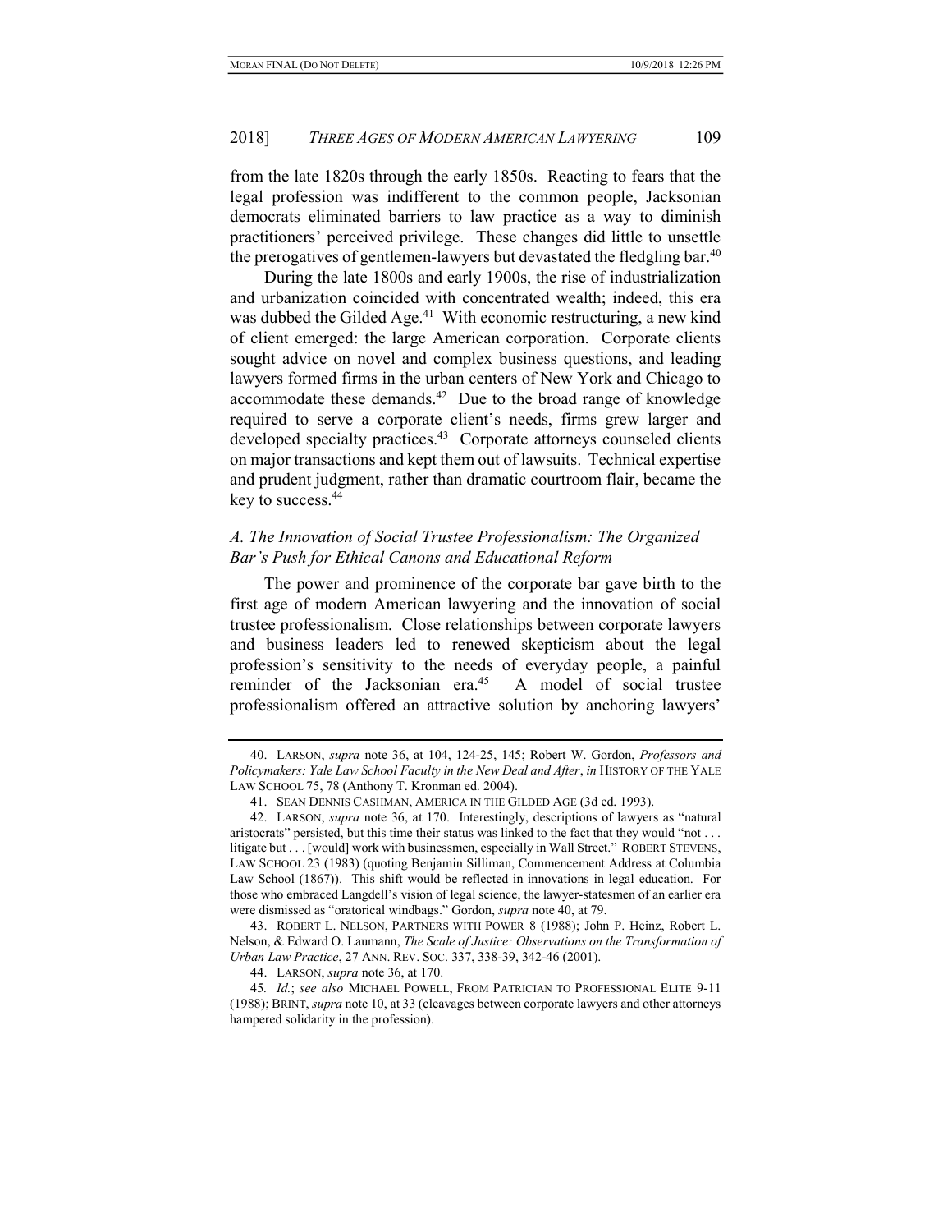from the late 1820s through the early 1850s. Reacting to fears that the legal profession was indifferent to the common people, Jacksonian democrats eliminated barriers to law practice as a way to diminish practitioners' perceived privilege. These changes did little to unsettle the prerogatives of gentlemen-lawyers but devastated the fledgling bar.[40]

During the late 1800s and early 1900s, the rise of industrialization and urbanization coincided with concentrated wealth; indeed, this era was dubbed the Gilded Age.[41] With economic restructuring, a new kind of client emerged: the large American corporation. Corporate clients sought advice on novel and complex business questions, and leading lawyers formed firms in the urban centers of New York and Chicago to accommodate these demands.[42] Due to the broad range of knowledge required to serve a corporate client's needs, firms grew larger and developed specialty practices.[43] Corporate attorneys counseled clients on major transactions and kept them out of lawsuits. Technical expertise and prudent judgment, rather than dramatic courtroom flair, became the key to success.[44]

### *A. The Innovation of Social Trustee Professionalism: The Organized Bar's Push for Ethical Canons and Educational Reform*

The power and prominence of the corporate bar gave birth to the first age of modern American lawyering and the innovation of social trustee professionalism. Close relationships between corporate lawyers and business leaders led to renewed skepticism about the legal profession's sensitivity to the needs of everyday people, a painful reminder of the Jacksonian era.[45] A model of social trustee professionalism offered an attractive solution by anchoring lawyers'

---

40. LARSON, *supra* note 36, at 104, 124-25, 145; Robert W. Gordon, *Professors and Policymakers: Yale Law School Faculty in the New Deal and After*, *in* HISTORY OF THE YALE LAW SCHOOL 75, 78 (Anthony T. Kronman ed. 2004).

41. SEAN DENNIS CASHMAN, AMERICA IN THE GILDED AGE (3d ed. 1993).

42. LARSON, *supra* note 36, at 170. Interestingly, descriptions of lawyers as "natural aristocrats" persisted, but this time their status was linked to the fact that they would "not . . . litigate but . . . [would] work with businessmen, especially in Wall Street." ROBERT STEVENS, LAW SCHOOL 23 (1983) (quoting Benjamin Silliman, Commencement Address at Columbia Law School (1867)). This shift would be reflected in innovations in legal education. For those who embraced Langdell's vision of legal science, the lawyer-statesmen of an earlier era were dismissed as "oratorical windbags." Gordon, *supra* note 40, at 79.

43. ROBERT L. NELSON, PARTNERS WITH POWER 8 (1988); John P. Heinz, Robert L. Nelson, & Edward O. Laumann, *The Scale of Justice: Observations on the Transformation of Urban Law Practice*, 27 ANN. REV. SOC. 337, 338-39, 342-46 (2001).

44. LARSON, *supra* note 36, at 170.

45. *Id.*; *see also* MICHAEL POWELL, FROM PATRICIAN TO PROFESSIONAL ELITE 9-11 (1988); BRINT, *supra* note 10, at 33 (cleavages between corporate lawyers and other attorneys hampered solidarity in the profession).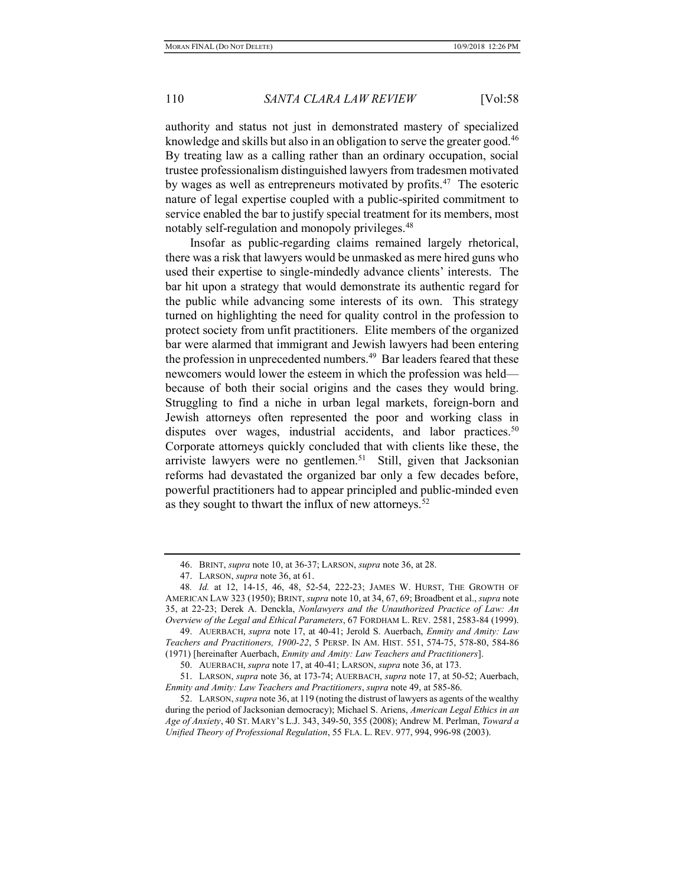authority and status not just in demonstrated mastery of specialized knowledge and skills but also in an obligation to serve the greater good.[46] By treating law as a calling rather than an ordinary occupation, social trustee professionalism distinguished lawyers from tradesmen motivated by wages as well as entrepreneurs motivated by profits.[47] The esoteric nature of legal expertise coupled with a public-spirited commitment to service enabled the bar to justify special treatment for its members, most notably self-regulation and monopoly privileges.[48]

Insofar as public-regarding claims remained largely rhetorical, there was a risk that lawyers would be unmasked as mere hired guns who used their expertise to single-mindedly advance clients' interests. The bar hit upon a strategy that would demonstrate its authentic regard for the public while advancing some interests of its own. This strategy turned on highlighting the need for quality control in the profession to protect society from unfit practitioners. Elite members of the organized bar were alarmed that immigrant and Jewish lawyers had been entering the profession in unprecedented numbers.[49] Bar leaders feared that these newcomers would lower the esteem in which the profession was held—because of both their social origins and the cases they would bring. Struggling to find a niche in urban legal markets, foreign-born and Jewish attorneys often represented the poor and working class in disputes over wages, industrial accidents, and labor practices.[50] Corporate attorneys quickly concluded that with clients like these, the arriviste lawyers were no gentlemen.[51] Still, given that Jacksonian reforms had devastated the organized bar only a few decades before, powerful practitioners had to appear principled and public-minded even as they sought to thwart the influx of new attorneys.[52]

---

46. BRINT, *supra* note 10, at 36-37; LARSON, *supra* note 36, at 28.

47. LARSON, *supra* note 36, at 61.

48. *Id.* at 12, 14-15, 46, 48, 52-54, 222-23; JAMES W. HURST, THE GROWTH OF AMERICAN LAW 323 (1950); BRINT, *supra* note 10, at 34, 67, 69; Broadbent et al., *supra* note 35, at 22-23; Derek A. Denckla, *Nonlawyers and the Unauthorized Practice of Law: An Overview of the Legal and Ethical Parameters*, 67 FORDHAM L. REV. 2581, 2583-84 (1999).

49. AUERBACH, *supra* note 17, at 40-41; Jerold S. Auerbach, *Enmity and Amity: Law Teachers and Practitioners, 1900-22*, 5 PERSP. IN AM. HIST. 551, 574-75, 578-80, 584-86 (1971) [hereinafter Auerbach, *Enmity and Amity: Law Teachers and Practitioners*].

50. AUERBACH, *supra* note 17, at 40-41; LARSON, *supra* note 36, at 173.

51. LARSON, *supra* note 36, at 173-74; AUERBACH, *supra* note 17, at 50-52; Auerbach, *Enmity and Amity: Law Teachers and Practitioners*, *supra* note 49, at 585-86.

52. LARSON, *supra* note 36, at 119 (noting the distrust of lawyers as agents of the wealthy during the period of Jacksonian democracy); Michael S. Ariens, *American Legal Ethics in an Age of Anxiety*, 40 ST. MARY'S L.J. 343, 349-50, 355 (2008); Andrew M. Perlman, *Toward a Unified Theory of Professional Regulation*, 55 FLA. L. REV. 977, 994, 996-98 (2003).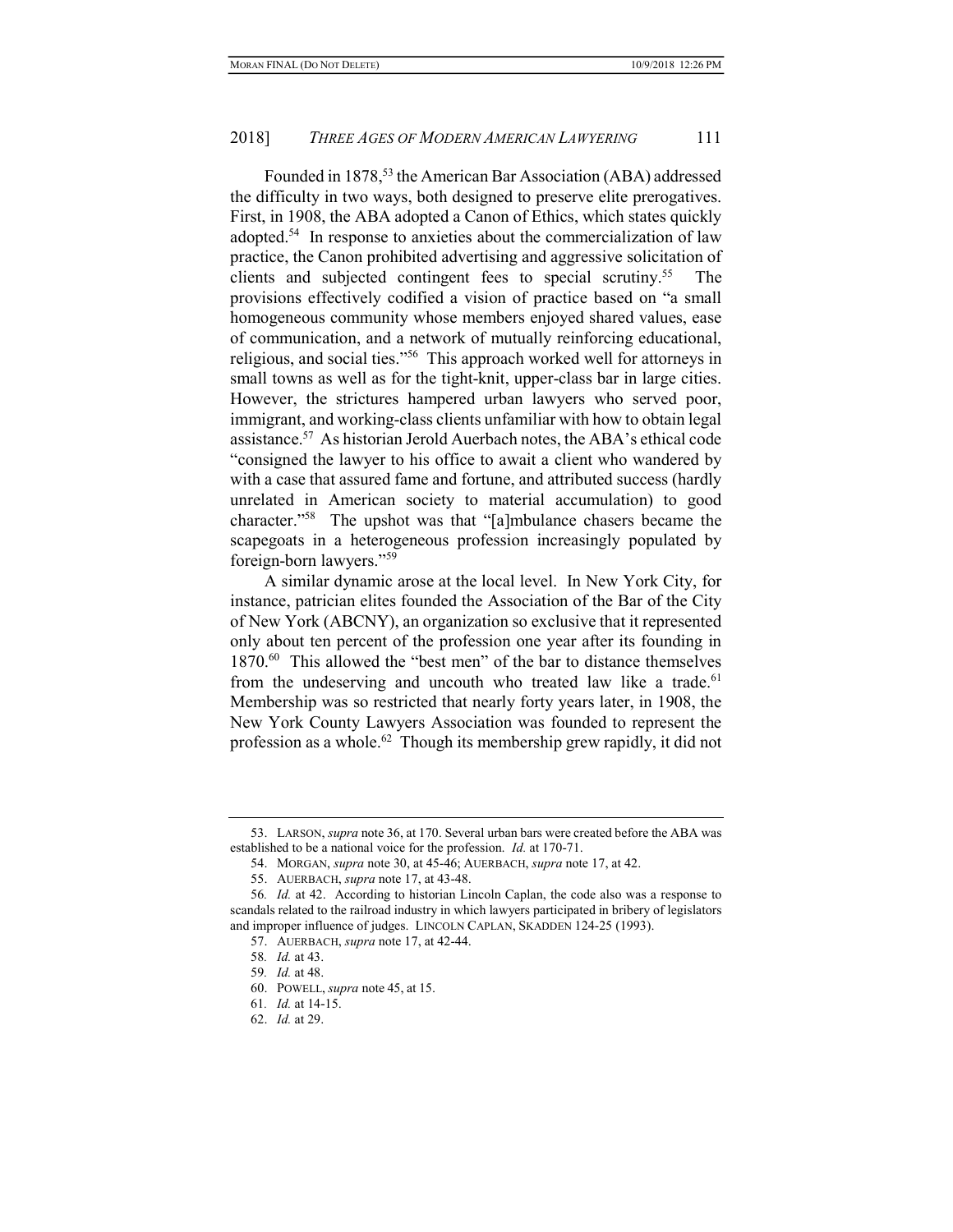Founded in 1878,[53] the American Bar Association (ABA) addressed the difficulty in two ways, both designed to preserve elite prerogatives. First, in 1908, the ABA adopted a Canon of Ethics, which states quickly adopted.[54] In response to anxieties about the commercialization of law practice, the Canon prohibited advertising and aggressive solicitation of clients and subjected contingent fees to special scrutiny.[55] The provisions effectively codified a vision of practice based on "a small homogeneous community whose members enjoyed shared values, ease of communication, and a network of mutually reinforcing educational, religious, and social ties."[56] This approach worked well for attorneys in small towns as well as for the tight-knit, upper-class bar in large cities. However, the strictures hampered urban lawyers who served poor, immigrant, and working-class clients unfamiliar with how to obtain legal assistance.[57] As historian Jerold Auerbach notes, the ABA's ethical code "consigned the lawyer to his office to await a client who wandered by with a case that assured fame and fortune, and attributed success (hardly unrelated in American society to material accumulation) to good character."[58] The upshot was that "[a]mbulance chasers became the scapegoats in a heterogeneous profession increasingly populated by foreign-born lawyers."[59]

A similar dynamic arose at the local level. In New York City, for instance, patrician elites founded the Association of the Bar of the City of New York (ABCNY), an organization so exclusive that it represented only about ten percent of the profession one year after its founding in 1870.[60] This allowed the "best men" of the bar to distance themselves from the undeserving and uncouth who treated law like a trade.[61] Membership was so restricted that nearly forty years later, in 1908, the New York County Lawyers Association was founded to represent the profession as a whole.[62] Though its membership grew rapidly, it did not

---

53. LARSON, *supra* note 36, at 170. Several urban bars were created before the ABA was established to be a national voice for the profession. *Id.* at 170-71.

54. MORGAN, *supra* note 30, at 45-46; AUERBACH, *supra* note 17, at 42.

55. AUERBACH, *supra* note 17, at 43-48.

56. *Id.* at 42. According to historian Lincoln Caplan, the code also was a response to scandals related to the railroad industry in which lawyers participated in bribery of legislators and improper influence of judges. LINCOLN CAPLAN, SKADDEN 124-25 (1993).

57. AUERBACH, *supra* note 17, at 42-44.

58. *Id.* at 43.

59. *Id.* at 48.

60. POWELL, *supra* note 45, at 15.

61. *Id.* at 14-15.

62. *Id.* at 29.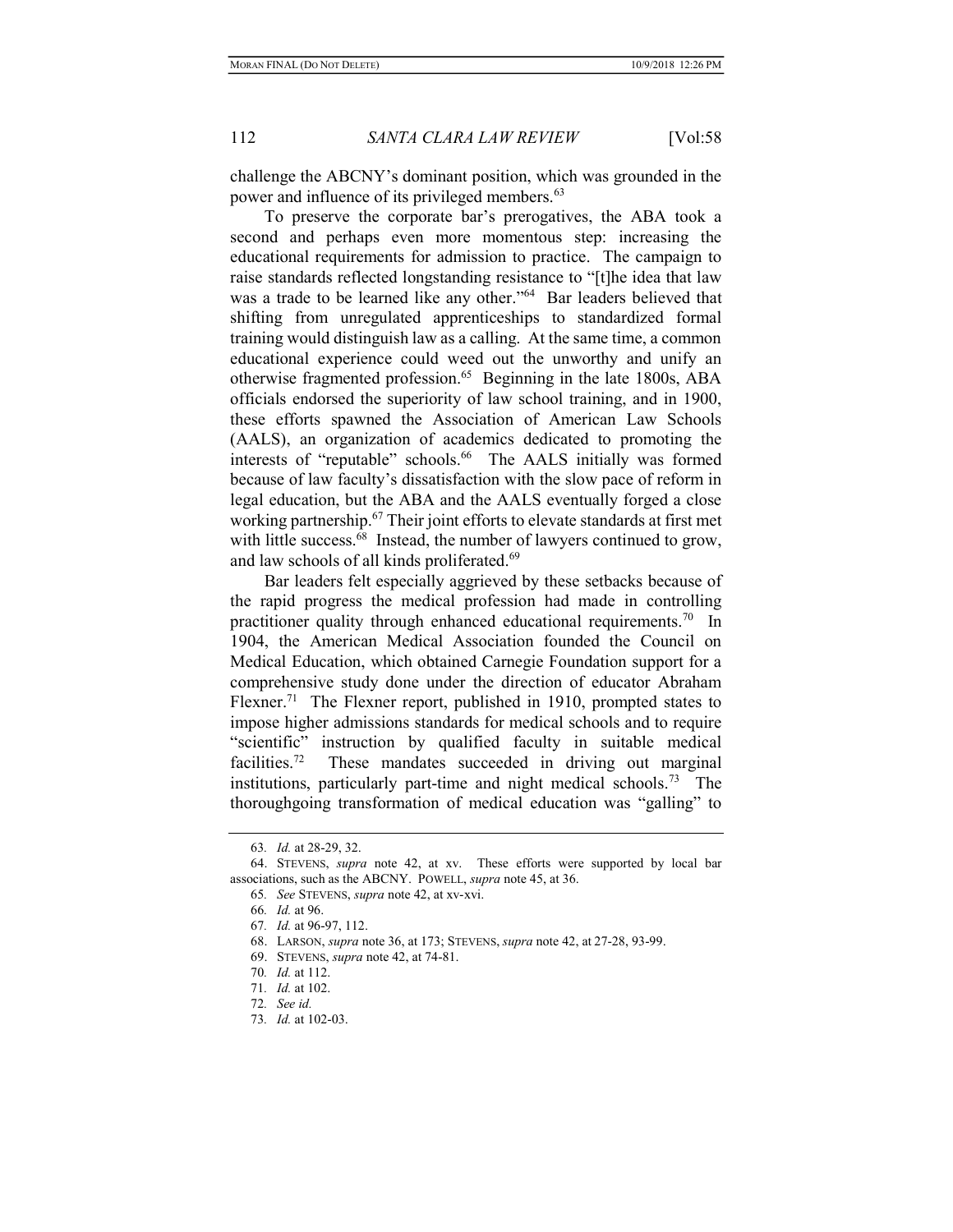challenge the ABCNY's dominant position, which was grounded in the power and influence of its privileged members.[63]

To preserve the corporate bar's prerogatives, the ABA took a second and perhaps even more momentous step: increasing the educational requirements for admission to practice. The campaign to raise standards reflected longstanding resistance to "[t]he idea that law was a trade to be learned like any other."[64] Bar leaders believed that shifting from unregulated apprenticeships to standardized formal training would distinguish law as a calling. At the same time, a common educational experience could weed out the unworthy and unify an otherwise fragmented profession.[65] Beginning in the late 1800s, ABA officials endorsed the superiority of law school training, and in 1900, these efforts spawned the Association of American Law Schools (AALS), an organization of academics dedicated to promoting the interests of "reputable" schools.[66] The AALS initially was formed because of law faculty's dissatisfaction with the slow pace of reform in legal education, but the ABA and the AALS eventually forged a close working partnership.[67] Their joint efforts to elevate standards at first met with little success.[68] Instead, the number of lawyers continued to grow, and law schools of all kinds proliferated.[69]

Bar leaders felt especially aggrieved by these setbacks because of the rapid progress the medical profession had made in controlling practitioner quality through enhanced educational requirements.[70] In 1904, the American Medical Association founded the Council on Medical Education, which obtained Carnegie Foundation support for a comprehensive study done under the direction of educator Abraham Flexner.[71] The Flexner report, published in 1910, prompted states to impose higher admissions standards for medical schools and to require "scientific" instruction by qualified faculty in suitable medical facilities.[72] These mandates succeeded in driving out marginal institutions, particularly part-time and night medical schools.[73] The thoroughgoing transformation of medical education was "galling" to

---

63. *Id.* at 28-29, 32.

64. STEVENS, *supra* note 42, at xv. These efforts were supported by local bar associations, such as the ABCNY. POWELL, *supra* note 45, at 36.

65. *See* STEVENS, *supra* note 42, at xv-xvi.

66. *Id.* at 96.

67. *Id.* at 96-97, 112.

68. LARSON, *supra* note 36, at 173; STEVENS, *supra* note 42, at 27-28, 93-99.

69. STEVENS, *supra* note 42, at 74-81.

70. *Id.* at 112.

71. *Id.* at 102.

72. *See id.*

73. *Id.* at 102-03.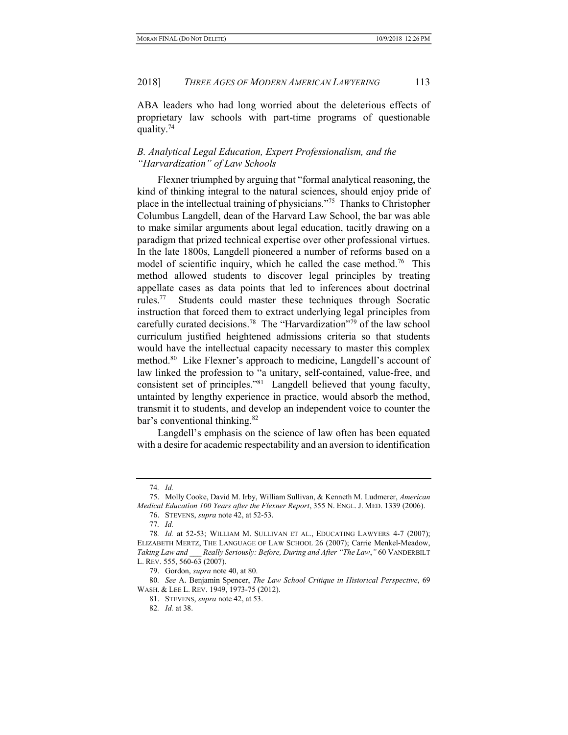ABA leaders who had long worried about the deleterious effects of proprietary law schools with part-time programs of questionable quality.[74]

### *B. Analytical Legal Education, Expert Professionalism, and the "Harvardization" of Law Schools*

Flexner triumphed by arguing that "formal analytical reasoning, the kind of thinking integral to the natural sciences, should enjoy pride of place in the intellectual training of physicians."[75] Thanks to Christopher Columbus Langdell, dean of the Harvard Law School, the bar was able to make similar arguments about legal education, tacitly drawing on a paradigm that prized technical expertise over other professional virtues. In the late 1800s, Langdell pioneered a number of reforms based on a model of scientific inquiry, which he called the case method.[76] This method allowed students to discover legal principles by treating appellate cases as data points that led to inferences about doctrinal rules.[77] Students could master these techniques through Socratic instruction that forced them to extract underlying legal principles from carefully curated decisions.[78] The "Harvardization"[79] of the law school curriculum justified heightened admissions criteria so that students would have the intellectual capacity necessary to master this complex method.[80] Like Flexner's approach to medicine, Langdell's account of law linked the profession to "a unitary, self-contained, value-free, and consistent set of principles."[81] Langdell believed that young faculty, untainted by lengthy experience in practice, would absorb the method, transmit it to students, and develop an independent voice to counter the bar's conventional thinking.[82]

Langdell's emphasis on the science of law often has been equated with a desire for academic respectability and an aversion to identification

---

74. *Id.*

75. Molly Cooke, David M. Irby, William Sullivan, & Kenneth M. Ludmerer, *American Medical Education 100 Years after the Flexner Report*, 355 N. ENGL. J. MED. 1339 (2006).

76. STEVENS, *supra* note 42, at 52-53.

77. *Id.*

78. *Id.* at 52-53; WILLIAM M. SULLIVAN ET AL., EDUCATING LAWYERS 4-7 (2007); ELIZABETH MERTZ, THE LANGUAGE OF LAW SCHOOL 26 (2007); Carrie Menkel-Meadow, *Taking Law and ___ Really Seriously: Before, During and After "The Law,"* 60 VANDERBILT L. REV. 555, 560-63 (2007).

79. Gordon, *supra* note 40, at 80.

80. *See* A. Benjamin Spencer, *The Law School Critique in Historical Perspective*, 69 WASH. & LEE L. REV. 1949, 1973-75 (2012).

81. STEVENS, *supra* note 42, at 53.

82. *Id.* at 38.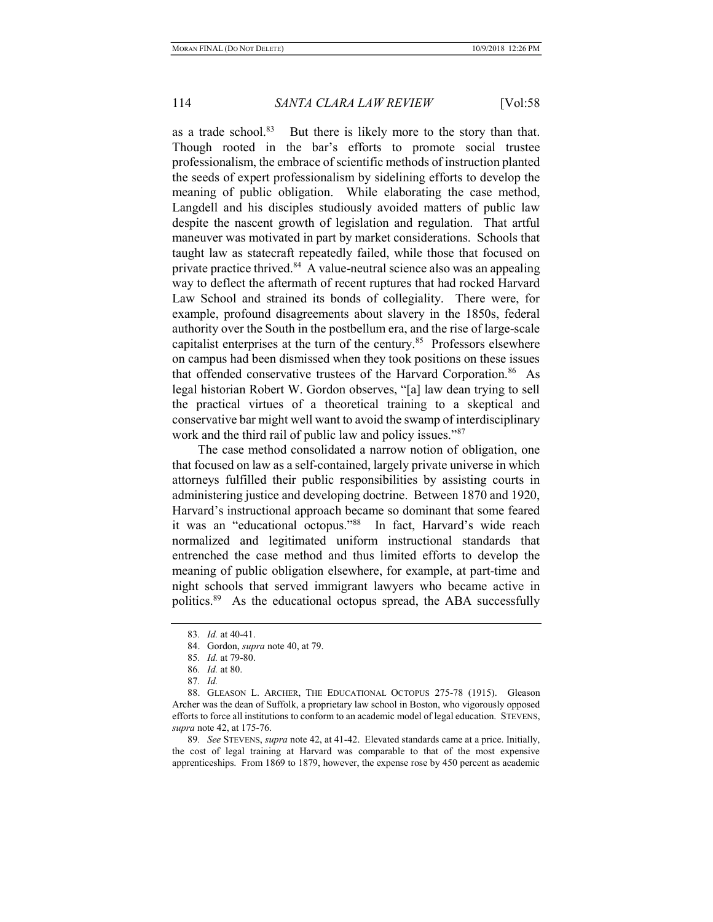as a trade school.[83] But there is likely more to the story than that. Though rooted in the bar's efforts to promote social trustee professionalism, the embrace of scientific methods of instruction planted the seeds of expert professionalism by sidelining efforts to develop the meaning of public obligation. While elaborating the case method, Langdell and his disciples studiously avoided matters of public law despite the nascent growth of legislation and regulation. That artful maneuver was motivated in part by market considerations. Schools that taught law as statecraft repeatedly failed, while those that focused on private practice thrived.[84] A value-neutral science also was an appealing way to deflect the aftermath of recent ruptures that had rocked Harvard Law School and strained its bonds of collegiality. There were, for example, profound disagreements about slavery in the 1850s, federal authority over the South in the postbellum era, and the rise of large-scale capitalist enterprises at the turn of the century.[85] Professors elsewhere on campus had been dismissed when they took positions on these issues that offended conservative trustees of the Harvard Corporation.[86] As legal historian Robert W. Gordon observes, "[a] law dean trying to sell the practical virtues of a theoretical training to a skeptical and conservative bar might well want to avoid the swamp of interdisciplinary work and the third rail of public law and policy issues."[87]

The case method consolidated a narrow notion of obligation, one that focused on law as a self-contained, largely private universe in which attorneys fulfilled their public responsibilities by assisting courts in administering justice and developing doctrine. Between 1870 and 1920, Harvard's instructional approach became so dominant that some feared it was an "educational octopus."[88] In fact, Harvard's wide reach normalized and legitimated uniform instructional standards that entrenched the case method and thus limited efforts to develop the meaning of public obligation elsewhere, for example, at part-time and night schools that served immigrant lawyers who became active in politics.[89] As the educational octopus spread, the ABA successfully

---

83. *Id.* at 40-41.

84. Gordon, *supra* note 40, at 79.

85. *Id.* at 79-80.

86. *Id.* at 80.

87. *Id.*

88. GLEASON L. ARCHER, THE EDUCATIONAL OCTOPUS 275-78 (1915). Gleason Archer was the dean of Suffolk, a proprietary law school in Boston, who vigorously opposed efforts to force all institutions to conform to an academic model of legal education. STEVENS, *supra* note 42, at 175-76.

89. *See* STEVENS, *supra* note 42, at 41-42. Elevated standards came at a price. Initially, the cost of legal training at Harvard was comparable to that of the most expensive apprenticeships. From 1869 to 1879, however, the expense rose by 450 percent as academic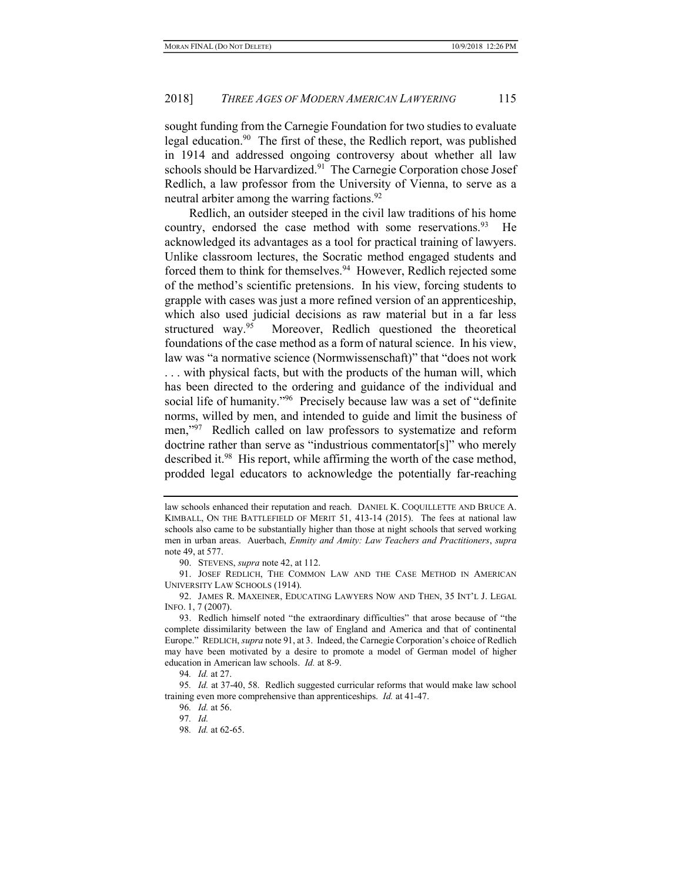sought funding from the Carnegie Foundation for two studies to evaluate legal education.[90] The first of these, the Redlich report, was published in 1914 and addressed ongoing controversy about whether all law schools should be Harvardized.[91] The Carnegie Corporation chose Josef Redlich, a law professor from the University of Vienna, to serve as a neutral arbiter among the warring factions.[92]

Redlich, an outsider steeped in the civil law traditions of his home country, endorsed the case method with some reservations.[93] He acknowledged its advantages as a tool for practical training of lawyers. Unlike classroom lectures, the Socratic method engaged students and forced them to think for themselves.[94] However, Redlich rejected some of the method's scientific pretensions. In his view, forcing students to grapple with cases was just a more refined version of an apprenticeship, which also used judicial decisions as raw material but in a far less structured way.[95] Moreover, Redlich questioned the theoretical foundations of the case method as a form of natural science. In his view, law was "a normative science (Normwissenschaft)" that "does not work . . . with physical facts, but with the products of the human will, which has been directed to the ordering and guidance of the individual and social life of humanity."[96] Precisely because law was a set of "definite norms, willed by men, and intended to guide and limit the business of men,"[97] Redlich called on law professors to systematize and reform doctrine rather than serve as "industrious commentator[s]" who merely described it.[98] His report, while affirming the worth of the case method, prodded legal educators to acknowledge the potentially far-reaching

---

law schools enhanced their reputation and reach. DANIEL K. COQUILLETTE AND BRUCE A. KIMBALL, ON THE BATTLEFIELD OF MERIT 51, 413-14 (2015). The fees at national law schools also came to be substantially higher than those at night schools that served working men in urban areas. Auerbach, *Enmity and Amity: Law Teachers and Practitioners*, *supra* note 49, at 577.

90. STEVENS, *supra* note 42, at 112.

91. JOSEF REDLICH, THE COMMON LAW AND THE CASE METHOD IN AMERICAN UNIVERSITY LAW SCHOOLS (1914).

92. JAMES R. MAXEINER, EDUCATING LAWYERS NOW AND THEN, 35 INT'L J. LEGAL INFO. 1, 7 (2007).

93. Redlich himself noted "the extraordinary difficulties" that arose because of "the complete dissimilarity between the law of England and America and that of continental Europe." REDLICH, *supra* note 91, at 3. Indeed, the Carnegie Corporation's choice of Redlich may have been motivated by a desire to promote a model of German model of higher education in American law schools. *Id.* at 8-9.

94. *Id.* at 27.

95. *Id.* at 37-40, 58. Redlich suggested curricular reforms that would make law school training even more comprehensive than apprenticeships. *Id.* at 41-47.

96. *Id.* at 56.

97. *Id.*

98. *Id.* at 62-65.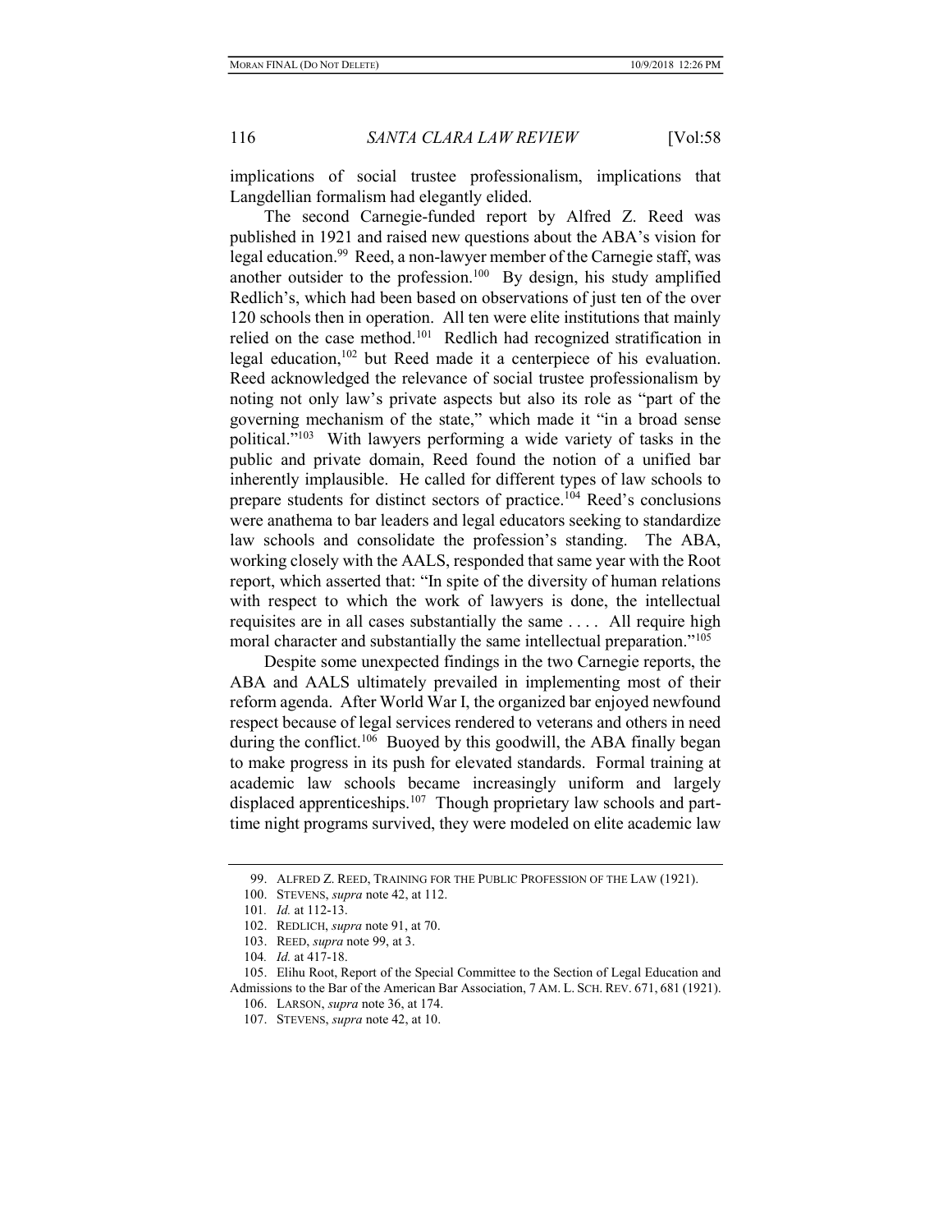implications of social trustee professionalism, implications that Langdellian formalism had elegantly elided.

The second Carnegie-funded report by Alfred Z. Reed was published in 1921 and raised new questions about the ABA's vision for legal education.[99] Reed, a non-lawyer member of the Carnegie staff, was another outsider to the profession.[100] By design, his study amplified Redlich's, which had been based on observations of just ten of the over 120 schools then in operation. All ten were elite institutions that mainly relied on the case method.[101] Redlich had recognized stratification in legal education,[102] but Reed made it a centerpiece of his evaluation. Reed acknowledged the relevance of social trustee professionalism by noting not only law's private aspects but also its role as "part of the governing mechanism of the state," which made it "in a broad sense political."[103] With lawyers performing a wide variety of tasks in the public and private domain, Reed found the notion of a unified bar inherently implausible. He called for different types of law schools to prepare students for distinct sectors of practice.[104] Reed's conclusions were anathema to bar leaders and legal educators seeking to standardize law schools and consolidate the profession's standing. The ABA, working closely with the AALS, responded that same year with the Root report, which asserted that: "In spite of the diversity of human relations with respect to which the work of lawyers is done, the intellectual requisites are in all cases substantially the same . . . . All require high moral character and substantially the same intellectual preparation."[105]

Despite some unexpected findings in the two Carnegie reports, the ABA and AALS ultimately prevailed in implementing most of their reform agenda. After World War I, the organized bar enjoyed newfound respect because of legal services rendered to veterans and others in need during the conflict.[106] Buoyed by this goodwill, the ABA finally began to make progress in its push for elevated standards. Formal training at academic law schools became increasingly uniform and largely displaced apprenticeships.[107] Though proprietary law schools and part-time night programs survived, they were modeled on elite academic law

---

99. ALFRED Z. REED, TRAINING FOR THE PUBLIC PROFESSION OF THE LAW (1921).

100. STEVENS, *supra* note 42, at 112.

101. *Id.* at 112-13.

102. REDLICH, *supra* note 91, at 70.

103. REED, *supra* note 99, at 3.

104. *Id.* at 417-18.

105. Elihu Root, Report of the Special Committee to the Section of Legal Education and Admissions to the Bar of the American Bar Association, 7 AM. L. SCH. REV. 671, 681 (1921).

106. LARSON, *supra* note 36, at 174.

107. STEVENS, *supra* note 42, at 10.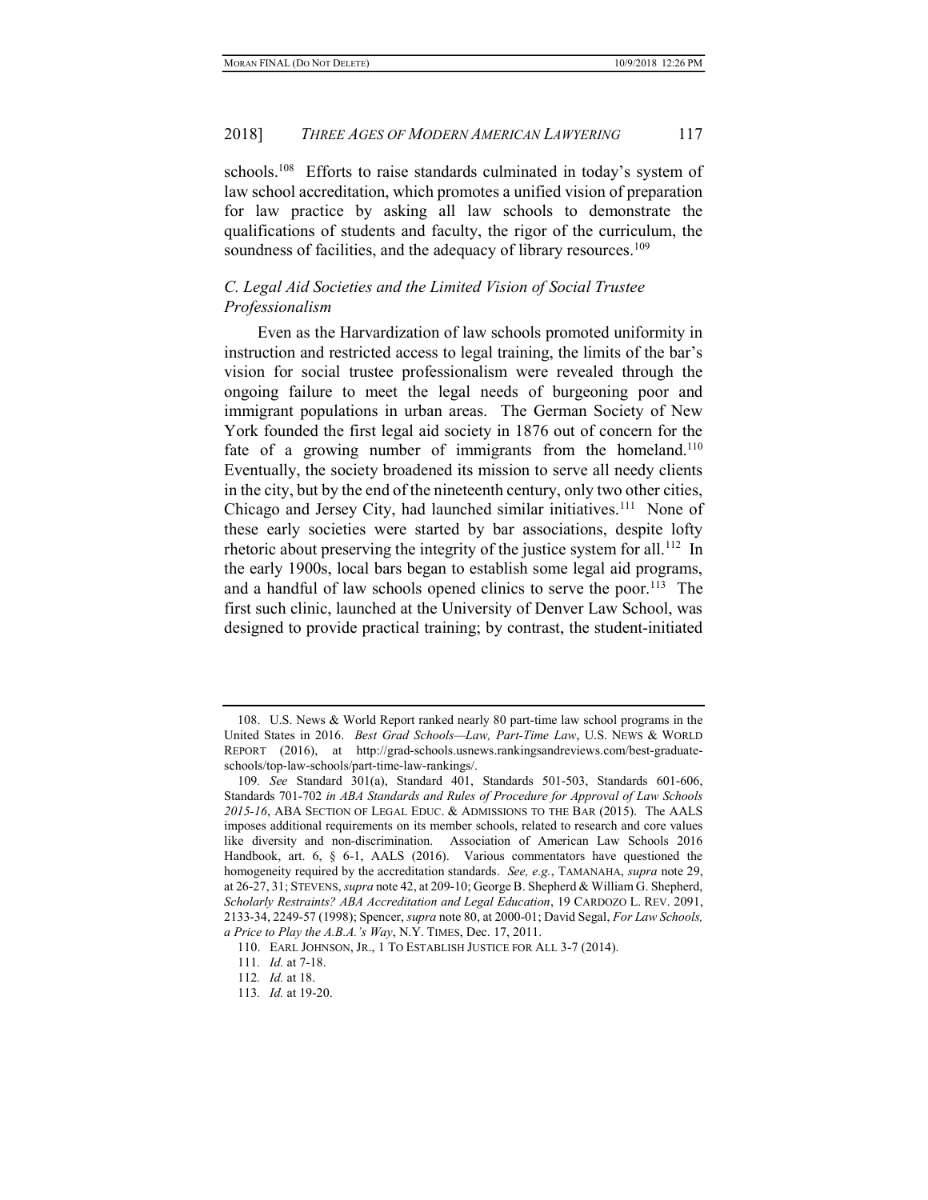schools.[108] Efforts to raise standards culminated in today's system of law school accreditation, which promotes a unified vision of preparation for law practice by asking all law schools to demonstrate the qualifications of students and faculty, the rigor of the curriculum, the soundness of facilities, and the adequacy of library resources.[109]

### *C. Legal Aid Societies and the Limited Vision of Social Trustee Professionalism*

Even as the Harvardization of law schools promoted uniformity in instruction and restricted access to legal training, the limits of the bar's vision for social trustee professionalism were revealed through the ongoing failure to meet the legal needs of burgeoning poor and immigrant populations in urban areas. The German Society of New York founded the first legal aid society in 1876 out of concern for the fate of a growing number of immigrants from the homeland.[110] Eventually, the society broadened its mission to serve all needy clients in the city, but by the end of the nineteenth century, only two other cities, Chicago and Jersey City, had launched similar initiatives.[111] None of these early societies were started by bar associations, despite lofty rhetoric about preserving the integrity of the justice system for all.[112] In the early 1900s, local bars began to establish some legal aid programs, and a handful of law schools opened clinics to serve the poor.[113] The first such clinic, launched at the University of Denver Law School, was designed to provide practical training; by contrast, the student-initiated

---

108. U.S. News & World Report ranked nearly 80 part-time law school programs in the United States in 2016. *Best Grad Schools—Law, Part-Time Law*, U.S. NEWS & WORLD REPORT (2016), at http://grad-schools.usnews.rankingsandreviews.com/best-graduate-schools/top-law-schools/part-time-law-rankings/.

109. *See* Standard 301(a), Standard 401, Standards 501-503, Standards 601-606, Standards 701-702 *in ABA Standards and Rules of Procedure for Approval of Law Schools 2015-16*, ABA SECTION OF LEGAL EDUC. & ADMISSIONS TO THE BAR (2015). The AALS imposes additional requirements on its member schools, related to research and core values like diversity and non-discrimination. Association of American Law Schools 2016 Handbook, art. 6, § 6-1, AALS (2016). Various commentators have questioned the homogeneity required by the accreditation standards. *See, e.g.*, TAMANAHA, *supra* note 29, at 26-27, 31; STEVENS, *supra* note 42, at 209-10; George B. Shepherd & William G. Shepherd, *Scholarly Restraints? ABA Accreditation and Legal Education*, 19 CARDOZO L. REV. 2091, 2133-34, 2249-57 (1998); Spencer, *supra* note 80, at 2000-01; David Segal, *For Law Schools, a Price to Play the A.B.A.'s Way*, N.Y. TIMES, Dec. 17, 2011.

110. EARL JOHNSON, JR., 1 TO ESTABLISH JUSTICE FOR ALL 3-7 (2014).

111. *Id.* at 7-18.

112. *Id.* at 18.

113. *Id.* at 19-20.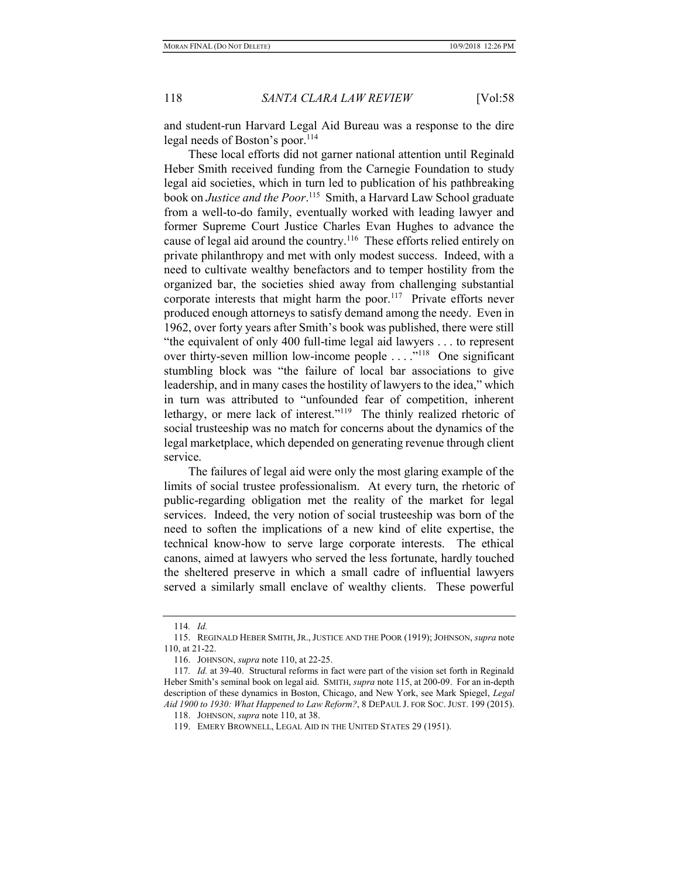and student-run Harvard Legal Aid Bureau was a response to the dire legal needs of Boston's poor.[114]

These local efforts did not garner national attention until Reginald Heber Smith received funding from the Carnegie Foundation to study legal aid societies, which in turn led to publication of his pathbreaking book on *Justice and the Poor*.[115] Smith, a Harvard Law School graduate from a well-to-do family, eventually worked with leading lawyer and former Supreme Court Justice Charles Evan Hughes to advance the cause of legal aid around the country.[116] These efforts relied entirely on private philanthropy and met with only modest success. Indeed, with a need to cultivate wealthy benefactors and to temper hostility from the organized bar, the societies shied away from challenging substantial corporate interests that might harm the poor.[117] Private efforts never produced enough attorneys to satisfy demand among the needy. Even in 1962, over forty years after Smith's book was published, there were still "the equivalent of only 400 full-time legal aid lawyers . . . to represent over thirty-seven million low-income people . . . ."[118] One significant stumbling block was "the failure of local bar associations to give leadership, and in many cases the hostility of lawyers to the idea," which in turn was attributed to "unfounded fear of competition, inherent lethargy, or mere lack of interest."[119] The thinly realized rhetoric of social trusteeship was no match for concerns about the dynamics of the legal marketplace, which depended on generating revenue through client service.

The failures of legal aid were only the most glaring example of the limits of social trustee professionalism. At every turn, the rhetoric of public-regarding obligation met the reality of the market for legal services. Indeed, the very notion of social trusteeship was born of the need to soften the implications of a new kind of elite expertise, the technical know-how to serve large corporate interests. The ethical canons, aimed at lawyers who served the less fortunate, hardly touched the sheltered preserve in which a small cadre of influential lawyers served a similarly small enclave of wealthy clients. These powerful

---

114. *Id.*

115. REGINALD HEBER SMITH, JR., JUSTICE AND THE POOR (1919); JOHNSON, *supra* note 110, at 21-22.

116. JOHNSON, *supra* note 110, at 22-25.

117. *Id.* at 39-40. Structural reforms in fact were part of the vision set forth in Reginald Heber Smith's seminal book on legal aid. SMITH, *supra* note 115, at 200-09. For an in-depth description of these dynamics in Boston, Chicago, and New York, see Mark Spiegel, *Legal Aid 1900 to 1930: What Happened to Law Reform?*, 8 DEPAUL J. FOR SOC. JUST. 199 (2015).

118. JOHNSON, *supra* note 110, at 38.

119. EMERY BROWNELL, LEGAL AID IN THE UNITED STATES 29 (1951).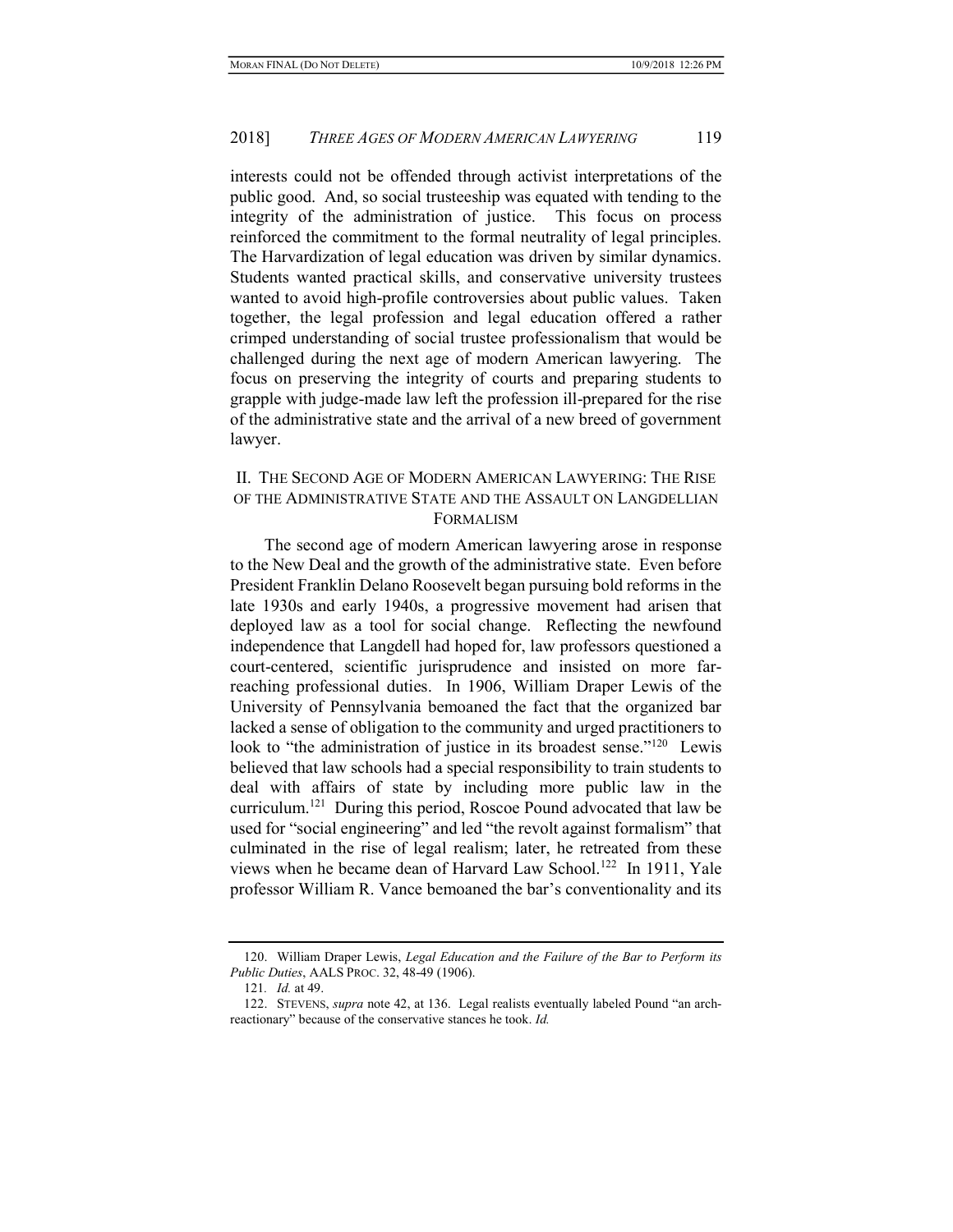interests could not be offended through activist interpretations of the public good. And, so social trusteeship was equated with tending to the integrity of the administration of justice. This focus on process reinforced the commitment to the formal neutrality of legal principles. The Harvardization of legal education was driven by similar dynamics. Students wanted practical skills, and conservative university trustees wanted to avoid high-profile controversies about public values. Taken together, the legal profession and legal education offered a rather crimped understanding of social trustee professionalism that would be challenged during the next age of modern American lawyering. The focus on preserving the integrity of courts and preparing students to grapple with judge-made law left the profession ill-prepared for the rise of the administrative state and the arrival of a new breed of government lawyer.

## II. THE SECOND AGE OF MODERN AMERICAN LAWYERING: THE RISE OF THE ADMINISTRATIVE STATE AND THE ASSAULT ON LANGDELLIAN FORMALISM

The second age of modern American lawyering arose in response to the New Deal and the growth of the administrative state. Even before President Franklin Delano Roosevelt began pursuing bold reforms in the late 1930s and early 1940s, a progressive movement had arisen that deployed law as a tool for social change. Reflecting the newfound independence that Langdell had hoped for, law professors questioned a court-centered, scientific jurisprudence and insisted on more far-reaching professional duties. In 1906, William Draper Lewis of the University of Pennsylvania bemoaned the fact that the organized bar lacked a sense of obligation to the community and urged practitioners to look to "the administration of justice in its broadest sense."[120] Lewis believed that law schools had a special responsibility to train students to deal with affairs of state by including more public law in the curriculum.[121] During this period, Roscoe Pound advocated that law be used for "social engineering" and led "the revolt against formalism" that culminated in the rise of legal realism; later, he retreated from these views when he became dean of Harvard Law School.[122] In 1911, Yale professor William R. Vance bemoaned the bar's conventionality and its

---

120. William Draper Lewis, *Legal Education and the Failure of the Bar to Perform its Public Duties*, AALS PROC. 32, 48-49 (1906).

121. *Id.* at 49.

122. STEVENS, *supra* note 42, at 136. Legal realists eventually labeled Pound "an arch-reactionary" because of the conservative stances he took. *Id.*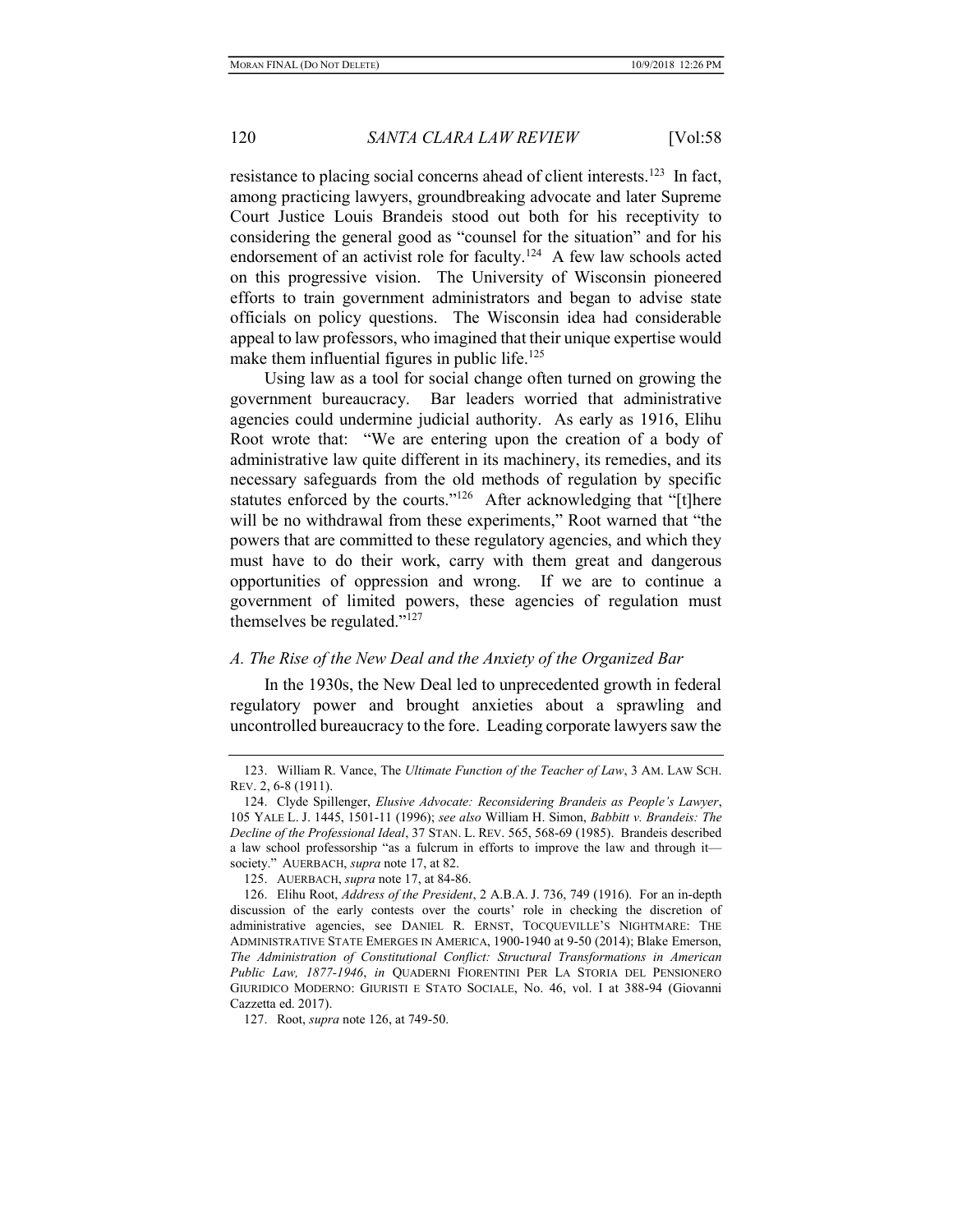resistance to placing social concerns ahead of client interests.[123] In fact, among practicing lawyers, groundbreaking advocate and later Supreme Court Justice Louis Brandeis stood out both for his receptivity to considering the general good as "counsel for the situation" and for his endorsement of an activist role for faculty.[124] A few law schools acted on this progressive vision. The University of Wisconsin pioneered efforts to train government administrators and began to advise state officials on policy questions. The Wisconsin idea had considerable appeal to law professors, who imagined that their unique expertise would make them influential figures in public life.[125]

Using law as a tool for social change often turned on growing the government bureaucracy. Bar leaders worried that administrative agencies could undermine judicial authority. As early as 1916, Elihu Root wrote that: "We are entering upon the creation of a body of administrative law quite different in its machinery, its remedies, and its necessary safeguards from the old methods of regulation by specific statutes enforced by the courts."[126] After acknowledging that "[t]here will be no withdrawal from these experiments," Root warned that "the powers that are committed to these regulatory agencies, and which they must have to do their work, carry with them great and dangerous opportunities of oppression and wrong. If we are to continue a government of limited powers, these agencies of regulation must themselves be regulated."[127]

### *A. The Rise of the New Deal and the Anxiety of the Organized Bar*

In the 1930s, the New Deal led to unprecedented growth in federal regulatory power and brought anxieties about a sprawling and uncontrolled bureaucracy to the fore. Leading corporate lawyers saw the

---

123. William R. Vance, The *Ultimate Function of the Teacher of Law*, 3 AM. LAW SCH. REV. 2, 6-8 (1911).

124. Clyde Spillenger, *Elusive Advocate: Reconsidering Brandeis as People's Lawyer*, 105 YALE L. J. 1445, 1501-11 (1996); *see also* William H. Simon, *Babbitt v. Brandeis: The Decline of the Professional Ideal*, 37 STAN. L. REV. 565, 568-69 (1985). Brandeis described a law school professorship "as a fulcrum in efforts to improve the law and through it—society." AUERBACH, *supra* note 17, at 82.

125. AUERBACH, *supra* note 17, at 84-86.

126. Elihu Root, *Address of the President*, 2 A.B.A. J. 736, 749 (1916). For an in-depth discussion of the early contests over the courts' role in checking the discretion of administrative agencies, see DANIEL R. ERNST, TOCQUEVILLE'S NIGHTMARE: THE ADMINISTRATIVE STATE EMERGES IN AMERICA, 1900-1940 at 9-50 (2014); Blake Emerson, *The Administration of Constitutional Conflict: Structural Transformations in American Public Law, 1877-1946*, *in* QUADERNI FIORENTINI PER LA STORIA DEL PENSIONERO GIURIDICO MODERNO: GIURISTI E STATO SOCIALE, No. 46, vol. I at 388-94 (Giovanni Cazzetta ed. 2017).

127. Root, *supra* note 126, at 749-50.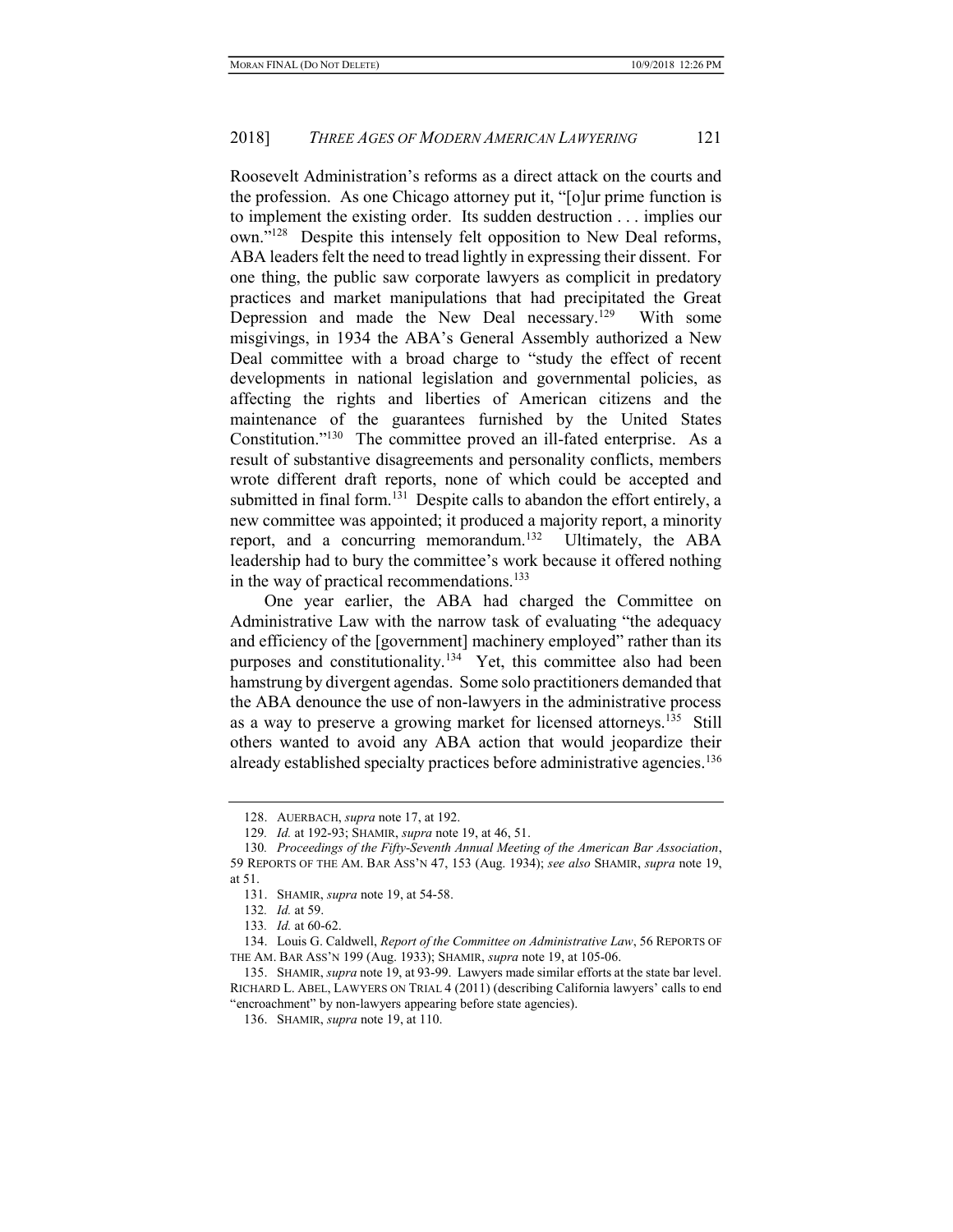Roosevelt Administration's reforms as a direct attack on the courts and the profession. As one Chicago attorney put it, "[o]ur prime function is to implement the existing order. Its sudden destruction . . . implies our own."[128] Despite this intensely felt opposition to New Deal reforms, ABA leaders felt the need to tread lightly in expressing their dissent. For one thing, the public saw corporate lawyers as complicit in predatory practices and market manipulations that had precipitated the Great Depression and made the New Deal necessary.[129] With some misgivings, in 1934 the ABA's General Assembly authorized a New Deal committee with a broad charge to "study the effect of recent developments in national legislation and governmental policies, as affecting the rights and liberties of American citizens and the maintenance of the guarantees furnished by the United States Constitution."[130] The committee proved an ill-fated enterprise. As a result of substantive disagreements and personality conflicts, members wrote different draft reports, none of which could be accepted and submitted in final form.[131] Despite calls to abandon the effort entirely, a new committee was appointed; it produced a majority report, a minority report, and a concurring memorandum.[132] Ultimately, the ABA leadership had to bury the committee's work because it offered nothing in the way of practical recommendations.[133]

One year earlier, the ABA had charged the Committee on Administrative Law with the narrow task of evaluating "the adequacy and efficiency of the [government] machinery employed" rather than its purposes and constitutionality.[134] Yet, this committee also had been hamstrung by divergent agendas. Some solo practitioners demanded that the ABA denounce the use of non-lawyers in the administrative process as a way to preserve a growing market for licensed attorneys.[135] Still others wanted to avoid any ABA action that would jeopardize their already established specialty practices before administrative agencies.[136]

---

128. AUERBACH, *supra* note 17, at 192.

129. *Id.* at 192-93; SHAMIR, *supra* note 19, at 46, 51.

130. *Proceedings of the Fifty-Seventh Annual Meeting of the American Bar Association*, 59 REPORTS OF THE AM. BAR ASS'N 47, 153 (Aug. 1934); *see also* SHAMIR, *supra* note 19, at 51.

131. SHAMIR, *supra* note 19, at 54-58.

132. *Id.* at 59.

133. *Id.* at 60-62.

134. Louis G. Caldwell, *Report of the Committee on Administrative Law*, 56 REPORTS OF THE AM. BAR ASS'N 199 (Aug. 1933); SHAMIR, *supra* note 19, at 105-06.

135. SHAMIR, *supra* note 19, at 93-99. Lawyers made similar efforts at the state bar level. RICHARD L. ABEL, LAWYERS ON TRIAL 4 (2011) (describing California lawyers' calls to end "encroachment" by non-lawyers appearing before state agencies).

136. SHAMIR, *supra* note 19, at 110.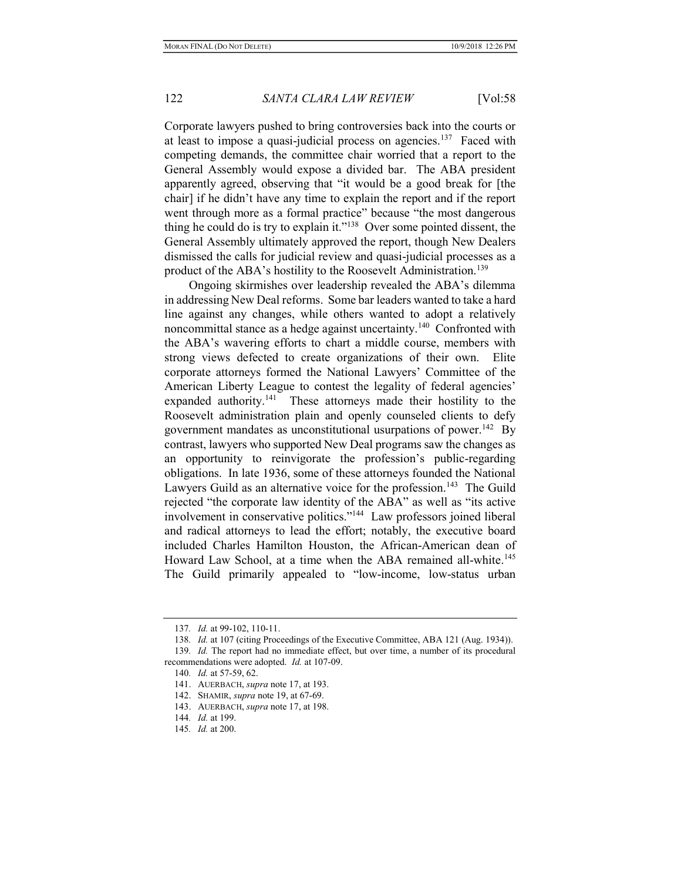Corporate lawyers pushed to bring controversies back into the courts or at least to impose a quasi-judicial process on agencies.[137] Faced with competing demands, the committee chair worried that a report to the General Assembly would expose a divided bar. The ABA president apparently agreed, observing that "it would be a good break for [the chair] if he didn't have any time to explain the report and if the report went through more as a formal practice" because "the most dangerous thing he could do is try to explain it."[138] Over some pointed dissent, the General Assembly ultimately approved the report, though New Dealers dismissed the calls for judicial review and quasi-judicial processes as a product of the ABA's hostility to the Roosevelt Administration.[139]

Ongoing skirmishes over leadership revealed the ABA's dilemma in addressing New Deal reforms. Some bar leaders wanted to take a hard line against any changes, while others wanted to adopt a relatively noncommittal stance as a hedge against uncertainty.[140] Confronted with the ABA's wavering efforts to chart a middle course, members with strong views defected to create organizations of their own. Elite corporate attorneys formed the National Lawyers' Committee of the American Liberty League to contest the legality of federal agencies' expanded authority.[141] These attorneys made their hostility to the Roosevelt administration plain and openly counseled clients to defy government mandates as unconstitutional usurpations of power.[142] By contrast, lawyers who supported New Deal programs saw the changes as an opportunity to reinvigorate the profession's public-regarding obligations. In late 1936, some of these attorneys founded the National Lawyers Guild as an alternative voice for the profession.[143] The Guild rejected "the corporate law identity of the ABA" as well as "its active involvement in conservative politics."[144] Law professors joined liberal and radical attorneys to lead the effort; notably, the executive board included Charles Hamilton Houston, the African-American dean of Howard Law School, at a time when the ABA remained all-white.[145] The Guild primarily appealed to "low-income, low-status urban

---

137. *Id.* at 99-102, 110-11.

138. *Id.* at 107 (citing Proceedings of the Executive Committee, ABA 121 (Aug. 1934)).

139. *Id.* The report had no immediate effect, but over time, a number of its procedural recommendations were adopted. *Id.* at 107-09.

140. *Id.* at 57-59, 62.

141. AUERBACH, *supra* note 17, at 193.

142. SHAMIR, *supra* note 19, at 67-69.

143. AUERBACH, *supra* note 17, at 198.

144. *Id.* at 199.

145. *Id.* at 200.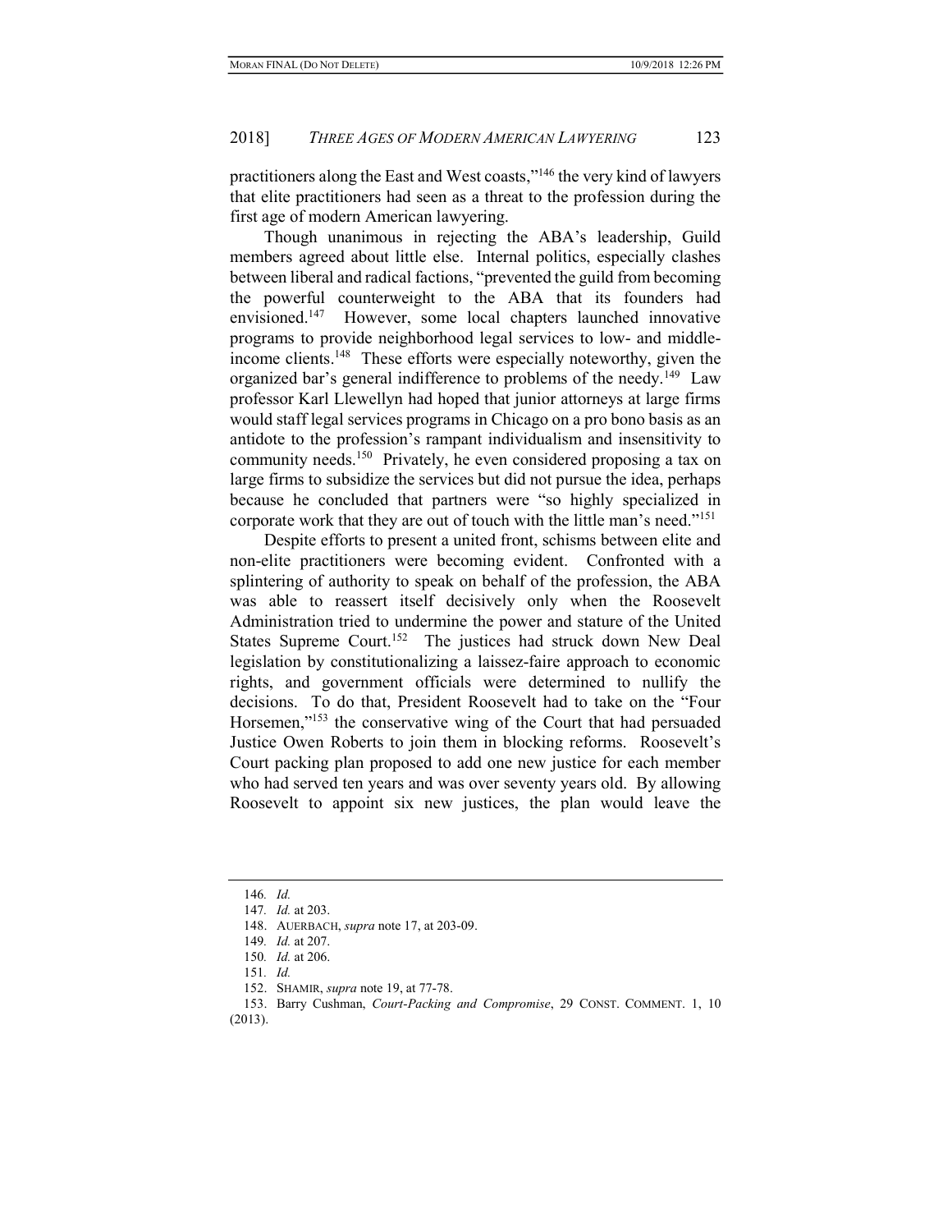practitioners along the East and West coasts,"[146] the very kind of lawyers that elite practitioners had seen as a threat to the profession during the first age of modern American lawyering.

Though unanimous in rejecting the ABA's leadership, Guild members agreed about little else. Internal politics, especially clashes between liberal and radical factions, "prevented the guild from becoming the powerful counterweight to the ABA that its founders had envisioned.[147] However, some local chapters launched innovative programs to provide neighborhood legal services to low- and middle-income clients.[148] These efforts were especially noteworthy, given the organized bar's general indifference to problems of the needy.[149] Law professor Karl Llewellyn had hoped that junior attorneys at large firms would staff legal services programs in Chicago on a pro bono basis as an antidote to the profession's rampant individualism and insensitivity to community needs.[150] Privately, he even considered proposing a tax on large firms to subsidize the services but did not pursue the idea, perhaps because he concluded that partners were "so highly specialized in corporate work that they are out of touch with the little man's need."[151]

Despite efforts to present a united front, schisms between elite and non-elite practitioners were becoming evident. Confronted with a splintering of authority to speak on behalf of the profession, the ABA was able to reassert itself decisively only when the Roosevelt Administration tried to undermine the power and stature of the United States Supreme Court.[152] The justices had struck down New Deal legislation by constitutionalizing a laissez-faire approach to economic rights, and government officials were determined to nullify the decisions. To do that, President Roosevelt had to take on the "Four Horsemen,"[153] the conservative wing of the Court that had persuaded Justice Owen Roberts to join them in blocking reforms. Roosevelt's Court packing plan proposed to add one new justice for each member who had served ten years and was over seventy years old. By allowing Roosevelt to appoint six new justices, the plan would leave the

---

146. *Id.*

147. *Id.* at 203.

148. AUERBACH, *supra* note 17, at 203-09.

149. *Id.* at 207.

150. *Id.* at 206.

151. *Id.*

152. SHAMIR, *supra* note 19, at 77-78.

153. Barry Cushman, *Court-Packing and Compromise*, 29 CONST. COMMENT. 1, 10 (2013).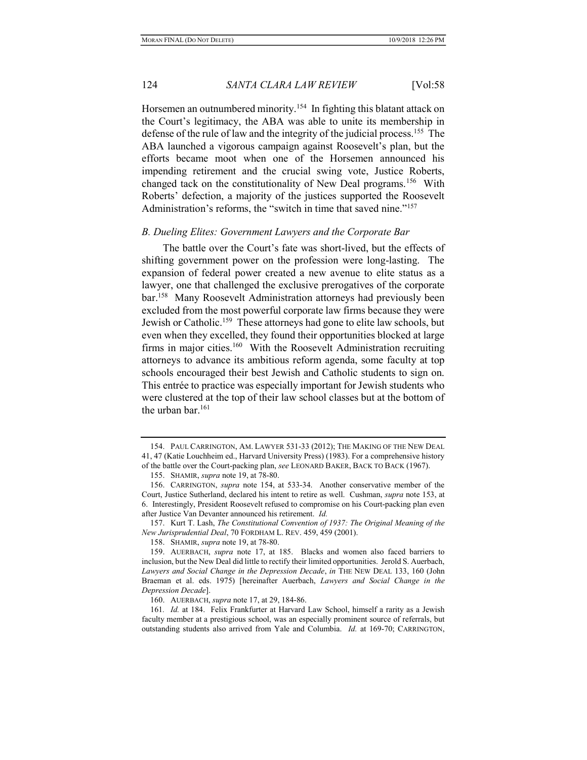Horsemen an outnumbered minority.[154] In fighting this blatant attack on the Court's legitimacy, the ABA was able to unite its membership in defense of the rule of law and the integrity of the judicial process.[155] The ABA launched a vigorous campaign against Roosevelt's plan, but the efforts became moot when one of the Horsemen announced his impending retirement and the crucial swing vote, Justice Roberts, changed tack on the constitutionality of New Deal programs.[156] With Roberts' defection, a majority of the justices supported the Roosevelt Administration's reforms, the "switch in time that saved nine."[157]

### *B. Dueling Elites: Government Lawyers and the Corporate Bar*

The battle over the Court's fate was short-lived, but the effects of shifting government power on the profession were long-lasting. The expansion of federal power created a new avenue to elite status as a lawyer, one that challenged the exclusive prerogatives of the corporate bar.[158] Many Roosevelt Administration attorneys had previously been excluded from the most powerful corporate law firms because they were Jewish or Catholic.[159] These attorneys had gone to elite law schools, but even when they excelled, they found their opportunities blocked at large firms in major cities.[160] With the Roosevelt Administration recruiting attorneys to advance its ambitious reform agenda, some faculty at top schools encouraged their best Jewish and Catholic students to sign on. This entrée to practice was especially important for Jewish students who were clustered at the top of their law school classes but at the bottom of the urban bar.[161]

---

154. PAUL CARRINGTON, AM. LAWYER 531-33 (2012); THE MAKING OF THE NEW DEAL 41, 47 (Katie Louchheim ed., Harvard University Press) (1983). For a comprehensive history of the battle over the Court-packing plan, *see* LEONARD BAKER, BACK TO BACK (1967).

155. SHAMIR, *supra* note 19, at 78-80.

156. CARRINGTON, *supra* note 154, at 533-34. Another conservative member of the Court, Justice Sutherland, declared his intent to retire as well. Cushman, *supra* note 153, at 6. Interestingly, President Roosevelt refused to compromise on his Court-packing plan even after Justice Van Devanter announced his retirement. *Id.*

157. Kurt T. Lash, *The Constitutional Convention of 1937: The Original Meaning of the New Jurisprudential Deal*, 70 FORDHAM L. REV. 459, 459 (2001).

158. SHAMIR, *supra* note 19, at 78-80.

159. AUERBACH, *supra* note 17, at 185. Blacks and women also faced barriers to inclusion, but the New Deal did little to rectify their limited opportunities. Jerold S. Auerbach, *Lawyers and Social Change in the Depression Decade*, *in* THE NEW DEAL 133, 160 (John Braeman et al. eds. 1975) [hereinafter Auerbach, *Lawyers and Social Change in the Depression Decade*].

160. AUERBACH, *supra* note 17, at 29, 184-86.

161. *Id.* at 184. Felix Frankfurter at Harvard Law School, himself a rarity as a Jewish faculty member at a prestigious school, was an especially prominent source of referrals, but outstanding students also arrived from Yale and Columbia. *Id.* at 169-70; CARRINGTON,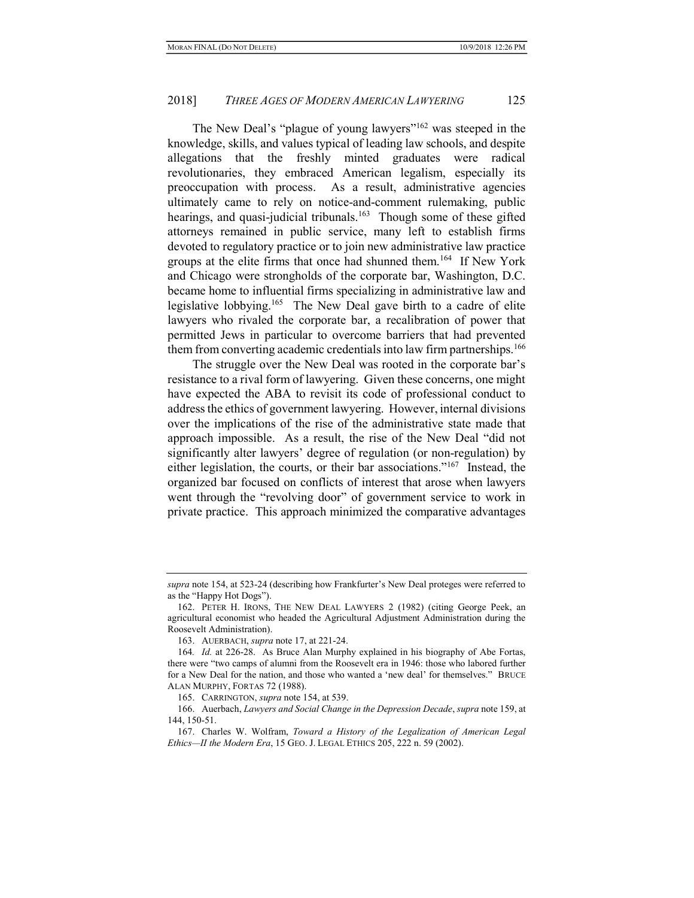The New Deal's "plague of young lawyers"[162] was steeped in the knowledge, skills, and values typical of leading law schools, and despite allegations that the freshly minted graduates were radical revolutionaries, they embraced American legalism, especially its preoccupation with process. As a result, administrative agencies ultimately came to rely on notice-and-comment rulemaking, public hearings, and quasi-judicial tribunals.[163] Though some of these gifted attorneys remained in public service, many left to establish firms devoted to regulatory practice or to join new administrative law practice groups at the elite firms that once had shunned them.[164] If New York and Chicago were strongholds of the corporate bar, Washington, D.C. became home to influential firms specializing in administrative law and legislative lobbying.[165] The New Deal gave birth to a cadre of elite lawyers who rivaled the corporate bar, a recalibration of power that permitted Jews in particular to overcome barriers that had prevented them from converting academic credentials into law firm partnerships.[166]

The struggle over the New Deal was rooted in the corporate bar's resistance to a rival form of lawyering. Given these concerns, one might have expected the ABA to revisit its code of professional conduct to address the ethics of government lawyering. However, internal divisions over the implications of the rise of the administrative state made that approach impossible. As a result, the rise of the New Deal "did not significantly alter lawyers' degree of regulation (or non-regulation) by either legislation, the courts, or their bar associations."[167] Instead, the organized bar focused on conflicts of interest that arose when lawyers went through the "revolving door" of government service to work in private practice. This approach minimized the comparative advantages

---

*supra* note 154, at 523-24 (describing how Frankfurter's New Deal proteges were referred to as the "Happy Hot Dogs").

162. PETER H. IRONS, THE NEW DEAL LAWYERS 2 (1982) (citing George Peek, an agricultural economist who headed the Agricultural Adjustment Administration during the Roosevelt Administration).

163. AUERBACH, *supra* note 17, at 221-24.

164. *Id.* at 226-28. As Bruce Alan Murphy explained in his biography of Abe Fortas, there were "two camps of alumni from the Roosevelt era in 1946: those who labored further for a New Deal for the nation, and those who wanted a 'new deal' for themselves." BRUCE ALAN MURPHY, FORTAS 72 (1988).

165. CARRINGTON, *supra* note 154, at 539.

166. Auerbach, *Lawyers and Social Change in the Depression Decade*, *supra* note 159, at 144, 150-51.

167. Charles W. Wolfram, *Toward a History of the Legalization of American Legal Ethics—II the Modern Era*, 15 GEO. J. LEGAL ETHICS 205, 222 n. 59 (2002).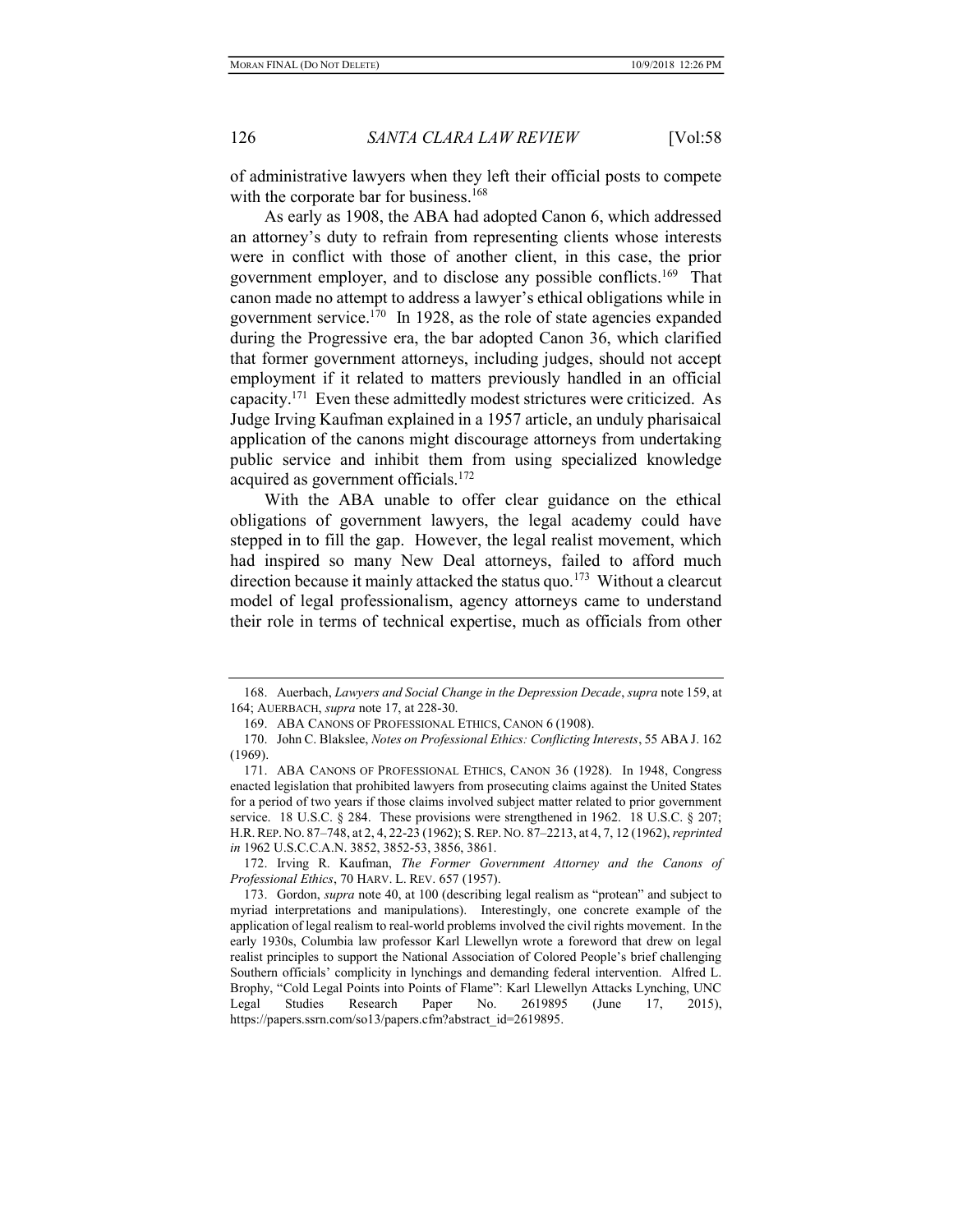of administrative lawyers when they left their official posts to compete with the corporate bar for business.[168]

As early as 1908, the ABA had adopted Canon 6, which addressed an attorney's duty to refrain from representing clients whose interests were in conflict with those of another client, in this case, the prior government employer, and to disclose any possible conflicts.[169] That canon made no attempt to address a lawyer's ethical obligations while in government service.[170] In 1928, as the role of state agencies expanded during the Progressive era, the bar adopted Canon 36, which clarified that former government attorneys, including judges, should not accept employment if it related to matters previously handled in an official capacity.[171] Even these admittedly modest strictures were criticized. As Judge Irving Kaufman explained in a 1957 article, an unduly pharisaical application of the canons might discourage attorneys from undertaking public service and inhibit them from using specialized knowledge acquired as government officials.[172]

With the ABA unable to offer clear guidance on the ethical obligations of government lawyers, the legal academy could have stepped in to fill the gap. However, the legal realist movement, which had inspired so many New Deal attorneys, failed to afford much direction because it mainly attacked the status quo.[173] Without a clearcut model of legal professionalism, agency attorneys came to understand their role in terms of technical expertise, much as officials from other

---

168. Auerbach, *Lawyers and Social Change in the Depression Decade*, *supra* note 159, at 164; AUERBACH, *supra* note 17, at 228-30.

169. ABA CANONS OF PROFESSIONAL ETHICS, CANON 6 (1908).

170. John C. Blakslee, *Notes on Professional Ethics: Conflicting Interests*, 55 ABA J. 162 (1969).

171. ABA CANONS OF PROFESSIONAL ETHICS, CANON 36 (1928). In 1948, Congress enacted legislation that prohibited lawyers from prosecuting claims against the United States for a period of two years if those claims involved subject matter related to prior government service. 18 U.S.C. § 284. These provisions were strengthened in 1962. 18 U.S.C. § 207; H.R. REP. NO. 87–748, at 2, 4, 22-23 (1962); S. REP. NO. 87–2213, at 4, 7, 12 (1962), *reprinted in* 1962 U.S.C.C.A.N. 3852, 3852-53, 3856, 3861.

172. Irving R. Kaufman, *The Former Government Attorney and the Canons of Professional Ethics*, 70 HARV. L. REV. 657 (1957).

173. Gordon, *supra* note 40, at 100 (describing legal realism as "protean" and subject to myriad interpretations and manipulations). Interestingly, one concrete example of the application of legal realism to real-world problems involved the civil rights movement. In the early 1930s, Columbia law professor Karl Llewellyn wrote a foreword that drew on legal realist principles to support the National Association of Colored People's brief challenging Southern officials' complicity in lynchings and demanding federal intervention. Alfred L. Brophy, "Cold Legal Points into Points of Flame": Karl Llewellyn Attacks Lynching, UNC Legal Studies Research Paper No. 2619895 (June 17, 2015), https://papers.ssrn.com/so13/papers.cfm?abstract_id=2619895.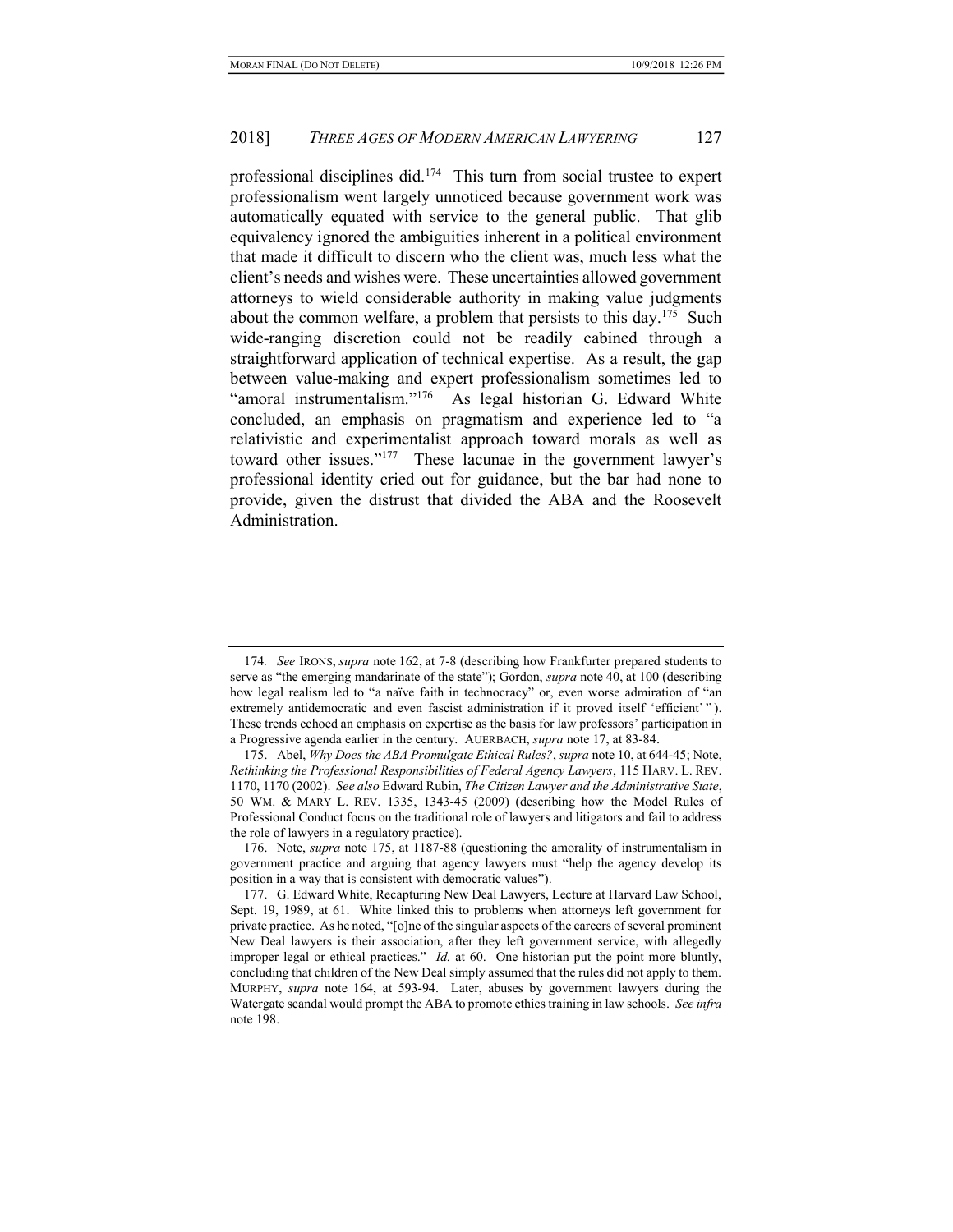professional disciplines did.[174] This turn from social trustee to expert professionalism went largely unnoticed because government work was automatically equated with service to the general public. That glib equivalency ignored the ambiguities inherent in a political environment that made it difficult to discern who the client was, much less what the client's needs and wishes were. These uncertainties allowed government attorneys to wield considerable authority in making value judgments about the common welfare, a problem that persists to this day.[175] Such wide-ranging discretion could not be readily cabined through a straightforward application of technical expertise. As a result, the gap between value-making and expert professionalism sometimes led to "amoral instrumentalism."[176] As legal historian G. Edward White concluded, an emphasis on pragmatism and experience led to "a relativistic and experimentalist approach toward morals as well as toward other issues."[177] These lacunae in the government lawyer's professional identity cried out for guidance, but the bar had none to provide, given the distrust that divided the ABA and the Roosevelt Administration.

---

174. *See* IRONS, *supra* note 162, at 7-8 (describing how Frankfurter prepared students to serve as "the emerging mandarinate of the state"); Gordon, *supra* note 40, at 100 (describing how legal realism led to "a naïve faith in technocracy" or, even worse admiration of "an extremely antidemocratic and even fascist administration if it proved itself 'efficient' "). These trends echoed an emphasis on expertise as the basis for law professors' participation in a Progressive agenda earlier in the century. AUERBACH, *supra* note 17, at 83-84.

175. Abel, *Why Does the ABA Promulgate Ethical Rules?*, *supra* note 10, at 644-45; Note, *Rethinking the Professional Responsibilities of Federal Agency Lawyers*, 115 HARV. L. REV. 1170, 1170 (2002). *See also* Edward Rubin, *The Citizen Lawyer and the Administrative State*, 50 WM. & MARY L. REV. 1335, 1343-45 (2009) (describing how the Model Rules of Professional Conduct focus on the traditional role of lawyers and litigators and fail to address the role of lawyers in a regulatory practice).

176. Note, *supra* note 175, at 1187-88 (questioning the amorality of instrumentalism in government practice and arguing that agency lawyers must "help the agency develop its position in a way that is consistent with democratic values").

177. G. Edward White, Recapturing New Deal Lawyers, Lecture at Harvard Law School, Sept. 19, 1989, at 61. White linked this to problems when attorneys left government for private practice. As he noted, "[o]ne of the singular aspects of the careers of several prominent New Deal lawyers is their association, after they left government service, with allegedly improper legal or ethical practices." *Id.* at 60. One historian put the point more bluntly, concluding that children of the New Deal simply assumed that the rules did not apply to them. MURPHY, *supra* note 164, at 593-94. Later, abuses by government lawyers during the Watergate scandal would prompt the ABA to promote ethics training in law schools. *See infra* note 198.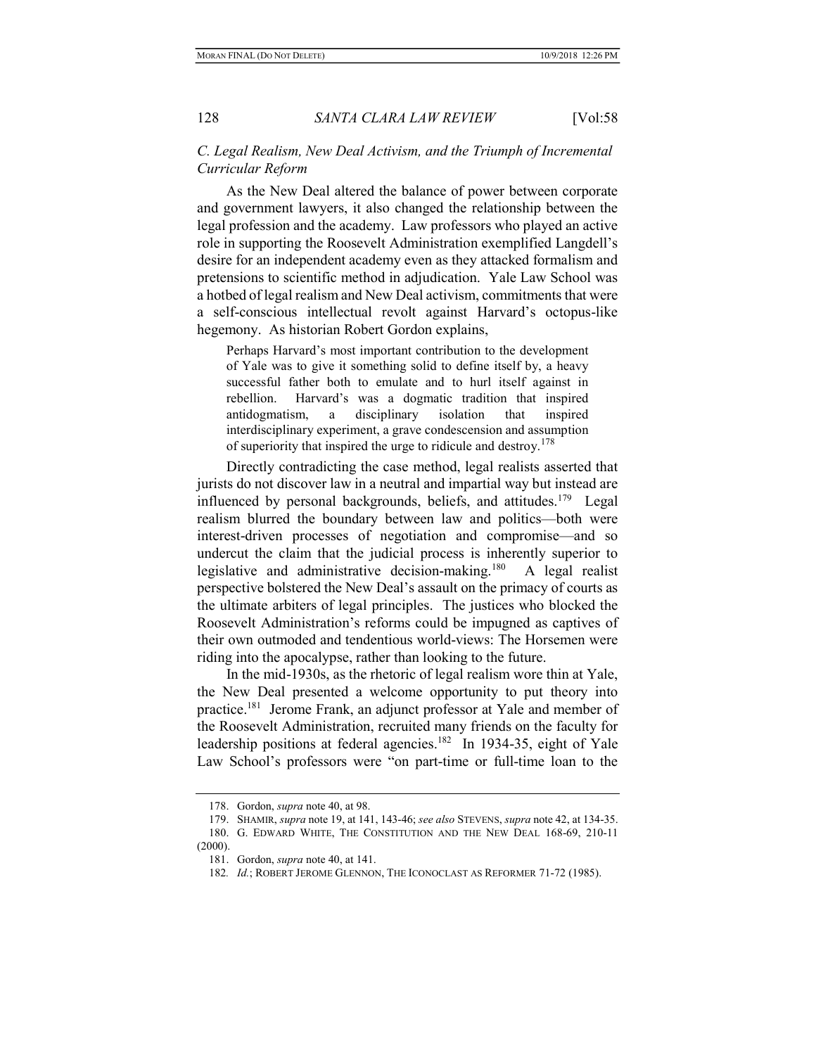### *C. Legal Realism, New Deal Activism, and the Triumph of Incremental Curricular Reform*

As the New Deal altered the balance of power between corporate and government lawyers, it also changed the relationship between the legal profession and the academy. Law professors who played an active role in supporting the Roosevelt Administration exemplified Langdell's desire for an independent academy even as they attacked formalism and pretensions to scientific method in adjudication. Yale Law School was a hotbed of legal realism and New Deal activism, commitments that were a self-conscious intellectual revolt against Harvard's octopus-like hegemony. As historian Robert Gordon explains,

> Perhaps Harvard's most important contribution to the development of Yale was to give it something solid to define itself by, a heavy successful father both to emulate and to hurl itself against in rebellion. Harvard's was a dogmatic tradition that inspired antidogmatism, a disciplinary isolation that inspired interdisciplinary experiment, a grave condescension and assumption of superiority that inspired the urge to ridicule and destroy.[178]

Directly contradicting the case method, legal realists asserted that jurists do not discover law in a neutral and impartial way but instead are influenced by personal backgrounds, beliefs, and attitudes.[179] Legal realism blurred the boundary between law and politics—both were interest-driven processes of negotiation and compromise—and so undercut the claim that the judicial process is inherently superior to legislative and administrative decision-making.[180] A legal realist perspective bolstered the New Deal's assault on the primacy of courts as the ultimate arbiters of legal principles. The justices who blocked the Roosevelt Administration's reforms could be impugned as captives of their own outmoded and tendentious world-views: The Horsemen were riding into the apocalypse, rather than looking to the future.

In the mid-1930s, as the rhetoric of legal realism wore thin at Yale, the New Deal presented a welcome opportunity to put theory into practice.[181] Jerome Frank, an adjunct professor at Yale and member of the Roosevelt Administration, recruited many friends on the faculty for leadership positions at federal agencies.[182] In 1934-35, eight of Yale Law School's professors were "on part-time or full-time loan to the

---

178. Gordon, *supra* note 40, at 98.

179. SHAMIR, *supra* note 19, at 141, 143-46; *see also* STEVENS, *supra* note 42, at 134-35.

180. G. EDWARD WHITE, THE CONSTITUTION AND THE NEW DEAL 168-69, 210-11 (2000).

181. Gordon, *supra* note 40, at 141.

182. *Id.*; ROBERT JEROME GLENNON, THE ICONOCLAST AS REFORMER 71-72 (1985).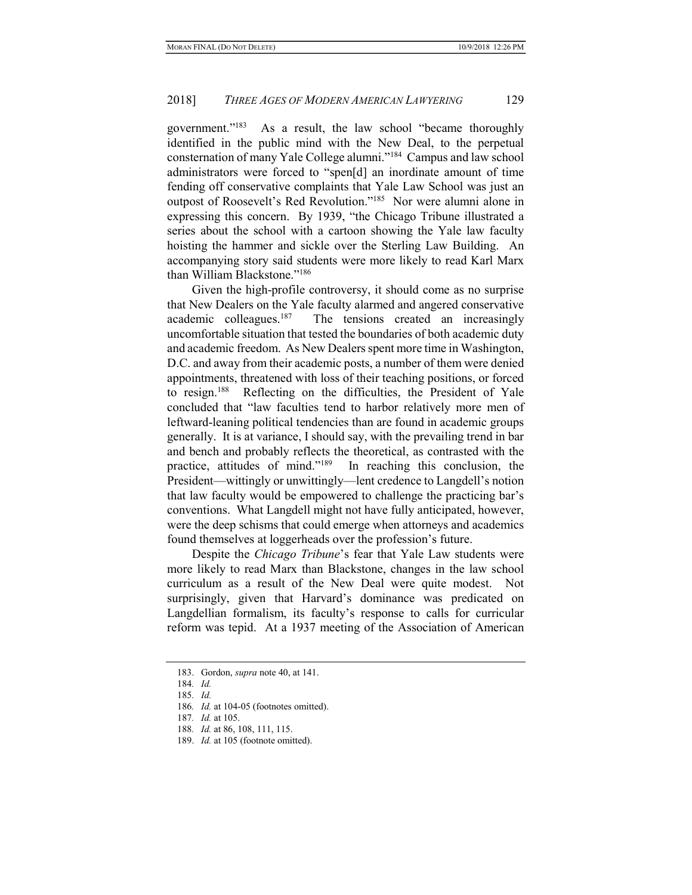government."[183] As a result, the law school "became thoroughly identified in the public mind with the New Deal, to the perpetual consternation of many Yale College alumni."[184] Campus and law school administrators were forced to "spen[d] an inordinate amount of time fending off conservative complaints that Yale Law School was just an outpost of Roosevelt's Red Revolution."[185] Nor were alumni alone in expressing this concern. By 1939, "the Chicago Tribune illustrated a series about the school with a cartoon showing the Yale law faculty hoisting the hammer and sickle over the Sterling Law Building. An accompanying story said students were more likely to read Karl Marx than William Blackstone."[186]

Given the high-profile controversy, it should come as no surprise that New Dealers on the Yale faculty alarmed and angered conservative academic colleagues.[187] The tensions created an increasingly uncomfortable situation that tested the boundaries of both academic duty and academic freedom. As New Dealers spent more time in Washington, D.C. and away from their academic posts, a number of them were denied appointments, threatened with loss of their teaching positions, or forced to resign.[188] Reflecting on the difficulties, the President of Yale concluded that "law faculties tend to harbor relatively more men of leftward-leaning political tendencies than are found in academic groups generally. It is at variance, I should say, with the prevailing trend in bar and bench and probably reflects the theoretical, as contrasted with the practice, attitudes of mind."[189] In reaching this conclusion, the President—wittingly or unwittingly—lent credence to Langdell's notion that law faculty would be empowered to challenge the practicing bar's conventions. What Langdell might not have fully anticipated, however, were the deep schisms that could emerge when attorneys and academics found themselves at loggerheads over the profession's future.

Despite the *Chicago Tribune*'s fear that Yale Law students were more likely to read Marx than Blackstone, changes in the law school curriculum as a result of the New Deal were quite modest. Not surprisingly, given that Harvard's dominance was predicated on Langdellian formalism, its faculty's response to calls for curricular reform was tepid. At a 1937 meeting of the Association of American

183. Gordon, *supra* note 40, at 141.

184. *Id.*

185. *Id.*

186. *Id.* at 104-05 (footnotes omitted).

187. *Id.* at 105.

188. *Id.* at 86, 108, 111, 115.

189. *Id.* at 105 (footnote omitted).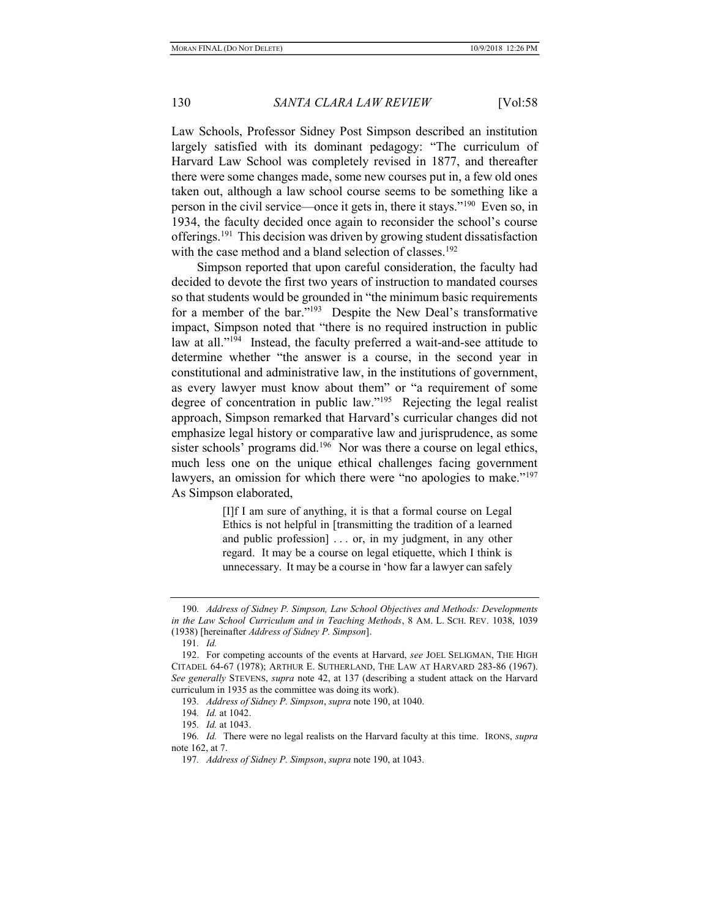Law Schools, Professor Sidney Post Simpson described an institution largely satisfied with its dominant pedagogy: "The curriculum of Harvard Law School was completely revised in 1877, and thereafter there were some changes made, some new courses put in, a few old ones taken out, although a law school course seems to be something like a person in the civil service—once it gets in, there it stays."[190] Even so, in 1934, the faculty decided once again to reconsider the school's course offerings.[191] This decision was driven by growing student dissatisfaction with the case method and a bland selection of classes.[192]

Simpson reported that upon careful consideration, the faculty had decided to devote the first two years of instruction to mandated courses so that students would be grounded in "the minimum basic requirements for a member of the bar."[193] Despite the New Deal's transformative impact, Simpson noted that "there is no required instruction in public law at all."[194] Instead, the faculty preferred a wait-and-see attitude to determine whether "the answer is a course, in the second year in constitutional and administrative law, in the institutions of government, as every lawyer must know about them" or "a requirement of some degree of concentration in public law."[195] Rejecting the legal realist approach, Simpson remarked that Harvard's curricular changes did not emphasize legal history or comparative law and jurisprudence, as some sister schools' programs did.[196] Nor was there a course on legal ethics, much less one on the unique ethical challenges facing government lawyers, an omission for which there were "no apologies to make."[197] As Simpson elaborated,

> [I]f I am sure of anything, it is that a formal course on Legal Ethics is not helpful in [transmitting the tradition of a learned and public profession] . . . or, in my judgment, in any other regard. It may be a course on legal etiquette, which I think is unnecessary. It may be a course in 'how far a lawyer can safely

---

190. *Address of Sidney P. Simpson, Law School Objectives and Methods: Developments in the Law School Curriculum and in Teaching Methods*, 8 AM. L. SCH. REV. 1038, 1039 (1938) [hereinafter *Address of Sidney P. Simpson*].

191. *Id.*

192. For competing accounts of the events at Harvard, *see* JOEL SELIGMAN, THE HIGH CITADEL 64-67 (1978); ARTHUR E. SUTHERLAND, THE LAW AT HARVARD 283-86 (1967). *See generally* STEVENS, *supra* note 42, at 137 (describing a student attack on the Harvard curriculum in 1935 as the committee was doing its work).

193. *Address of Sidney P. Simpson*, *supra* note 190, at 1040.

194. *Id.* at 1042.

195. *Id.* at 1043.

196. *Id.* There were no legal realists on the Harvard faculty at this time. IRONS, *supra* note 162, at 7.

197. *Address of Sidney P. Simpson*, *supra* note 190, at 1043.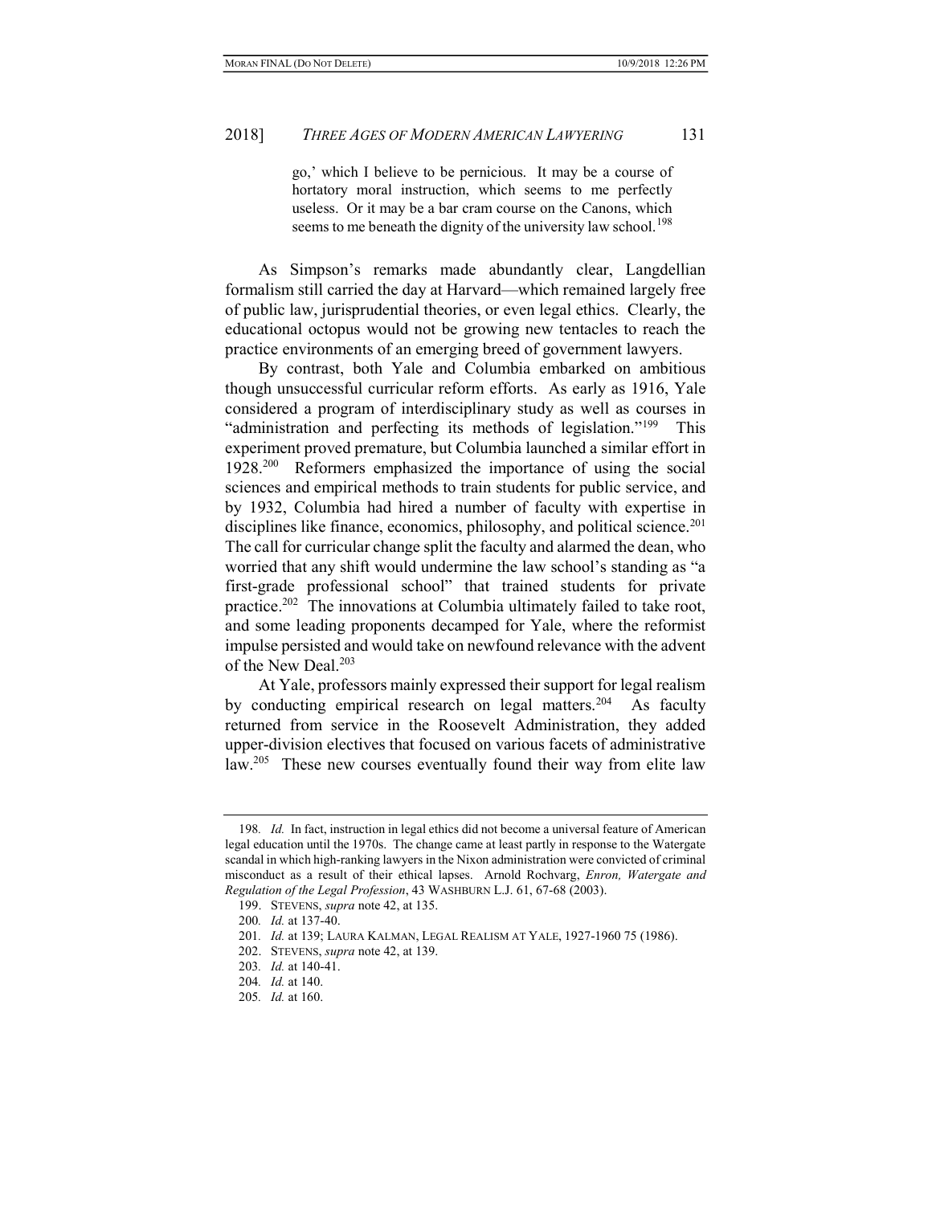> go,' which I believe to be pernicious. It may be a course of hortatory moral instruction, which seems to me perfectly useless. Or it may be a bar cram course on the Canons, which seems to me beneath the dignity of the university law school.[198]

As Simpson's remarks made abundantly clear, Langdellian formalism still carried the day at Harvard—which remained largely free of public law, jurisprudential theories, or even legal ethics. Clearly, the educational octopus would not be growing new tentacles to reach the practice environments of an emerging breed of government lawyers.

By contrast, both Yale and Columbia embarked on ambitious though unsuccessful curricular reform efforts. As early as 1916, Yale considered a program of interdisciplinary study as well as courses in "administration and perfecting its methods of legislation."[199] This experiment proved premature, but Columbia launched a similar effort in 1928.[200] Reformers emphasized the importance of using the social sciences and empirical methods to train students for public service, and by 1932, Columbia had hired a number of faculty with expertise in disciplines like finance, economics, philosophy, and political science.[201] The call for curricular change split the faculty and alarmed the dean, who worried that any shift would undermine the law school's standing as "a first-grade professional school" that trained students for private practice.[202] The innovations at Columbia ultimately failed to take root, and some leading proponents decamped for Yale, where the reformist impulse persisted and would take on newfound relevance with the advent of the New Deal.[203]

At Yale, professors mainly expressed their support for legal realism by conducting empirical research on legal matters.[204] As faculty returned from service in the Roosevelt Administration, they added upper-division electives that focused on various facets of administrative law.[205] These new courses eventually found their way from elite law

---

198. *Id.* In fact, instruction in legal ethics did not become a universal feature of American legal education until the 1970s. The change came at least partly in response to the Watergate scandal in which high-ranking lawyers in the Nixon administration were convicted of criminal misconduct as a result of their ethical lapses. Arnold Rochvarg, *Enron, Watergate and Regulation of the Legal Profession*, 43 WASHBURN L.J. 61, 67-68 (2003).

199. STEVENS, *supra* note 42, at 135.

200. *Id.* at 137-40.

201. *Id.* at 139; LAURA KALMAN, LEGAL REALISM AT YALE, 1927-1960 75 (1986).

202. STEVENS, *supra* note 42, at 139.

203. *Id.* at 140-41.

204. *Id.* at 140.

205. *Id.* at 160.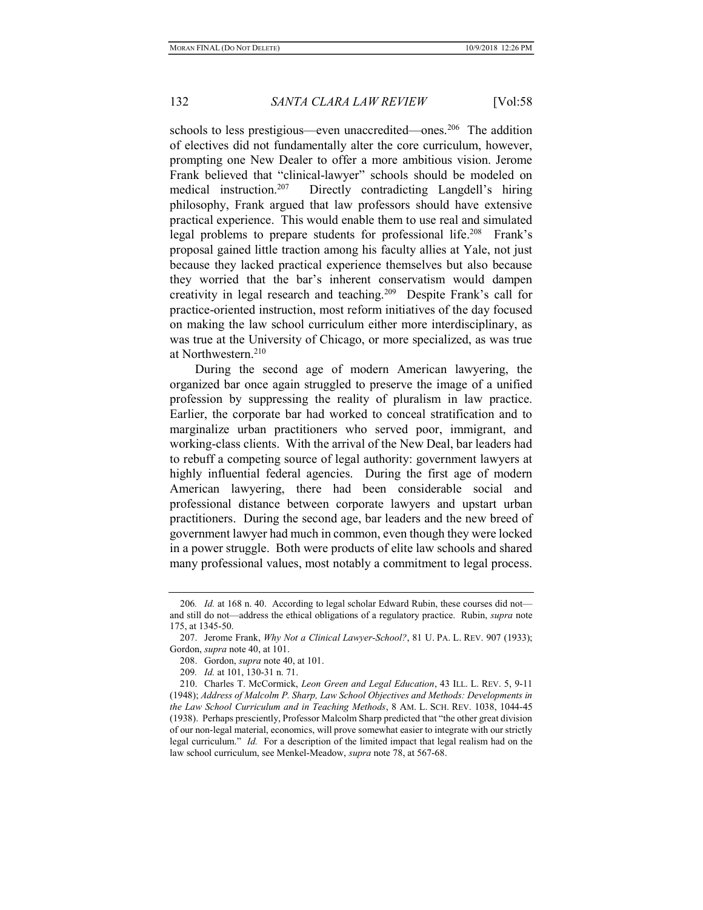schools to less prestigious—even unaccredited—ones.[206] The addition of electives did not fundamentally alter the core curriculum, however, prompting one New Dealer to offer a more ambitious vision. Jerome Frank believed that "clinical-lawyer" schools should be modeled on medical instruction.[207] Directly contradicting Langdell's hiring philosophy, Frank argued that law professors should have extensive practical experience. This would enable them to use real and simulated legal problems to prepare students for professional life.[208] Frank's proposal gained little traction among his faculty allies at Yale, not just because they lacked practical experience themselves but also because they worried that the bar's inherent conservatism would dampen creativity in legal research and teaching.[209] Despite Frank's call for practice-oriented instruction, most reform initiatives of the day focused on making the law school curriculum either more interdisciplinary, as was true at the University of Chicago, or more specialized, as was true at Northwestern.[210]

During the second age of modern American lawyering, the organized bar once again struggled to preserve the image of a unified profession by suppressing the reality of pluralism in law practice. Earlier, the corporate bar had worked to conceal stratification and to marginalize urban practitioners who served poor, immigrant, and working-class clients. With the arrival of the New Deal, bar leaders had to rebuff a competing source of legal authority: government lawyers at highly influential federal agencies. During the first age of modern American lawyering, there had been considerable social and professional distance between corporate lawyers and upstart urban practitioners. During the second age, bar leaders and the new breed of government lawyer had much in common, even though they were locked in a power struggle. Both were products of elite law schools and shared many professional values, most notably a commitment to legal process.

---

206. *Id.* at 168 n. 40. According to legal scholar Edward Rubin, these courses did not—and still do not—address the ethical obligations of a regulatory practice. Rubin, *supra* note 175, at 1345-50.

207. Jerome Frank, *Why Not a Clinical Lawyer-School?*, 81 U. PA. L. REV. 907 (1933); Gordon, *supra* note 40, at 101.

208. Gordon, *supra* note 40, at 101.

209. *Id.* at 101, 130-31 n. 71.

210. Charles T. McCormick, *Leon Green and Legal Education*, 43 ILL. L. REV. 5, 9-11 (1948); *Address of Malcolm P. Sharp, Law School Objectives and Methods: Developments in the Law School Curriculum and in Teaching Methods*, 8 AM. L. SCH. REV. 1038, 1044-45 (1938). Perhaps presciently, Professor Malcolm Sharp predicted that "the other great division of our non-legal material, economics, will prove somewhat easier to integrate with our strictly legal curriculum." *Id.* For a description of the limited impact that legal realism had on the law school curriculum, see Menkel-Meadow, *supra* note 78, at 567-68.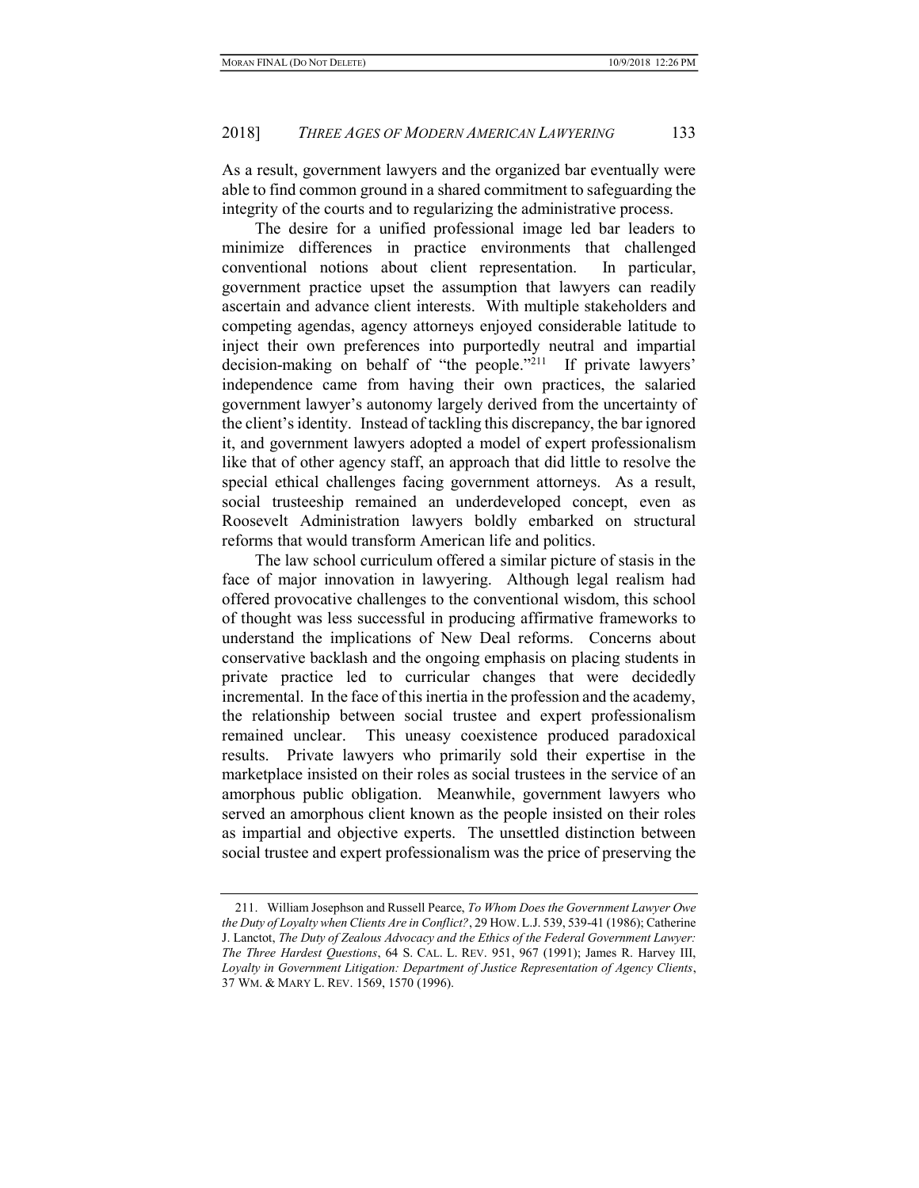As a result, government lawyers and the organized bar eventually were able to find common ground in a shared commitment to safeguarding the integrity of the courts and to regularizing the administrative process.

The desire for a unified professional image led bar leaders to minimize differences in practice environments that challenged conventional notions about client representation. In particular, government practice upset the assumption that lawyers can readily ascertain and advance client interests. With multiple stakeholders and competing agendas, agency attorneys enjoyed considerable latitude to inject their own preferences into purportedly neutral and impartial decision-making on behalf of "the people."[211] If private lawyers' independence came from having their own practices, the salaried government lawyer's autonomy largely derived from the uncertainty of the client's identity. Instead of tackling this discrepancy, the bar ignored it, and government lawyers adopted a model of expert professionalism like that of other agency staff, an approach that did little to resolve the special ethical challenges facing government attorneys. As a result, social trusteeship remained an underdeveloped concept, even as Roosevelt Administration lawyers boldly embarked on structural reforms that would transform American life and politics.

The law school curriculum offered a similar picture of stasis in the face of major innovation in lawyering. Although legal realism had offered provocative challenges to the conventional wisdom, this school of thought was less successful in producing affirmative frameworks to understand the implications of New Deal reforms. Concerns about conservative backlash and the ongoing emphasis on placing students in private practice led to curricular changes that were decidedly incremental. In the face of this inertia in the profession and the academy, the relationship between social trustee and expert professionalism remained unclear. This uneasy coexistence produced paradoxical results. Private lawyers who primarily sold their expertise in the marketplace insisted on their roles as social trustees in the service of an amorphous public obligation. Meanwhile, government lawyers who served an amorphous client known as the people insisted on their roles as impartial and objective experts. The unsettled distinction between social trustee and expert professionalism was the price of preserving the

211. William Josephson and Russell Pearce, *To Whom Does the Government Lawyer Owe the Duty of Loyalty when Clients Are in Conflict?*, 29 HOW. L.J. 539, 539-41 (1986); Catherine J. Lanctot, *The Duty of Zealous Advocacy and the Ethics of the Federal Government Lawyer: The Three Hardest Questions*, 64 S. CAL. L. REV. 951, 967 (1991); James R. Harvey III, *Loyalty in Government Litigation: Department of Justice Representation of Agency Clients*, 37 WM. & MARY L. REV. 1569, 1570 (1996).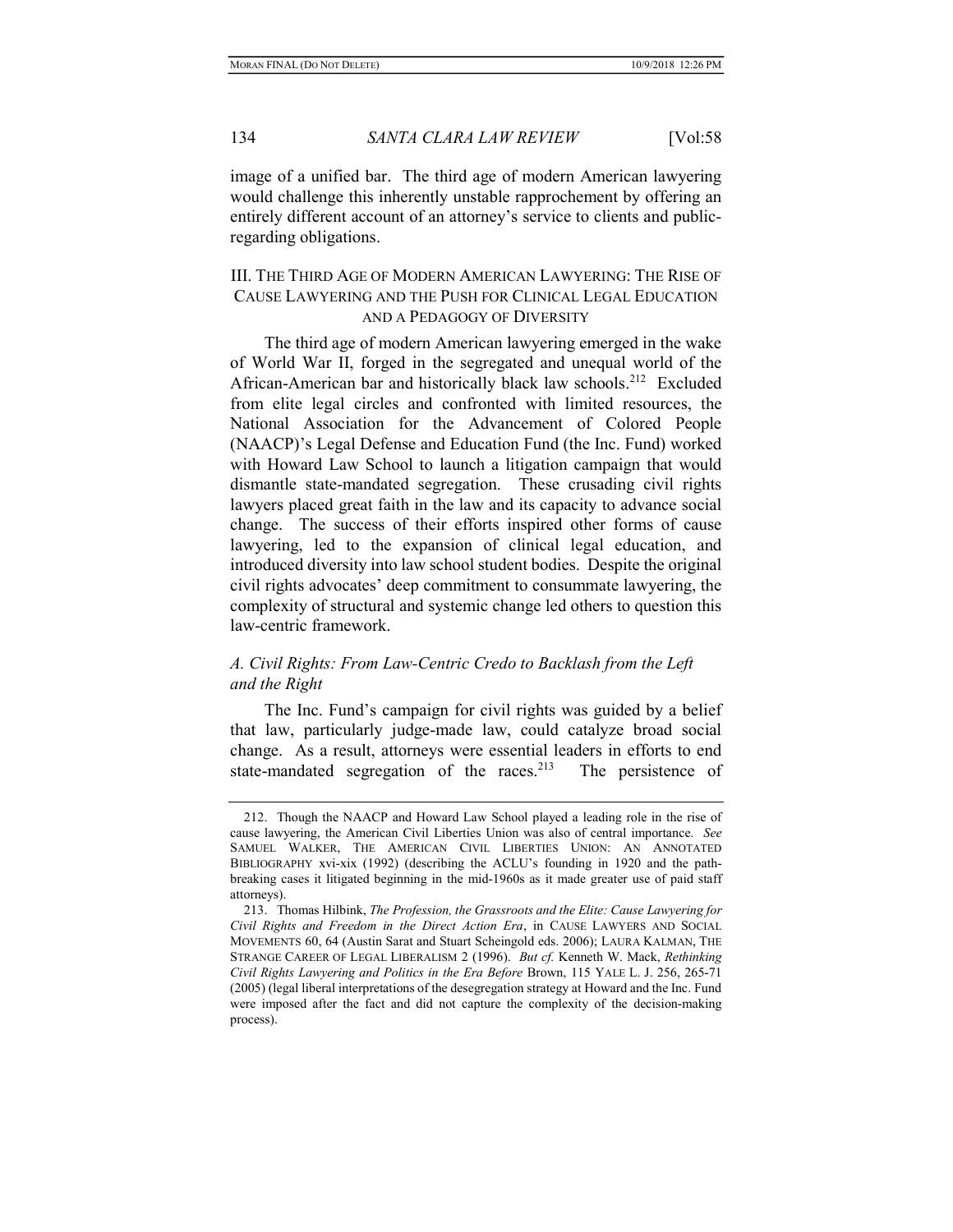image of a unified bar. The third age of modern American lawyering would challenge this inherently unstable rapprochement by offering an entirely different account of an attorney's service to clients and public-regarding obligations.

## III. The Third Age of Modern American Lawyering: The Rise of Cause Lawyering and the Push for Clinical Legal Education and a Pedagogy of Diversity

The third age of modern American lawyering emerged in the wake of World War II, forged in the segregated and unequal world of the African-American bar and historically black law schools.[212] Excluded from elite legal circles and confronted with limited resources, the National Association for the Advancement of Colored People (NAACP)'s Legal Defense and Education Fund (the Inc. Fund) worked with Howard Law School to launch a litigation campaign that would dismantle state-mandated segregation. These crusading civil rights lawyers placed great faith in the law and its capacity to advance social change. The success of their efforts inspired other forms of cause lawyering, led to the expansion of clinical legal education, and introduced diversity into law school student bodies. Despite the original civil rights advocates' deep commitment to consummate lawyering, the complexity of structural and systemic change led others to question this law-centric framework.

### *A. Civil Rights: From Law-Centric Credo to Backlash from the Left and the Right*

The Inc. Fund's campaign for civil rights was guided by a belief that law, particularly judge-made law, could catalyze broad social change. As a result, attorneys were essential leaders in efforts to end state-mandated segregation of the races.[213] The persistence of

---

212. Though the NAACP and Howard Law School played a leading role in the rise of cause lawyering, the American Civil Liberties Union was also of central importance. *See* SAMUEL WALKER, THE AMERICAN CIVIL LIBERTIES UNION: AN ANNOTATED BIBLIOGRAPHY xvi-xix (1992) (describing the ACLU's founding in 1920 and the path-breaking cases it litigated beginning in the mid-1960s as it made greater use of paid staff attorneys).

213. Thomas Hilbink, *The Profession, the Grassroots and the Elite: Cause Lawyering for Civil Rights and Freedom in the Direct Action Era*, in CAUSE LAWYERS AND SOCIAL MOVEMENTS 60, 64 (Austin Sarat and Stuart Scheingold eds. 2006); LAURA KALMAN, THE STRANGE CAREER OF LEGAL LIBERALISM 2 (1996). *But cf.* Kenneth W. Mack, *Rethinking Civil Rights Lawyering and Politics in the Era Before* Brown, 115 YALE L. J. 256, 265-71 (2005) (legal liberal interpretations of the desegregation strategy at Howard and the Inc. Fund were imposed after the fact and did not capture the complexity of the decision-making process).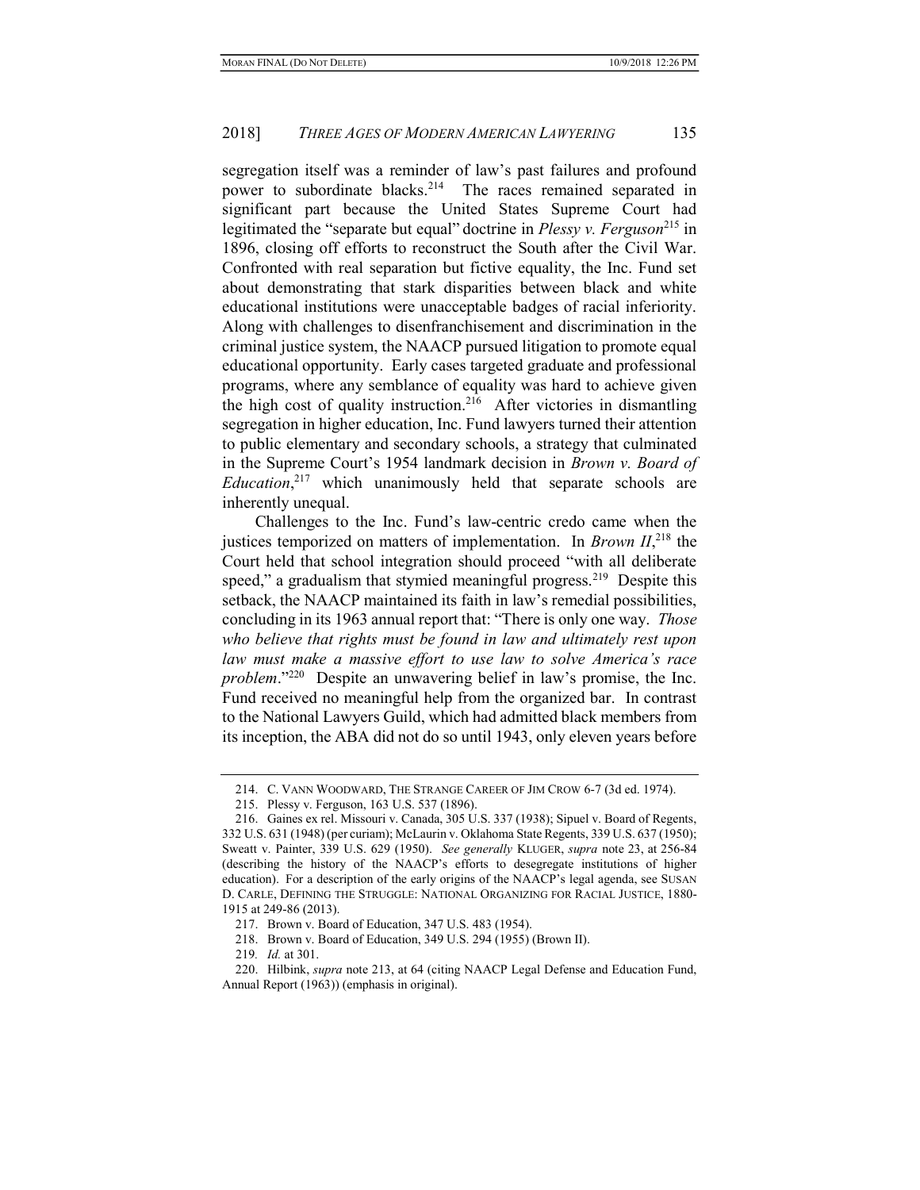segregation itself was a reminder of law's past failures and profound power to subordinate blacks.[214] The races remained separated in significant part because the United States Supreme Court had legitimated the "separate but equal" doctrine in *Plessy v. Ferguson*[215] in 1896, closing off efforts to reconstruct the South after the Civil War. Confronted with real separation but fictive equality, the Inc. Fund set about demonstrating that stark disparities between black and white educational institutions were unacceptable badges of racial inferiority. Along with challenges to disenfranchisement and discrimination in the criminal justice system, the NAACP pursued litigation to promote equal educational opportunity. Early cases targeted graduate and professional programs, where any semblance of equality was hard to achieve given the high cost of quality instruction.[216] After victories in dismantling segregation in higher education, Inc. Fund lawyers turned their attention to public elementary and secondary schools, a strategy that culminated in the Supreme Court's 1954 landmark decision in *Brown v. Board of Education*,[217] which unanimously held that separate schools are inherently unequal.

Challenges to the Inc. Fund's law-centric credo came when the justices temporized on matters of implementation. In *Brown II*,[218] the Court held that school integration should proceed "with all deliberate speed," a gradualism that stymied meaningful progress.[219] Despite this setback, the NAACP maintained its faith in law's remedial possibilities, concluding in its 1963 annual report that: "There is only one way. *Those who believe that rights must be found in law and ultimately rest upon law must make a massive effort to use law to solve America's race problem*."[220] Despite an unwavering belief in law's promise, the Inc. Fund received no meaningful help from the organized bar. In contrast to the National Lawyers Guild, which had admitted black members from its inception, the ABA did not do so until 1943, only eleven years before

---

214. C. VANN WOODWARD, THE STRANGE CAREER OF JIM CROW 6-7 (3d ed. 1974).

215. Plessy v. Ferguson, 163 U.S. 537 (1896).

216. Gaines ex rel. Missouri v. Canada, 305 U.S. 337 (1938); Sipuel v. Board of Regents, 332 U.S. 631 (1948) (per curiam); McLaurin v. Oklahoma State Regents, 339 U.S. 637 (1950); Sweatt v. Painter, 339 U.S. 629 (1950). *See generally* KLUGER, *supra* note 23, at 256-84 (describing the history of the NAACP's efforts to desegregate institutions of higher education). For a description of the early origins of the NAACP's legal agenda, see SUSAN D. CARLE, DEFINING THE STRUGGLE: NATIONAL ORGANIZING FOR RACIAL JUSTICE, 1880-1915 at 249-86 (2013).

217. Brown v. Board of Education, 347 U.S. 483 (1954).

218. Brown v. Board of Education, 349 U.S. 294 (1955) (Brown II).

219. *Id.* at 301.

220. Hilbink, *supra* note 213, at 64 (citing NAACP Legal Defense and Education Fund, Annual Report (1963)) (emphasis in original).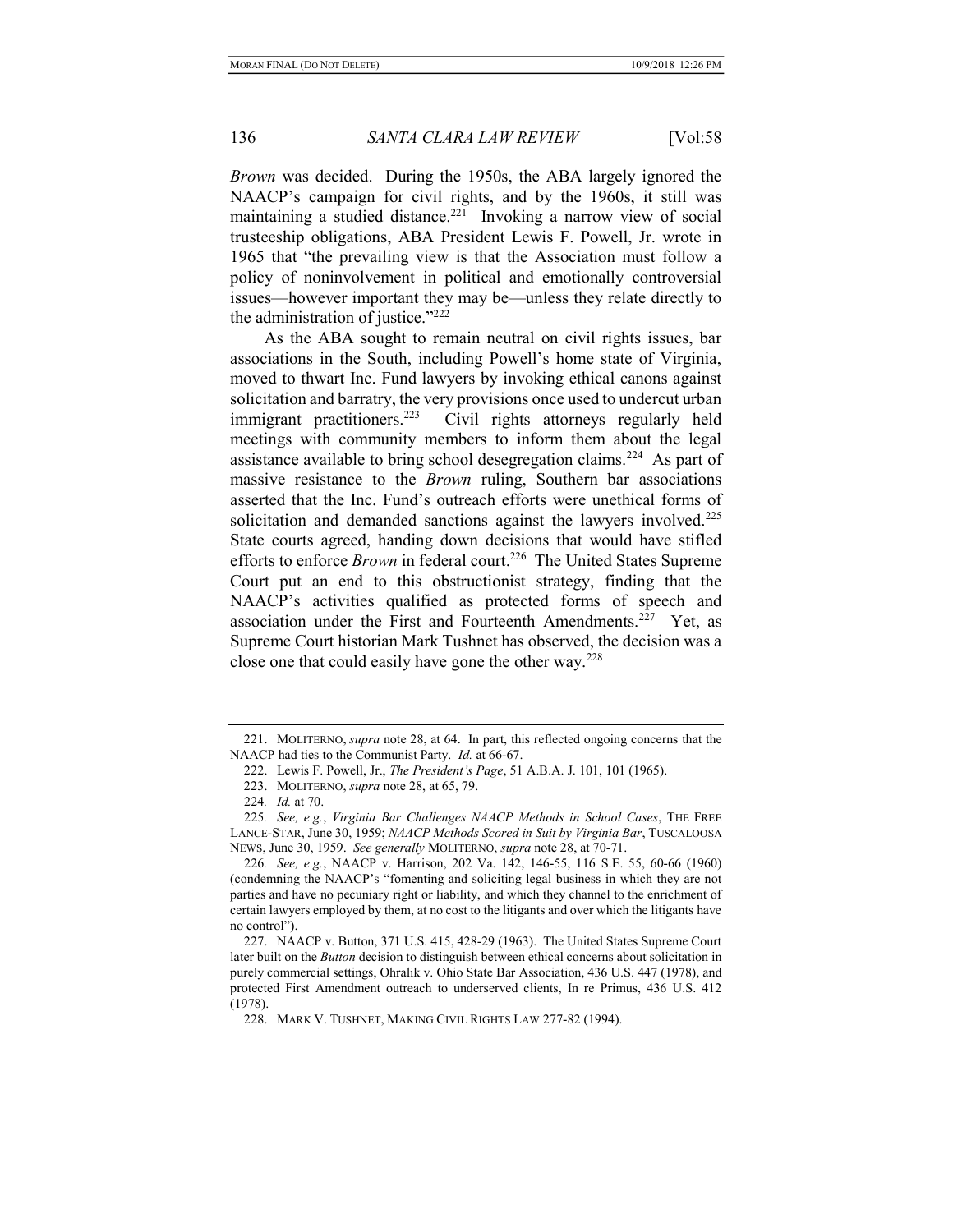*Brown* was decided. During the 1950s, the ABA largely ignored the NAACP's campaign for civil rights, and by the 1960s, it still was maintaining a studied distance.[221] Invoking a narrow view of social trusteeship obligations, ABA President Lewis F. Powell, Jr. wrote in 1965 that "the prevailing view is that the Association must follow a policy of noninvolvement in political and emotionally controversial issues—however important they may be—unless they relate directly to the administration of justice."[222]

As the ABA sought to remain neutral on civil rights issues, bar associations in the South, including Powell's home state of Virginia, moved to thwart Inc. Fund lawyers by invoking ethical canons against solicitation and barratry, the very provisions once used to undercut urban immigrant practitioners.[223] Civil rights attorneys regularly held meetings with community members to inform them about the legal assistance available to bring school desegregation claims.[224] As part of massive resistance to the *Brown* ruling, Southern bar associations asserted that the Inc. Fund's outreach efforts were unethical forms of solicitation and demanded sanctions against the lawyers involved.[225] State courts agreed, handing down decisions that would have stifled efforts to enforce *Brown* in federal court.[226] The United States Supreme Court put an end to this obstructionist strategy, finding that the NAACP's activities qualified as protected forms of speech and association under the First and Fourteenth Amendments.[227] Yet, as Supreme Court historian Mark Tushnet has observed, the decision was a close one that could easily have gone the other way.[228]

---

221. MOLITERNO, *supra* note 28, at 64. In part, this reflected ongoing concerns that the NAACP had ties to the Communist Party. *Id.* at 66-67.

222. Lewis F. Powell, Jr., *The President's Page*, 51 A.B.A. J. 101, 101 (1965).

223. MOLITERNO, *supra* note 28, at 65, 79.

224. *Id.* at 70.

225. *See, e.g.*, *Virginia Bar Challenges NAACP Methods in School Cases*, THE FREE LANCE-STAR, June 30, 1959; *NAACP Methods Scored in Suit by Virginia Bar*, TUSCALOOSA NEWS, June 30, 1959. *See generally* MOLITERNO, *supra* note 28, at 70-71.

226. *See, e.g.*, NAACP v. Harrison, 202 Va. 142, 146-55, 116 S.E. 55, 60-66 (1960) (condemning the NAACP's "fomenting and soliciting legal business in which they are not parties and have no pecuniary right or liability, and which they channel to the enrichment of certain lawyers employed by them, at no cost to the litigants and over which the litigants have no control").

227. NAACP v. Button, 371 U.S. 415, 428-29 (1963). The United States Supreme Court later built on the *Button* decision to distinguish between ethical concerns about solicitation in purely commercial settings, Ohralik v. Ohio State Bar Association, 436 U.S. 447 (1978), and protected First Amendment outreach to underserved clients, In re Primus, 436 U.S. 412 (1978).

228. MARK V. TUSHNET, MAKING CIVIL RIGHTS LAW 277-82 (1994).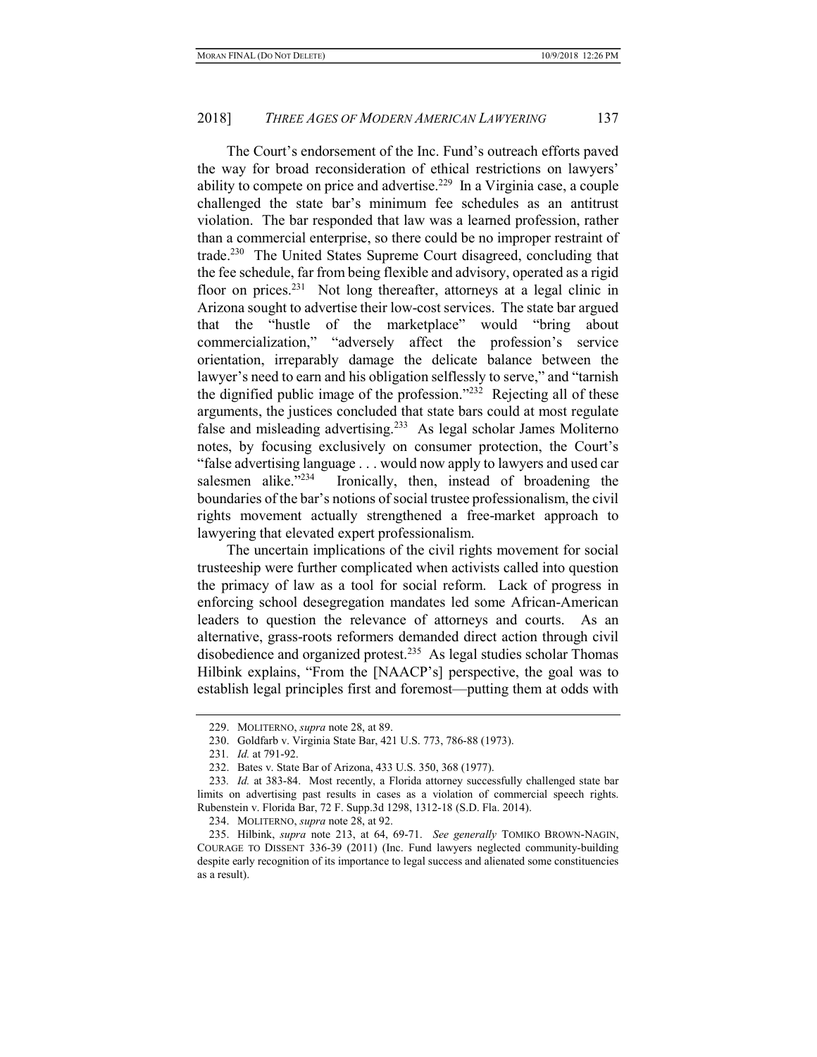The Court's endorsement of the Inc. Fund's outreach efforts paved the way for broad reconsideration of ethical restrictions on lawyers' ability to compete on price and advertise.[229] In a Virginia case, a couple challenged the state bar's minimum fee schedules as an antitrust violation. The bar responded that law was a learned profession, rather than a commercial enterprise, so there could be no improper restraint of trade.[230] The United States Supreme Court disagreed, concluding that the fee schedule, far from being flexible and advisory, operated as a rigid floor on prices.[231] Not long thereafter, attorneys at a legal clinic in Arizona sought to advertise their low-cost services. The state bar argued that the "hustle of the marketplace" would "bring about commercialization," "adversely affect the profession's service orientation, irreparably damage the delicate balance between the lawyer's need to earn and his obligation selflessly to serve," and "tarnish the dignified public image of the profession."[232] Rejecting all of these arguments, the justices concluded that state bars could at most regulate false and misleading advertising.[233] As legal scholar James Moliterno notes, by focusing exclusively on consumer protection, the Court's "false advertising language . . . would now apply to lawyers and used car salesmen alike."[234] Ironically, then, instead of broadening the boundaries of the bar's notions of social trustee professionalism, the civil rights movement actually strengthened a free-market approach to lawyering that elevated expert professionalism.

The uncertain implications of the civil rights movement for social trusteeship were further complicated when activists called into question the primacy of law as a tool for social reform. Lack of progress in enforcing school desegregation mandates led some African-American leaders to question the relevance of attorneys and courts. As an alternative, grass-roots reformers demanded direct action through civil disobedience and organized protest.[235] As legal studies scholar Thomas Hilbink explains, "From the [NAACP's] perspective, the goal was to establish legal principles first and foremost—putting them at odds with

---

229. MOLITERNO, *supra* note 28, at 89.

230. Goldfarb v. Virginia State Bar, 421 U.S. 773, 786-88 (1973).

231. *Id.* at 791-92.

232. Bates v. State Bar of Arizona, 433 U.S. 350, 368 (1977).

233. *Id.* at 383-84. Most recently, a Florida attorney successfully challenged state bar limits on advertising past results in cases as a violation of commercial speech rights. Rubenstein v. Florida Bar, 72 F. Supp.3d 1298, 1312-18 (S.D. Fla. 2014).

234. MOLITERNO, *supra* note 28, at 92.

235. Hilbink, *supra* note 213, at 64, 69-71. *See generally* TOMIKO BROWN-NAGIN, COURAGE TO DISSENT 336-39 (2011) (Inc. Fund lawyers neglected community-building despite early recognition of its importance to legal success and alienated some constituencies as a result).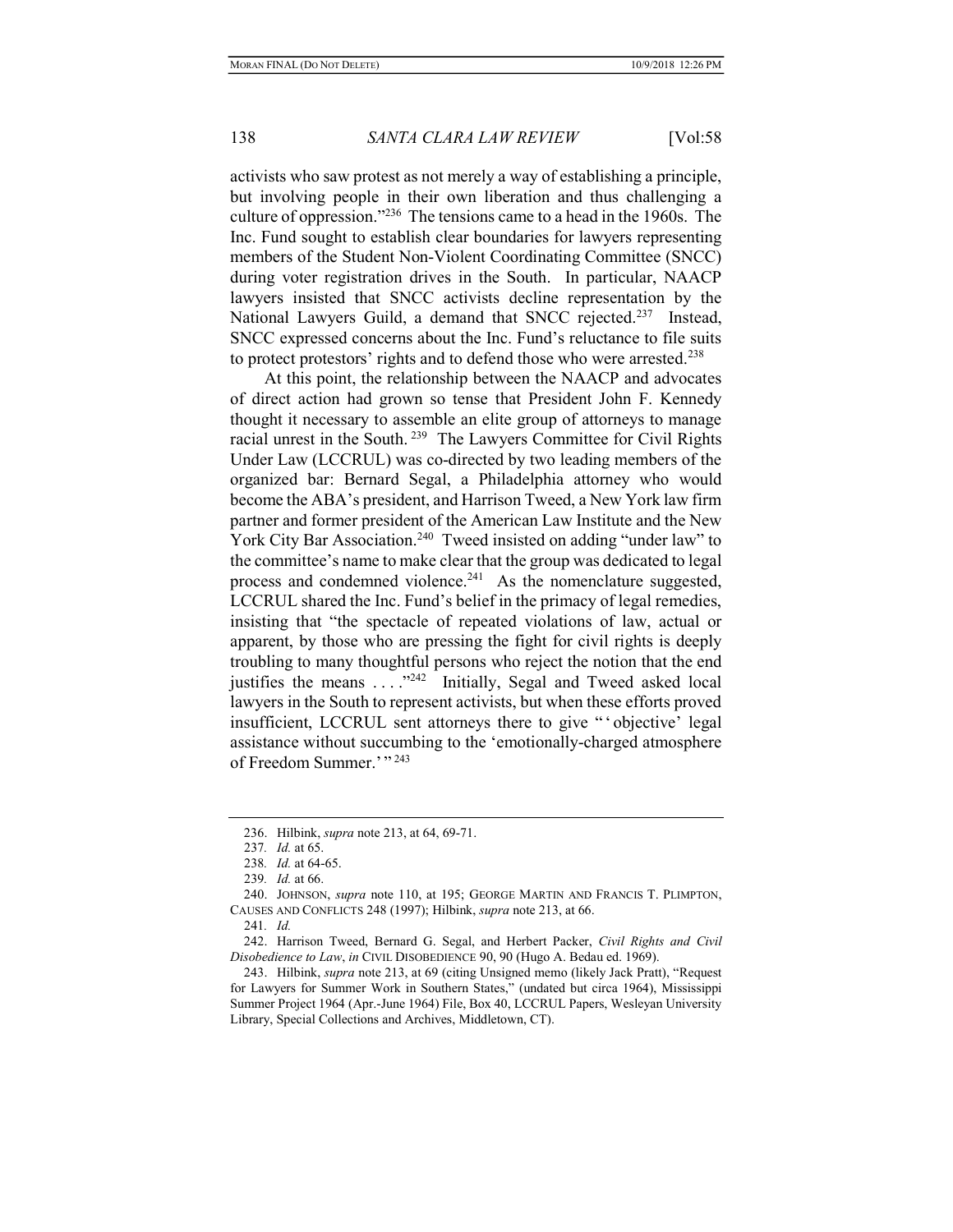activists who saw protest as not merely a way of establishing a principle, but involving people in their own liberation and thus challenging a culture of oppression."[236] The tensions came to a head in the 1960s. The Inc. Fund sought to establish clear boundaries for lawyers representing members of the Student Non-Violent Coordinating Committee (SNCC) during voter registration drives in the South. In particular, NAACP lawyers insisted that SNCC activists decline representation by the National Lawyers Guild, a demand that SNCC rejected.[237] Instead, SNCC expressed concerns about the Inc. Fund's reluctance to file suits to protect protestors' rights and to defend those who were arrested.[238]

At this point, the relationship between the NAACP and advocates of direct action had grown so tense that President John F. Kennedy thought it necessary to assemble an elite group of attorneys to manage racial unrest in the South.[239] The Lawyers Committee for Civil Rights Under Law (LCCRUL) was co-directed by two leading members of the organized bar: Bernard Segal, a Philadelphia attorney who would become the ABA's president, and Harrison Tweed, a New York law firm partner and former president of the American Law Institute and the New York City Bar Association.[240] Tweed insisted on adding "under law" to the committee's name to make clear that the group was dedicated to legal process and condemned violence.[241] As the nomenclature suggested, LCCRUL shared the Inc. Fund's belief in the primacy of legal remedies, insisting that "the spectacle of repeated violations of law, actual or apparent, by those who are pressing the fight for civil rights is deeply troubling to many thoughtful persons who reject the notion that the end justifies the means . . . ."[242] Initially, Segal and Tweed asked local lawyers in the South to represent activists, but when these efforts proved insufficient, LCCRUL sent attorneys there to give "'objective' legal assistance without succumbing to the 'emotionally-charged atmosphere of Freedom Summer.'"[243]

---

236. Hilbink, *supra* note 213, at 64, 69-71.

237. *Id.* at 65.

238. *Id.* at 64-65.

239. *Id.* at 66.

240. JOHNSON, *supra* note 110, at 195; GEORGE MARTIN AND FRANCIS T. PLIMPTON, CAUSES AND CONFLICTS 248 (1997); Hilbink, *supra* note 213, at 66.

241. *Id.*

242. Harrison Tweed, Bernard G. Segal, and Herbert Packer, *Civil Rights and Civil Disobedience to Law*, *in* CIVIL DISOBEDIENCE 90, 90 (Hugo A. Bedau ed. 1969).

243. Hilbink, *supra* note 213, at 69 (citing Unsigned memo (likely Jack Pratt), "Request for Lawyers for Summer Work in Southern States," (undated but circa 1964), Mississippi Summer Project 1964 (Apr.-June 1964) File, Box 40, LCCRUL Papers, Wesleyan University Library, Special Collections and Archives, Middletown, CT).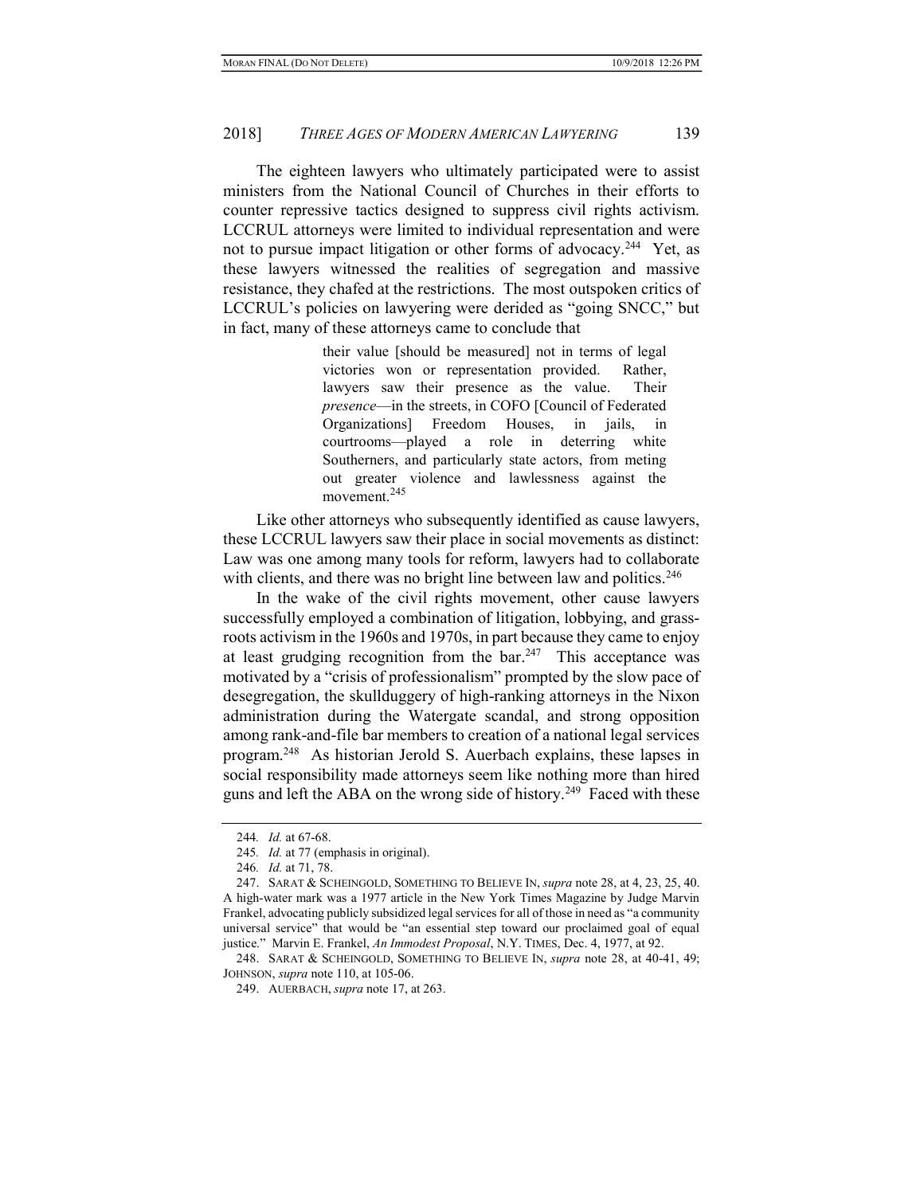The eighteen lawyers who ultimately participated were to assist ministers from the National Council of Churches in their efforts to counter repressive tactics designed to suppress civil rights activism. LCCRUL attorneys were limited to individual representation and were not to pursue impact litigation or other forms of advocacy.[244] Yet, as these lawyers witnessed the realities of segregation and massive resistance, they chafed at the restrictions. The most outspoken critics of LCCRUL's policies on lawyering were derided as "going SNCC," but in fact, many of these attorneys came to conclude that

> their value [should be measured] not in terms of legal victories won or representation provided. Rather, lawyers saw their presence as the value. Their *presence*—in the streets, in COFO [Council of Federated Organizations] Freedom Houses, in jails, in courtrooms—played a role in deterring white Southerners, and particularly state actors, from meting out greater violence and lawlessness against the movement.[245]

Like other attorneys who subsequently identified as cause lawyers, these LCCRUL lawyers saw their place in social movements as distinct: Law was one among many tools for reform, lawyers had to collaborate with clients, and there was no bright line between law and politics.[246]

In the wake of the civil rights movement, other cause lawyers successfully employed a combination of litigation, lobbying, and grass-roots activism in the 1960s and 1970s, in part because they came to enjoy at least grudging recognition from the bar.[247] This acceptance was motivated by a "crisis of professionalism" prompted by the slow pace of desegregation, the skullduggery of high-ranking attorneys in the Nixon administration during the Watergate scandal, and strong opposition among rank-and-file bar members to creation of a national legal services program.[248] As historian Jerold S. Auerbach explains, these lapses in social responsibility made attorneys seem like nothing more than hired guns and left the ABA on the wrong side of history.[249] Faced with these

---

244. *Id.* at 67-68.

245. *Id.* at 77 (emphasis in original).

246. *Id.* at 71, 78.

247. SARAT & SCHEINGOLD, SOMETHING TO BELIEVE IN, *supra* note 28, at 4, 23, 25, 40. A high-water mark was a 1977 article in the New York Times Magazine by Judge Marvin Frankel, advocating publicly subsidized legal services for all of those in need as "a community universal service" that would be "an essential step toward our proclaimed goal of equal justice." Marvin E. Frankel, *An Immodest Proposal*, N.Y. TIMES, Dec. 4, 1977, at 92.

248. SARAT & SCHEINGOLD, SOMETHING TO BELIEVE IN, *supra* note 28, at 40-41, 49; JOHNSON, *supra* note 110, at 105-06.

249. AUERBACH, *supra* note 17, at 263.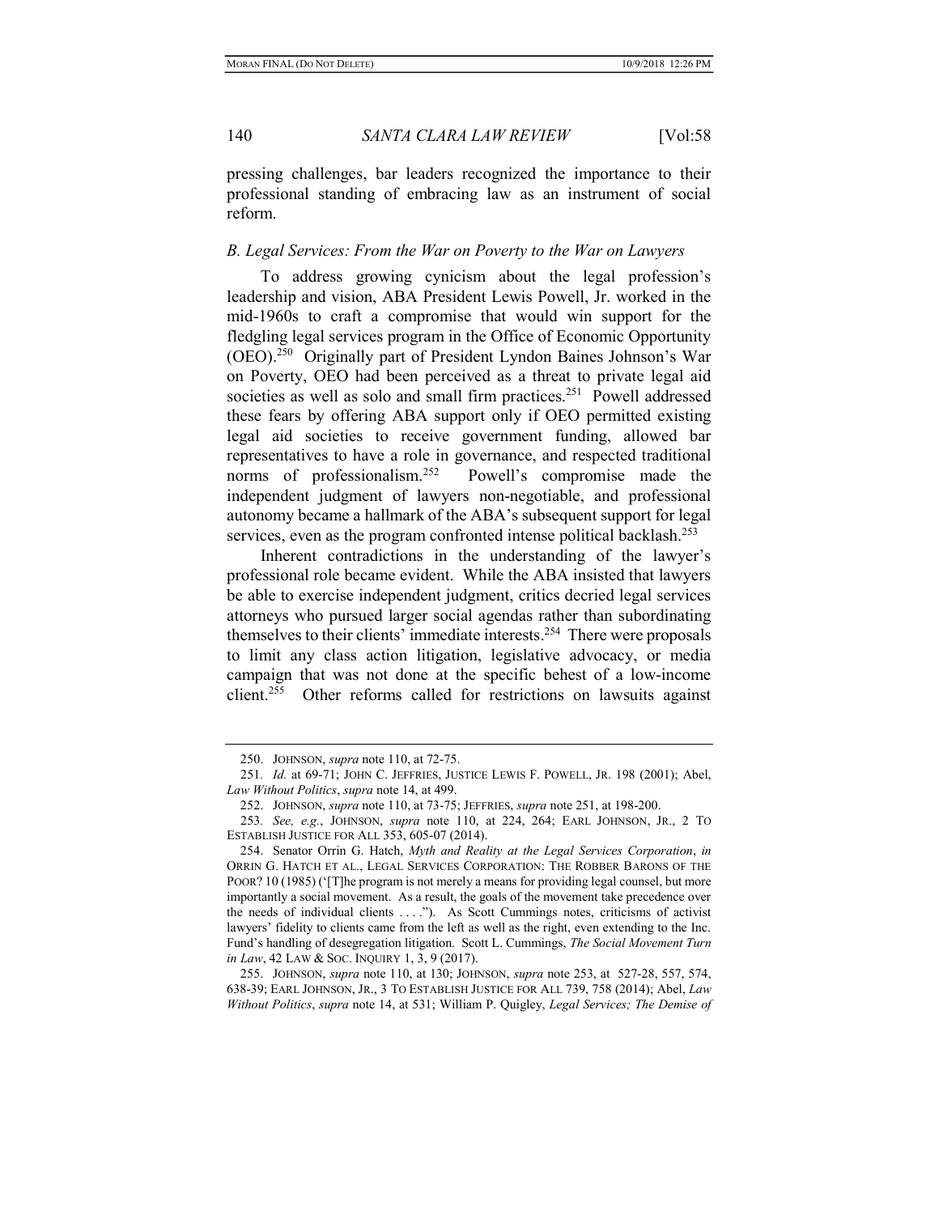pressing challenges, bar leaders recognized the importance to their professional standing of embracing law as an instrument of social reform.

### *B. Legal Services: From the War on Poverty to the War on Lawyers*

To address growing cynicism about the legal profession's leadership and vision, ABA President Lewis Powell, Jr. worked in the mid-1960s to craft a compromise that would win support for the fledgling legal services program in the Office of Economic Opportunity (OEO).[250] Originally part of President Lyndon Baines Johnson's War on Poverty, OEO had been perceived as a threat to private legal aid societies as well as solo and small firm practices.[251] Powell addressed these fears by offering ABA support only if OEO permitted existing legal aid societies to receive government funding, allowed bar representatives to have a role in governance, and respected traditional norms of professionalism.[252] Powell's compromise made the independent judgment of lawyers non-negotiable, and professional autonomy became a hallmark of the ABA's subsequent support for legal services, even as the program confronted intense political backlash.[253]

Inherent contradictions in the understanding of the lawyer's professional role became evident. While the ABA insisted that lawyers be able to exercise independent judgment, critics decried legal services attorneys who pursued larger social agendas rather than subordinating themselves to their clients' immediate interests.[254] There were proposals to limit any class action litigation, legislative advocacy, or media campaign that was not done at the specific behest of a low-income client.[255] Other reforms called for restrictions on lawsuits against

---

250. JOHNSON, *supra* note 110, at 72-75.

251. *Id.* at 69-71; JOHN C. JEFFRIES, JUSTICE LEWIS F. POWELL, JR. 198 (2001); Abel, *Law Without Politics*, *supra* note 14, at 499.

252. JOHNSON, *supra* note 110, at 73-75; JEFFRIES, *supra* note 251, at 198-200.

253. *See, e.g.*, JOHNSON, *supra* note 110, at 224, 264; EARL JOHNSON, JR., 2 TO ESTABLISH JUSTICE FOR ALL 353, 605-07 (2014).

254. Senator Orrin G. Hatch, *Myth and Reality at the Legal Services Corporation*, *in* ORRIN G. HATCH ET AL., LEGAL SERVICES CORPORATION: THE ROBBER BARONS OF THE POOR? 10 (1985) ('[T]he program is not merely a means for providing legal counsel, but more importantly a social movement. As a result, the goals of the movement take precedence over the needs of individual clients . . . ."). As Scott Cummings notes, criticisms of activist lawyers' fidelity to clients came from the left as well as the right, even extending to the Inc. Fund's handling of desegregation litigation. Scott L. Cummings, *The Social Movement Turn in Law*, 42 LAW & SOC. INQUIRY 1, 3, 9 (2017).

255. JOHNSON, *supra* note 110, at 130; JOHNSON, *supra* note 253, at 527-28, 557, 574, 638-39; EARL JOHNSON, JR., 3 TO ESTABLISH JUSTICE FOR ALL 739, 758 (2014); Abel, *Law Without Politics*, *supra* note 14, at 531; William P. Quigley, *Legal Services; The Demise of*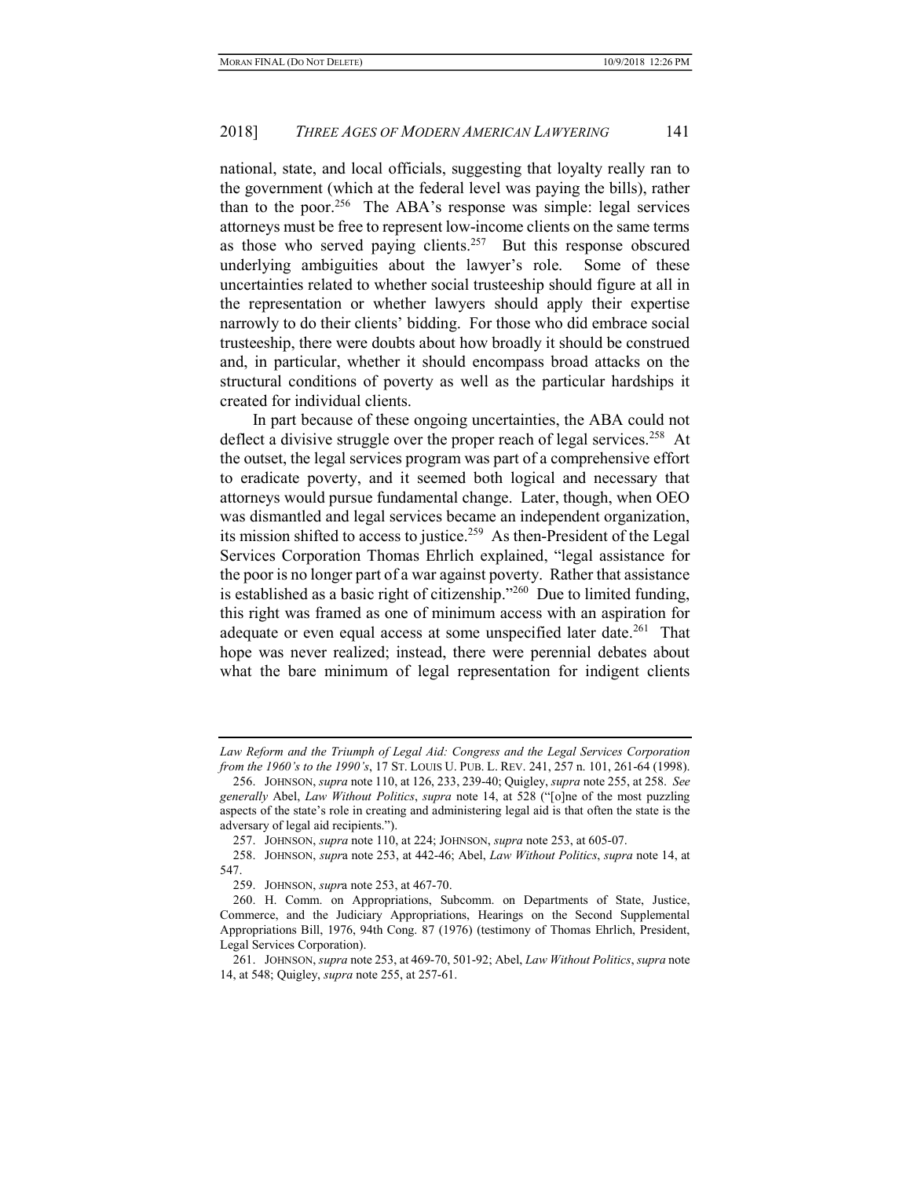national, state, and local officials, suggesting that loyalty really ran to the government (which at the federal level was paying the bills), rather than to the poor.[256] The ABA's response was simple: legal services attorneys must be free to represent low-income clients on the same terms as those who served paying clients.[257] But this response obscured underlying ambiguities about the lawyer's role. Some of these uncertainties related to whether social trusteeship should figure at all in the representation or whether lawyers should apply their expertise narrowly to do their clients' bidding. For those who did embrace social trusteeship, there were doubts about how broadly it should be construed and, in particular, whether it should encompass broad attacks on the structural conditions of poverty as well as the particular hardships it created for individual clients.

In part because of these ongoing uncertainties, the ABA could not deflect a divisive struggle over the proper reach of legal services.[258] At the outset, the legal services program was part of a comprehensive effort to eradicate poverty, and it seemed both logical and necessary that attorneys would pursue fundamental change. Later, though, when OEO was dismantled and legal services became an independent organization, its mission shifted to access to justice.[259] As then-President of the Legal Services Corporation Thomas Ehrlich explained, "legal assistance for the poor is no longer part of a war against poverty. Rather that assistance is established as a basic right of citizenship."[260] Due to limited funding, this right was framed as one of minimum access with an aspiration for adequate or even equal access at some unspecified later date.[261] That hope was never realized; instead, there were perennial debates about what the bare minimum of legal representation for indigent clients

---

*Law Reform and the Triumph of Legal Aid: Congress and the Legal Services Corporation from the 1960's to the 1990's*, 17 ST. LOUIS U. PUB. L. REV. 241, 257 n. 101, 261-64 (1998).

256. JOHNSON, *supra* note 110, at 126, 233, 239-40; Quigley, *supra* note 255, at 258. *See generally* Abel, *Law Without Politics*, *supra* note 14, at 528 ("[o]ne of the most puzzling aspects of the state's role in creating and administering legal aid is that often the state is the adversary of legal aid recipients.").

257. JOHNSON, *supra* note 110, at 224; JOHNSON, *supra* note 253, at 605-07.

258. JOHNSON, *supra* note 253, at 442-46; Abel, *Law Without Politics*, *supra* note 14, at 547.

259. JOHNSON, *supra* note 253, at 467-70.

260. H. Comm. on Appropriations, Subcomm. on Departments of State, Justice, Commerce, and the Judiciary Appropriations, Hearings on the Second Supplemental Appropriations Bill, 1976, 94th Cong. 87 (1976) (testimony of Thomas Ehrlich, President, Legal Services Corporation).

261. JOHNSON, *supra* note 253, at 469-70, 501-92; Abel, *Law Without Politics*, *supra* note 14, at 548; Quigley, *supra* note 255, at 257-61.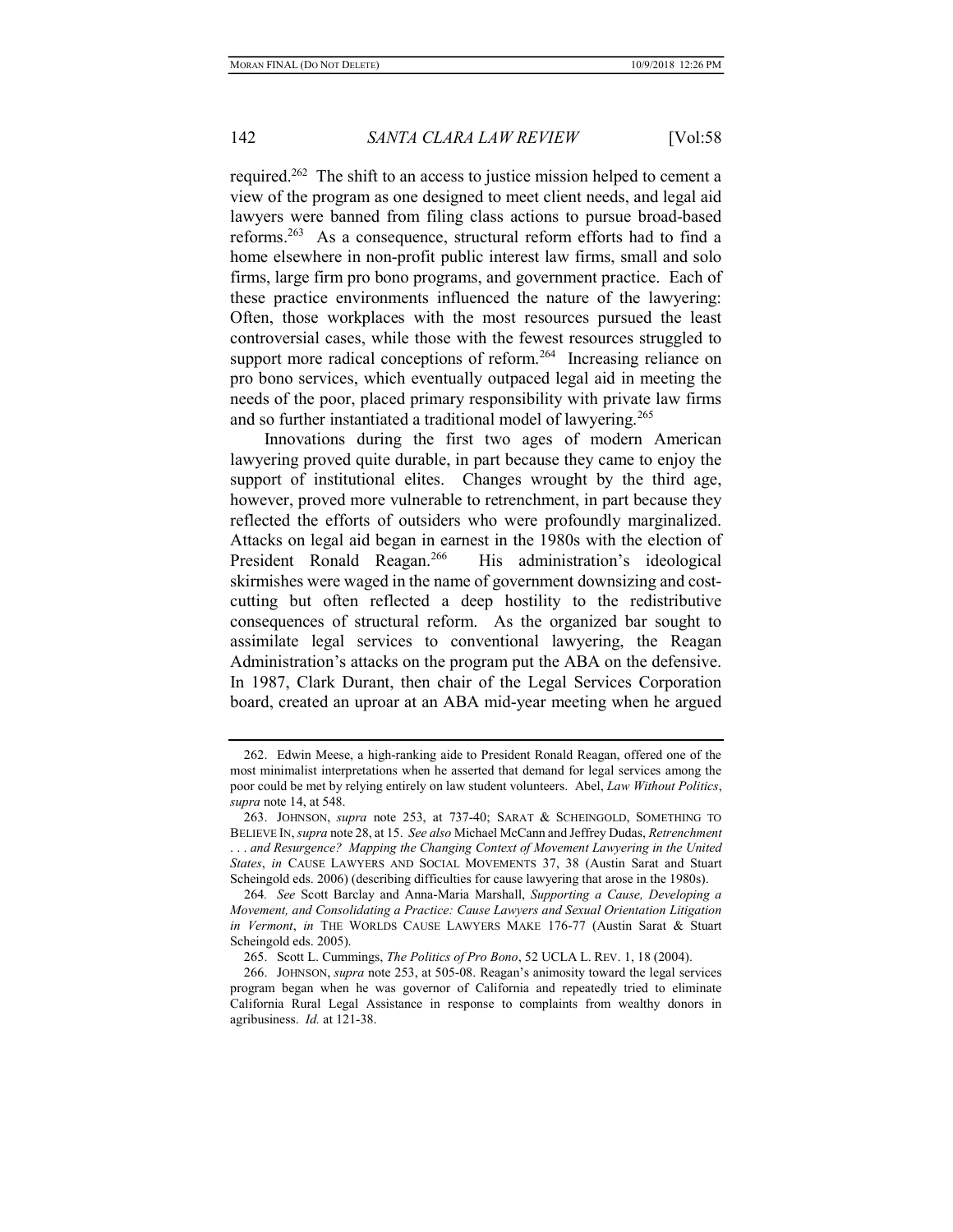required.[262] The shift to an access to justice mission helped to cement a view of the program as one designed to meet client needs, and legal aid lawyers were banned from filing class actions to pursue broad-based reforms.[263] As a consequence, structural reform efforts had to find a home elsewhere in non-profit public interest law firms, small and solo firms, large firm pro bono programs, and government practice. Each of these practice environments influenced the nature of the lawyering: Often, those workplaces with the most resources pursued the least controversial cases, while those with the fewest resources struggled to support more radical conceptions of reform.[264] Increasing reliance on pro bono services, which eventually outpaced legal aid in meeting the needs of the poor, placed primary responsibility with private law firms and so further instantiated a traditional model of lawyering.[265]

Innovations during the first two ages of modern American lawyering proved quite durable, in part because they came to enjoy the support of institutional elites. Changes wrought by the third age, however, proved more vulnerable to retrenchment, in part because they reflected the efforts of outsiders who were profoundly marginalized. Attacks on legal aid began in earnest in the 1980s with the election of President Ronald Reagan.[266] His administration's ideological skirmishes were waged in the name of government downsizing and cost-cutting but often reflected a deep hostility to the redistributive consequences of structural reform. As the organized bar sought to assimilate legal services to conventional lawyering, the Reagan Administration's attacks on the program put the ABA on the defensive. In 1987, Clark Durant, then chair of the Legal Services Corporation board, created an uproar at an ABA mid-year meeting when he argued

---

262. Edwin Meese, a high-ranking aide to President Ronald Reagan, offered one of the most minimalist interpretations when he asserted that demand for legal services among the poor could be met by relying entirely on law student volunteers. Abel, *Law Without Politics*, *supra* note 14, at 548.

263. JOHNSON, *supra* note 253, at 737-40; SARAT & SCHEINGOLD, SOMETHING TO BELIEVE IN, *supra* note 28, at 15. *See also* Michael McCann and Jeffrey Dudas, *Retrenchment . . . and Resurgence? Mapping the Changing Context of Movement Lawyering in the United States*, *in* CAUSE LAWYERS AND SOCIAL MOVEMENTS 37, 38 (Austin Sarat and Stuart Scheingold eds. 2006) (describing difficulties for cause lawyering that arose in the 1980s).

264. *See* Scott Barclay and Anna-Maria Marshall, *Supporting a Cause, Developing a Movement, and Consolidating a Practice: Cause Lawyers and Sexual Orientation Litigation in Vermont*, *in* THE WORLDS CAUSE LAWYERS MAKE 176-77 (Austin Sarat & Stuart Scheingold eds. 2005).

265. Scott L. Cummings, *The Politics of Pro Bono*, 52 UCLA L. REV. 1, 18 (2004).

266. JOHNSON, *supra* note 253, at 505-08. Reagan's animosity toward the legal services program began when he was governor of California and repeatedly tried to eliminate California Rural Legal Assistance in response to complaints from wealthy donors in agribusiness. *Id.* at 121-38.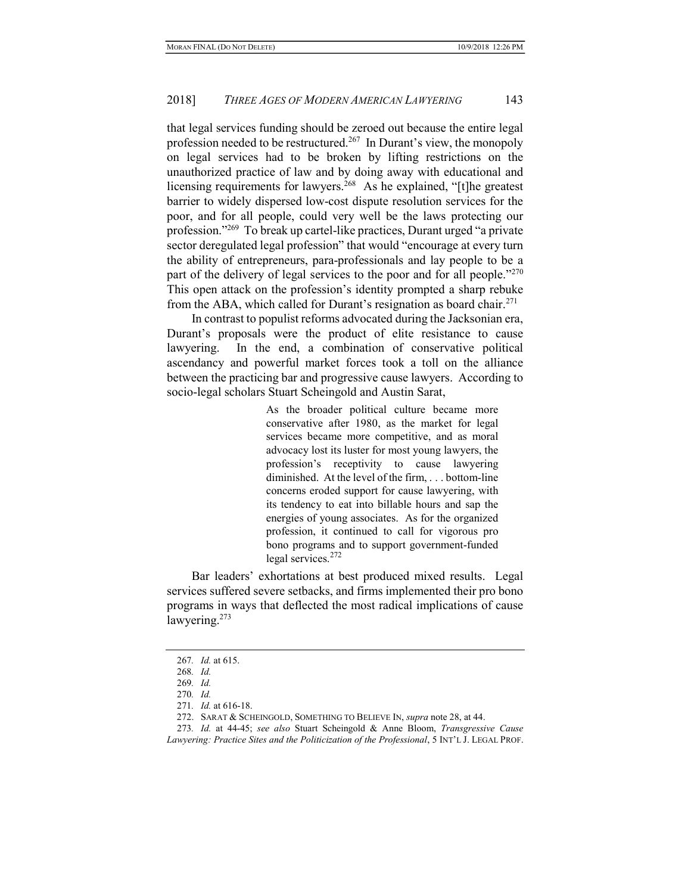that legal services funding should be zeroed out because the entire legal profession needed to be restructured.[267] In Durant's view, the monopoly on legal services had to be broken by lifting restrictions on the unauthorized practice of law and by doing away with educational and licensing requirements for lawyers.[268] As he explained, "[t]he greatest barrier to widely dispersed low-cost dispute resolution services for the poor, and for all people, could very well be the laws protecting our profession."[269] To break up cartel-like practices, Durant urged "a private sector deregulated legal profession" that would "encourage at every turn the ability of entrepreneurs, para-professionals and lay people to be a part of the delivery of legal services to the poor and for all people."[270] This open attack on the profession's identity prompted a sharp rebuke from the ABA, which called for Durant's resignation as board chair.[271]

In contrast to populist reforms advocated during the Jacksonian era, Durant's proposals were the product of elite resistance to cause lawyering. In the end, a combination of conservative political ascendancy and powerful market forces took a toll on the alliance between the practicing bar and progressive cause lawyers. According to socio-legal scholars Stuart Scheingold and Austin Sarat,

> As the broader political culture became more conservative after 1980, as the market for legal services became more competitive, and as moral advocacy lost its luster for most young lawyers, the profession's receptivity to cause lawyering diminished. At the level of the firm, . . . bottom-line concerns eroded support for cause lawyering, with its tendency to eat into billable hours and sap the energies of young associates. As for the organized profession, it continued to call for vigorous pro bono programs and to support government-funded legal services.[272]

Bar leaders' exhortations at best produced mixed results. Legal services suffered severe setbacks, and firms implemented their pro bono programs in ways that deflected the most radical implications of cause lawyering.[273]

---

267. *Id.* at 615.

268. *Id.*

269. *Id.*

270. *Id.*

271. *Id.* at 616-18.

272. SARAT & SCHEINGOLD, SOMETHING TO BELIEVE IN, *supra* note 28, at 44.

273. *Id.* at 44-45; *see also* Stuart Scheingold & Anne Bloom, *Transgressive Cause Lawyering: Practice Sites and the Politicization of the Professional*, 5 INT'L J. LEGAL PROF.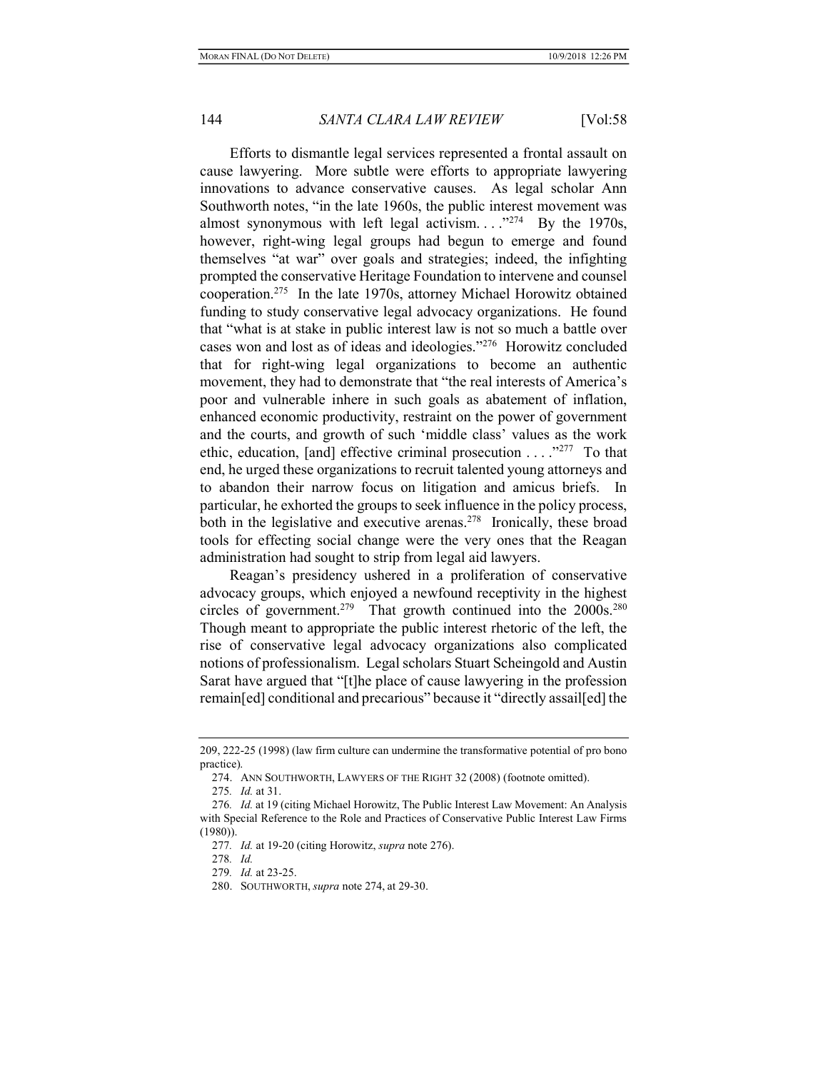Efforts to dismantle legal services represented a frontal assault on cause lawyering. More subtle were efforts to appropriate lawyering innovations to advance conservative causes. As legal scholar Ann Southworth notes, "in the late 1960s, the public interest movement was almost synonymous with left legal activism. . . ."[274] By the 1970s, however, right-wing legal groups had begun to emerge and found themselves "at war" over goals and strategies; indeed, the infighting prompted the conservative Heritage Foundation to intervene and counsel cooperation.[275] In the late 1970s, attorney Michael Horowitz obtained funding to study conservative legal advocacy organizations. He found that "what is at stake in public interest law is not so much a battle over cases won and lost as of ideas and ideologies."[276] Horowitz concluded that for right-wing legal organizations to become an authentic movement, they had to demonstrate that "the real interests of America's poor and vulnerable inhere in such goals as abatement of inflation, enhanced economic productivity, restraint on the power of government and the courts, and growth of such 'middle class' values as the work ethic, education, [and] effective criminal prosecution . . . ."[277] To that end, he urged these organizations to recruit talented young attorneys and to abandon their narrow focus on litigation and amicus briefs. In particular, he exhorted the groups to seek influence in the policy process, both in the legislative and executive arenas.[278] Ironically, these broad tools for effecting social change were the very ones that the Reagan administration had sought to strip from legal aid lawyers.

Reagan's presidency ushered in a proliferation of conservative advocacy groups, which enjoyed a newfound receptivity in the highest circles of government.[279] That growth continued into the 2000s.[280] Though meant to appropriate the public interest rhetoric of the left, the rise of conservative legal advocacy organizations also complicated notions of professionalism. Legal scholars Stuart Scheingold and Austin Sarat have argued that "[t]he place of cause lawyering in the profession remain[ed] conditional and precarious" because it "directly assail[ed] the

---

209, 222-25 (1998) (law firm culture can undermine the transformative potential of pro bono practice).

274. ANN SOUTHWORTH, LAWYERS OF THE RIGHT 32 (2008) (footnote omitted).

275. *Id.* at 31.

276. *Id.* at 19 (citing Michael Horowitz, The Public Interest Law Movement: An Analysis with Special Reference to the Role and Practices of Conservative Public Interest Law Firms (1980)).

277. *Id.* at 19-20 (citing Horowitz, *supra* note 276).

278. *Id.*

279. *Id.* at 23-25.

280. SOUTHWORTH, *supra* note 274, at 29-30.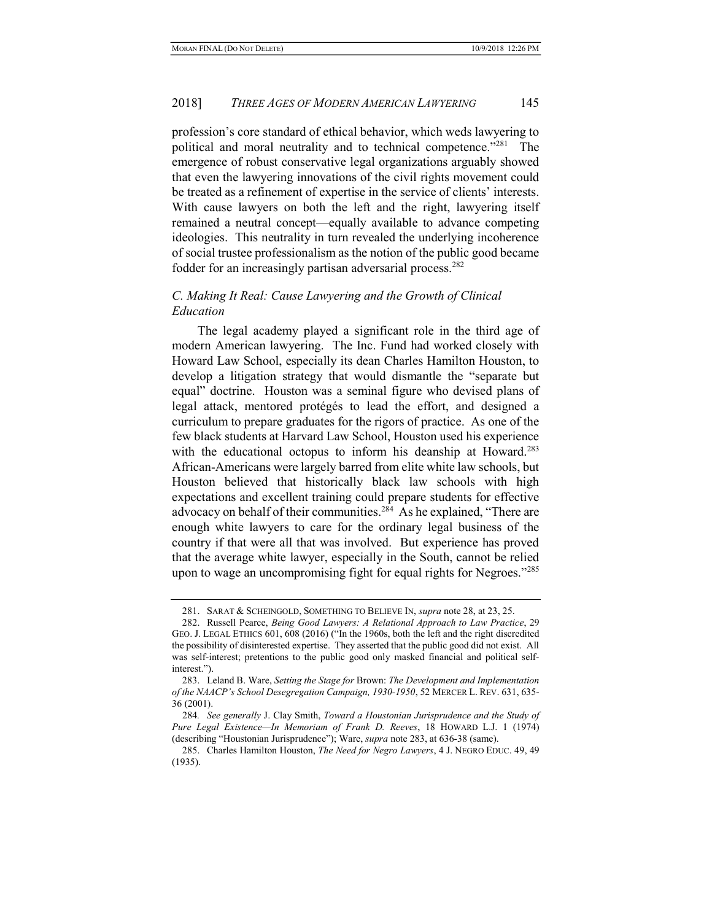profession's core standard of ethical behavior, which weds lawyering to political and moral neutrality and to technical competence."[281] The emergence of robust conservative legal organizations arguably showed that even the lawyering innovations of the civil rights movement could be treated as a refinement of expertise in the service of clients' interests. With cause lawyers on both the left and the right, lawyering itself remained a neutral concept—equally available to advance competing ideologies. This neutrality in turn revealed the underlying incoherence of social trustee professionalism as the notion of the public good became fodder for an increasingly partisan adversarial process.[282]

### *C. Making It Real: Cause Lawyering and the Growth of Clinical Education*

The legal academy played a significant role in the third age of modern American lawyering. The Inc. Fund had worked closely with Howard Law School, especially its dean Charles Hamilton Houston, to develop a litigation strategy that would dismantle the "separate but equal" doctrine. Houston was a seminal figure who devised plans of legal attack, mentored protégés to lead the effort, and designed a curriculum to prepare graduates for the rigors of practice. As one of the few black students at Harvard Law School, Houston used his experience with the educational octopus to inform his deanship at Howard.[283] African-Americans were largely barred from elite white law schools, but Houston believed that historically black law schools with high expectations and excellent training could prepare students for effective advocacy on behalf of their communities.[284] As he explained, "There are enough white lawyers to care for the ordinary legal business of the country if that were all that was involved. But experience has proved that the average white lawyer, especially in the South, cannot be relied upon to wage an uncompromising fight for equal rights for Negroes."[285]

---

281. SARAT & SCHEINGOLD, SOMETHING TO BELIEVE IN, *supra* note 28, at 23, 25.

282. Russell Pearce, *Being Good Lawyers: A Relational Approach to Law Practice*, 29 GEO. J. LEGAL ETHICS 601, 608 (2016) ("In the 1960s, both the left and the right discredited the possibility of disinterested expertise. They asserted that the public good did not exist. All was self-interest; pretentions to the public good only masked financial and political self-interest.").

283. Leland B. Ware, *Setting the Stage for* Brown: *The Development and Implementation of the NAACP's School Desegregation Campaign, 1930-1950*, 52 MERCER L. REV. 631, 635-36 (2001).

284. *See generally* J. Clay Smith, *Toward a Houstonian Jurisprudence and the Study of Pure Legal Existence—In Memoriam of Frank D. Reeves*, 18 HOWARD L.J. 1 (1974) (describing "Houstonian Jurisprudence"); Ware, *supra* note 283, at 636-38 (same).

285. Charles Hamilton Houston, *The Need for Negro Lawyers*, 4 J. NEGRO EDUC. 49, 49 (1935).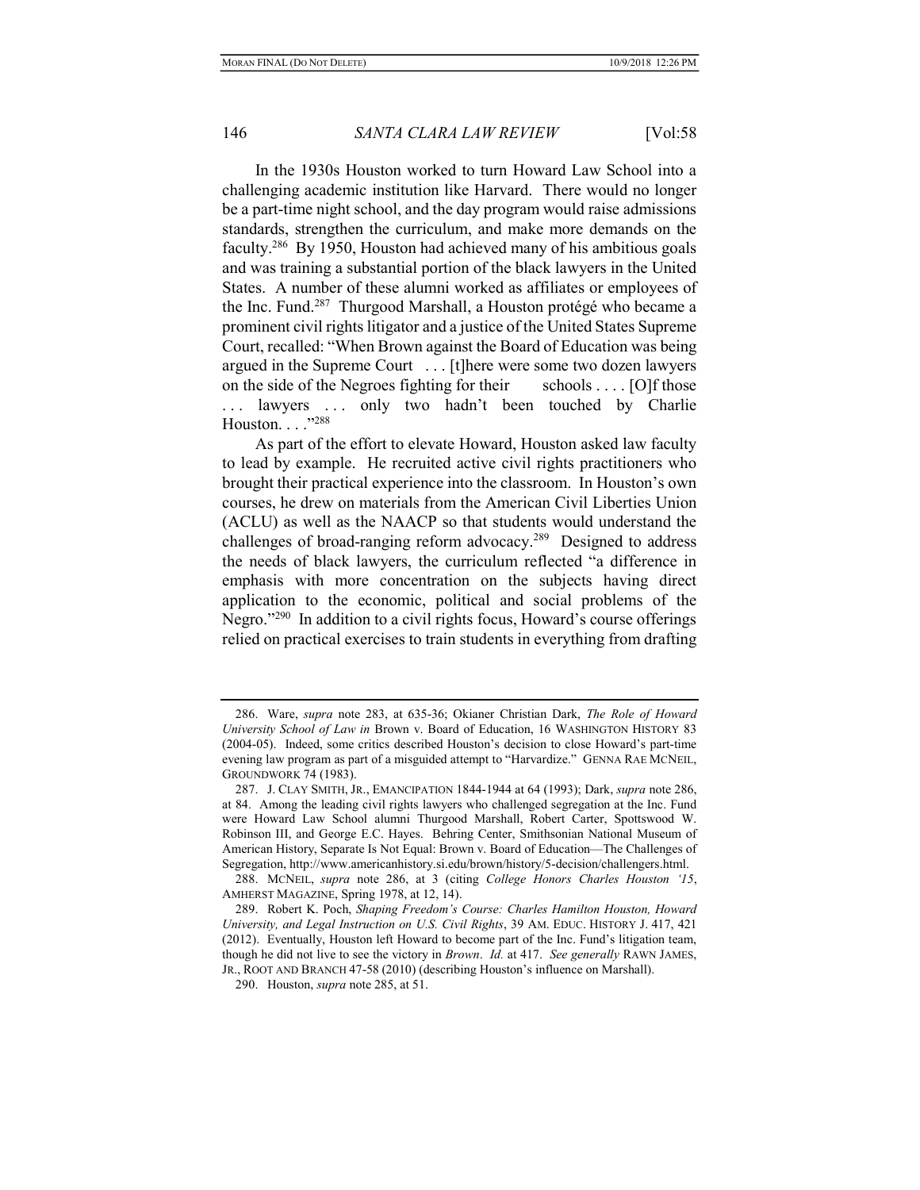In the 1930s Houston worked to turn Howard Law School into a challenging academic institution like Harvard. There would no longer be a part-time night school, and the day program would raise admissions standards, strengthen the curriculum, and make more demands on the faculty.[286] By 1950, Houston had achieved many of his ambitious goals and was training a substantial portion of the black lawyers in the United States. A number of these alumni worked as affiliates or employees of the Inc. Fund.[287] Thurgood Marshall, a Houston protégé who became a prominent civil rights litigator and a justice of the United States Supreme Court, recalled: "When Brown against the Board of Education was being argued in the Supreme Court . . . [t]here were some two dozen lawyers on the side of the Negroes fighting for their schools . . . . [O]f those . . . lawyers . . . only two hadn't been touched by Charlie Houston. . . ."[288]

As part of the effort to elevate Howard, Houston asked law faculty to lead by example. He recruited active civil rights practitioners who brought their practical experience into the classroom. In Houston's own courses, he drew on materials from the American Civil Liberties Union (ACLU) as well as the NAACP so that students would understand the challenges of broad-ranging reform advocacy.[289] Designed to address the needs of black lawyers, the curriculum reflected "a difference in emphasis with more concentration on the subjects having direct application to the economic, political and social problems of the Negro."[290] In addition to a civil rights focus, Howard's course offerings relied on practical exercises to train students in everything from drafting

---

286. Ware, *supra* note 283, at 635-36; Okianer Christian Dark, *The Role of Howard University School of Law in* Brown v. Board of Education, 16 WASHINGTON HISTORY 83 (2004-05). Indeed, some critics described Houston's decision to close Howard's part-time evening law program as part of a misguided attempt to "Harvardize." GENNA RAE MCNEIL, GROUNDWORK 74 (1983).

287. J. CLAY SMITH, JR., EMANCIPATION 1844-1944 at 64 (1993); Dark, *supra* note 286, at 84. Among the leading civil rights lawyers who challenged segregation at the Inc. Fund were Howard Law School alumni Thurgood Marshall, Robert Carter, Spottswood W. Robinson III, and George E.C. Hayes. Behring Center, Smithsonian National Museum of American History, Separate Is Not Equal: Brown v. Board of Education—The Challenges of Segregation, http://www.americanhistory.si.edu/brown/history/5-decision/challengers.html.

288. MCNEIL, *supra* note 286, at 3 (citing *College Honors Charles Houston '15*, AMHERST MAGAZINE, Spring 1978, at 12, 14).

289. Robert K. Poch, *Shaping Freedom's Course: Charles Hamilton Houston, Howard University, and Legal Instruction on U.S. Civil Rights*, 39 AM. EDUC. HISTORY J. 417, 421 (2012). Eventually, Houston left Howard to become part of the Inc. Fund's litigation team, though he did not live to see the victory in *Brown*. *Id.* at 417. *See generally* RAWN JAMES, JR., ROOT AND BRANCH 47-58 (2010) (describing Houston's influence on Marshall).

290. Houston, *supra* note 285, at 51.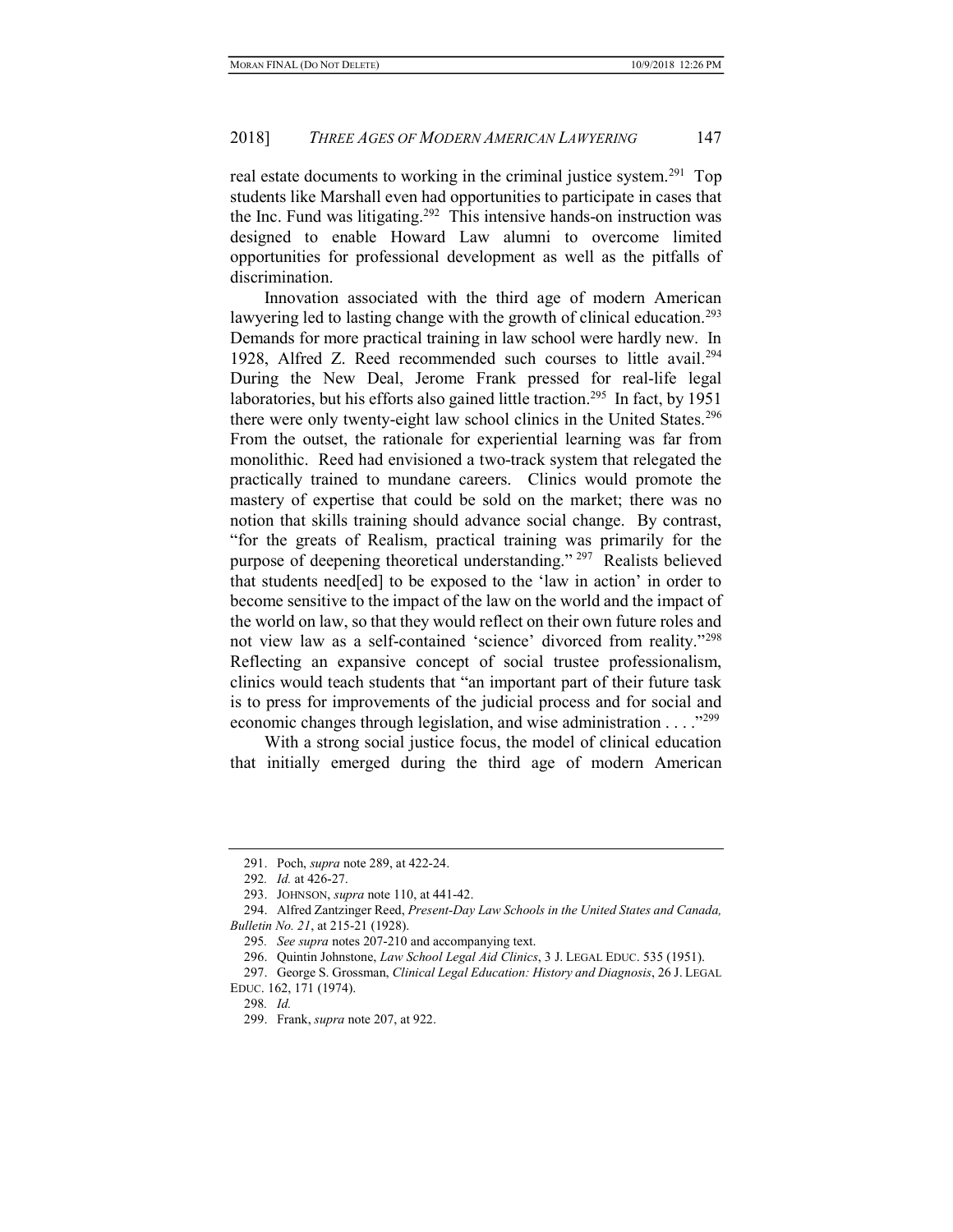real estate documents to working in the criminal justice system.[291] Top students like Marshall even had opportunities to participate in cases that the Inc. Fund was litigating.[292] This intensive hands-on instruction was designed to enable Howard Law alumni to overcome limited opportunities for professional development as well as the pitfalls of discrimination.

Innovation associated with the third age of modern American lawyering led to lasting change with the growth of clinical education.[293] Demands for more practical training in law school were hardly new. In 1928, Alfred Z. Reed recommended such courses to little avail.[294] During the New Deal, Jerome Frank pressed for real-life legal laboratories, but his efforts also gained little traction.[295] In fact, by 1951 there were only twenty-eight law school clinics in the United States.[296] From the outset, the rationale for experiential learning was far from monolithic. Reed had envisioned a two-track system that relegated the practically trained to mundane careers. Clinics would promote the mastery of expertise that could be sold on the market; there was no notion that skills training should advance social change. By contrast, "for the greats of Realism, practical training was primarily for the purpose of deepening theoretical understanding."[297] Realists believed that students need[ed] to be exposed to the 'law in action' in order to become sensitive to the impact of the law on the world and the impact of the world on law, so that they would reflect on their own future roles and not view law as a self-contained 'science' divorced from reality."[298] Reflecting an expansive concept of social trustee professionalism, clinics would teach students that "an important part of their future task is to press for improvements of the judicial process and for social and economic changes through legislation, and wise administration . . . ."[299]

With a strong social justice focus, the model of clinical education that initially emerged during the third age of modern American

---

291. Poch, *supra* note 289, at 422-24.

292. *Id.* at 426-27.

293. JOHNSON, *supra* note 110, at 441-42.

294. Alfred Zantzinger Reed, *Present-Day Law Schools in the United States and Canada, Bulletin No. 21*, at 215-21 (1928).

295. *See supra* notes 207-210 and accompanying text.

296. Quintin Johnstone, *Law School Legal Aid Clinics*, 3 J. LEGAL EDUC. 535 (1951).

297. George S. Grossman, *Clinical Legal Education: History and Diagnosis*, 26 J. LEGAL EDUC. 162, 171 (1974).

298. *Id.*

299. Frank, *supra* note 207, at 922.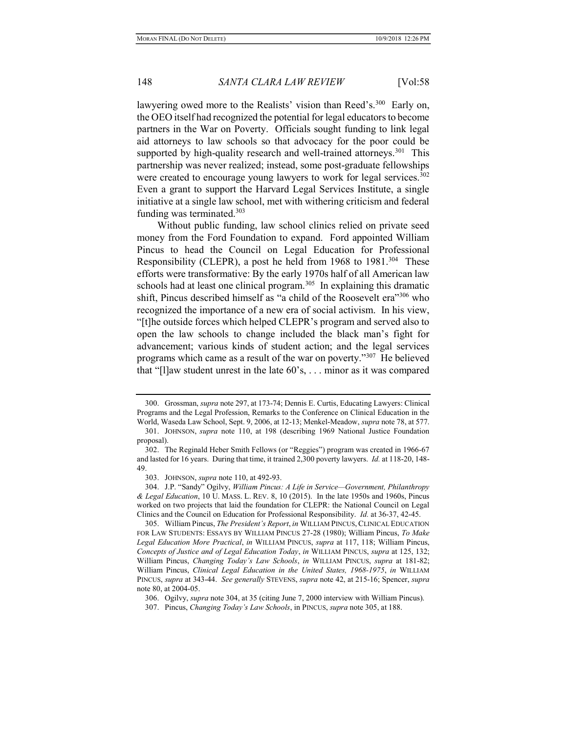lawyering owed more to the Realists' vision than Reed's.[300] Early on, the OEO itself had recognized the potential for legal educators to become partners in the War on Poverty. Officials sought funding to link legal aid attorneys to law schools so that advocacy for the poor could be supported by high-quality research and well-trained attorneys.[301] This partnership was never realized; instead, some post-graduate fellowships were created to encourage young lawyers to work for legal services.[302] Even a grant to support the Harvard Legal Services Institute, a single initiative at a single law school, met with withering criticism and federal funding was terminated.[303]

Without public funding, law school clinics relied on private seed money from the Ford Foundation to expand. Ford appointed William Pincus to head the Council on Legal Education for Professional Responsibility (CLEPR), a post he held from 1968 to 1981.[304] These efforts were transformative: By the early 1970s half of all American law schools had at least one clinical program.[305] In explaining this dramatic shift, Pincus described himself as "a child of the Roosevelt era"[306] who recognized the importance of a new era of social activism. In his view, "[t]he outside forces which helped CLEPR's program and served also to open the law schools to change included the black man's fight for advancement; various kinds of student action; and the legal services programs which came as a result of the war on poverty."[307] He believed that "[l]aw student unrest in the late 60's, . . . minor as it was compared

---

300. Grossman, *supra* note 297, at 173-74; Dennis E. Curtis, Educating Lawyers: Clinical Programs and the Legal Profession, Remarks to the Conference on Clinical Education in the World, Waseda Law School, Sept. 9, 2006, at 12-13; Menkel-Meadow, *supra* note 78, at 577.

301. JOHNSON, *supra* note 110, at 198 (describing 1969 National Justice Foundation proposal).

302. The Reginald Heber Smith Fellows (or "Reggies") program was created in 1966-67 and lasted for 16 years. During that time, it trained 2,300 poverty lawyers. *Id.* at 118-20, 148-49.

303. JOHNSON, *supra* note 110, at 492-93.

304. J.P. "Sandy" Ogilvy, *William Pincus: A Life in Service—Government, Philanthropy & Legal Education*, 10 U. MASS. L. REV. 8, 10 (2015). In the late 1950s and 1960s, Pincus worked on two projects that laid the foundation for CLEPR: the National Council on Legal Clinics and the Council on Education for Professional Responsibility. *Id.* at 36-37, 42-45.

305. William Pincus, *The President's Report*, *in* WILLIAM PINCUS, CLINICAL EDUCATION FOR LAW STUDENTS: ESSAYS BY WILLIAM PINCUS 27-28 (1980); William Pincus, *To Make Legal Education More Practical*, *in* WILLIAM PINCUS, *supra* at 117, 118; William Pincus, *Concepts of Justice and of Legal Education Today*, *in* WILLIAM PINCUS, *supra* at 125, 132; William Pincus, *Changing Today's Law Schools*, *in* WILLIAM PINCUS, *supra* at 181-82; William Pincus, *Clinical Legal Education in the United States, 1968-1975*, *in* WILLIAM PINCUS, *supra* at 343-44. *See generally* STEVENS, *supra* note 42, at 215-16; Spencer, *supra* note 80, at 2004-05.

306. Ogilvy, *supra* note 304, at 35 (citing June 7, 2000 interview with William Pincus).

307. Pincus, *Changing Today's Law Schools*, in PINCUS, *supra* note 305, at 188.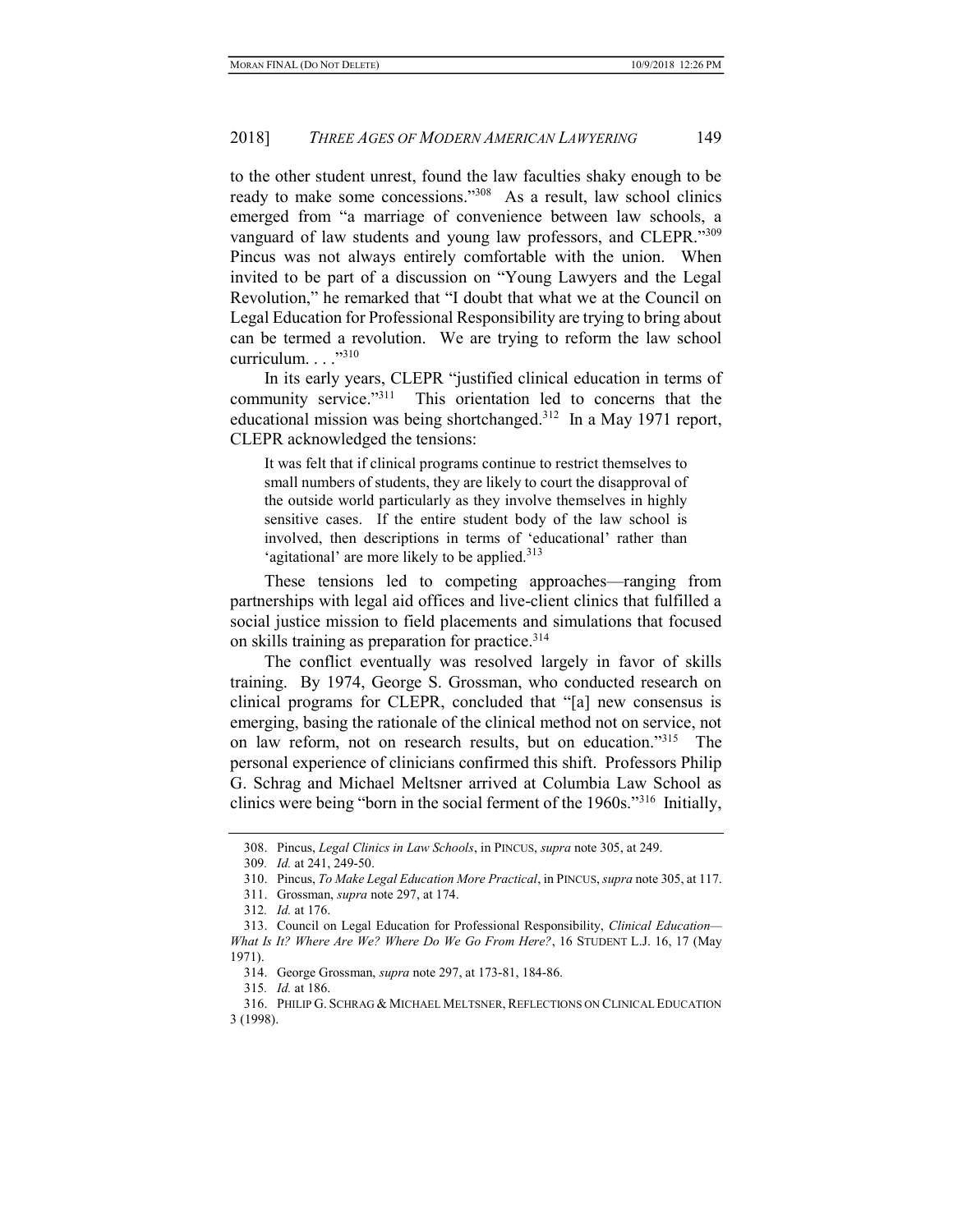to the other student unrest, found the law faculties shaky enough to be ready to make some concessions."[308] As a result, law school clinics emerged from "a marriage of convenience between law schools, a vanguard of law students and young law professors, and CLEPR."[309] Pincus was not always entirely comfortable with the union. When invited to be part of a discussion on "Young Lawyers and the Legal Revolution," he remarked that "I doubt that what we at the Council on Legal Education for Professional Responsibility are trying to bring about can be termed a revolution. We are trying to reform the law school curriculum. . . ."[310]

In its early years, CLEPR "justified clinical education in terms of community service."[311] This orientation led to concerns that the educational mission was being shortchanged.[312] In a May 1971 report, CLEPR acknowledged the tensions:

> It was felt that if clinical programs continue to restrict themselves to small numbers of students, they are likely to court the disapproval of the outside world particularly as they involve themselves in highly sensitive cases. If the entire student body of the law school is involved, then descriptions in terms of 'educational' rather than 'agitational' are more likely to be applied.[313]

These tensions led to competing approaches—ranging from partnerships with legal aid offices and live-client clinics that fulfilled a social justice mission to field placements and simulations that focused on skills training as preparation for practice.[314]

The conflict eventually was resolved largely in favor of skills training. By 1974, George S. Grossman, who conducted research on clinical programs for CLEPR, concluded that "[a] new consensus is emerging, basing the rationale of the clinical method not on service, not on law reform, not on research results, but on education."[315] The personal experience of clinicians confirmed this shift. Professors Philip G. Schrag and Michael Meltsner arrived at Columbia Law School as clinics were being "born in the social ferment of the 1960s."[316] Initially,

---

308. Pincus, *Legal Clinics in Law Schools*, in PINCUS, *supra* note 305, at 249.

309. *Id.* at 241, 249-50.

310. Pincus, *To Make Legal Education More Practical*, in PINCUS, *supra* note 305, at 117.

311. Grossman, *supra* note 297, at 174.

312. *Id.* at 176.

313. Council on Legal Education for Professional Responsibility, *Clinical Education—What Is It? Where Are We? Where Do We Go From Here?*, 16 STUDENT L.J. 16, 17 (May 1971).

314. George Grossman, *supra* note 297, at 173-81, 184-86.

315. *Id.* at 186.

316. PHILIP G. SCHRAG & MICHAEL MELTSNER, REFLECTIONS ON CLINICAL EDUCATION 3 (1998).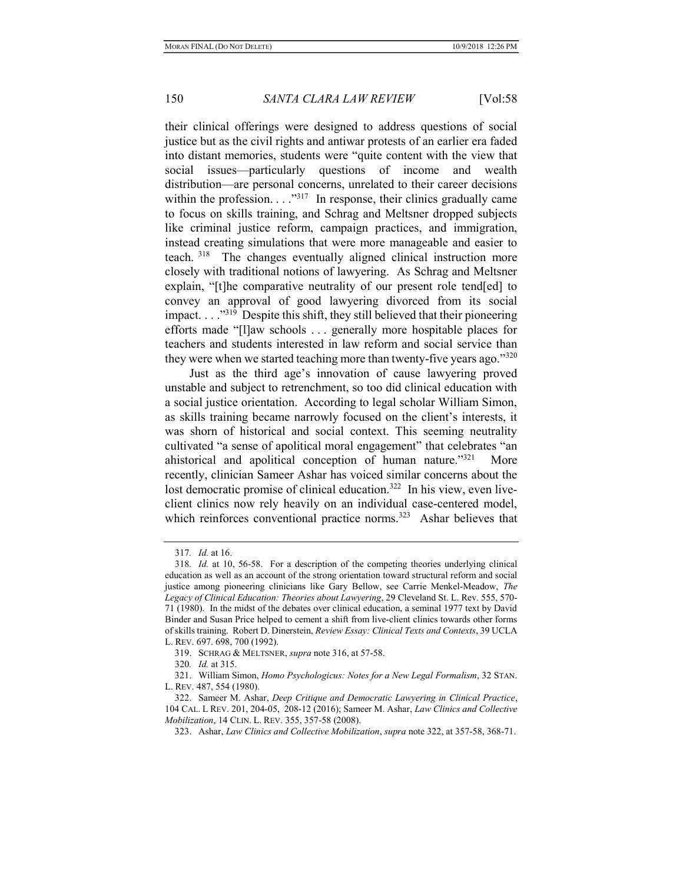their clinical offerings were designed to address questions of social justice but as the civil rights and antiwar protests of an earlier era faded into distant memories, students were "quite content with the view that social issues—particularly questions of income and wealth distribution—are personal concerns, unrelated to their career decisions within the profession. . . ."[317] In response, their clinics gradually came to focus on skills training, and Schrag and Meltsner dropped subjects like criminal justice reform, campaign practices, and immigration, instead creating simulations that were more manageable and easier to teach.[318] The changes eventually aligned clinical instruction more closely with traditional notions of lawyering. As Schrag and Meltsner explain, "[t]he comparative neutrality of our present role tend[ed] to convey an approval of good lawyering divorced from its social impact. . . ."[319] Despite this shift, they still believed that their pioneering efforts made "[l]aw schools . . . generally more hospitable places for teachers and students interested in law reform and social service than they were when we started teaching more than twenty-five years ago."[320]

Just as the third age's innovation of cause lawyering proved unstable and subject to retrenchment, so too did clinical education with a social justice orientation. According to legal scholar William Simon, as skills training became narrowly focused on the client's interests, it was shorn of historical and social context. This seeming neutrality cultivated "a sense of apolitical moral engagement" that celebrates "an ahistorical and apolitical conception of human nature."[321] More recently, clinician Sameer Ashar has voiced similar concerns about the lost democratic promise of clinical education.[322] In his view, even live-client clinics now rely heavily on an individual case-centered model, which reinforces conventional practice norms.[323] Ashar believes that

---

317. *Id.* at 16.

318. *Id.* at 10, 56-58. For a description of the competing theories underlying clinical education as well as an account of the strong orientation toward structural reform and social justice among pioneering clinicians like Gary Bellow, see Carrie Menkel-Meadow, *The Legacy of Clinical Education: Theories about Lawyering*, 29 Cleveland St. L. Rev. 555, 570-71 (1980). In the midst of the debates over clinical education, a seminal 1977 text by David Binder and Susan Price helped to cement a shift from live-client clinics towards other forms of skills training. Robert D. Dinerstein, *Review Essay: Clinical Texts and Contexts*, 39 UCLA L. REV. 697. 698, 700 (1992).

319. SCHRAG & MELTSNER, *supra* note 316, at 57-58.

320. *Id.* at 315.

321. William Simon, *Homo Psychologicus: Notes for a New Legal Formalism*, 32 STAN. L. REV. 487, 554 (1980).

322. Sameer M. Ashar, *Deep Critique and Democratic Lawyering in Clinical Practice*, 104 CAL. L REV. 201, 204-05, 208-12 (2016); Sameer M. Ashar, *Law Clinics and Collective Mobilization*, 14 CLIN. L. REV. 355, 357-58 (2008).

323. Ashar, *Law Clinics and Collective Mobilization*, *supra* note 322, at 357-58, 368-71.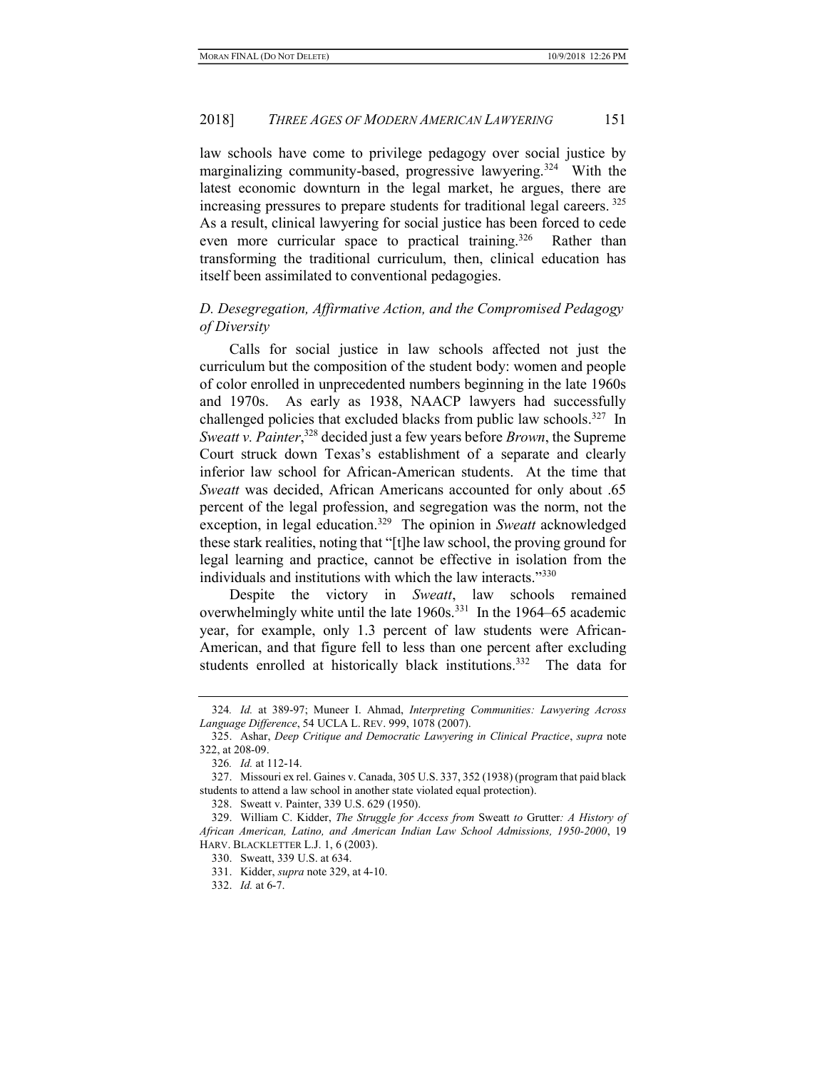law schools have come to privilege pedagogy over social justice by marginalizing community-based, progressive lawyering.[324] With the latest economic downturn in the legal market, he argues, there are increasing pressures to prepare students for traditional legal careers.[325] As a result, clinical lawyering for social justice has been forced to cede even more curricular space to practical training.[326] Rather than transforming the traditional curriculum, then, clinical education has itself been assimilated to conventional pedagogies.

### *D. Desegregation, Affirmative Action, and the Compromised Pedagogy of Diversity*

Calls for social justice in law schools affected not just the curriculum but the composition of the student body: women and people of color enrolled in unprecedented numbers beginning in the late 1960s and 1970s. As early as 1938, NAACP lawyers had successfully challenged policies that excluded blacks from public law schools.[327] In *Sweatt v. Painter*,[328] decided just a few years before *Brown*, the Supreme Court struck down Texas's establishment of a separate and clearly inferior law school for African-American students. At the time that *Sweatt* was decided, African Americans accounted for only about .65 percent of the legal profession, and segregation was the norm, not the exception, in legal education.[329] The opinion in *Sweatt* acknowledged these stark realities, noting that "[t]he law school, the proving ground for legal learning and practice, cannot be effective in isolation from the individuals and institutions with which the law interacts."[330]

Despite the victory in *Sweatt*, law schools remained overwhelmingly white until the late 1960s.[331] In the 1964–65 academic year, for example, only 1.3 percent of law students were African-American, and that figure fell to less than one percent after excluding students enrolled at historically black institutions.[332] The data for

---

324. *Id.* at 389-97; Muneer I. Ahmad, *Interpreting Communities: Lawyering Across Language Difference*, 54 UCLA L. REV. 999, 1078 (2007).

325. Ashar, *Deep Critique and Democratic Lawyering in Clinical Practice*, *supra* note 322, at 208-09.

326. *Id.* at 112-14.

327. Missouri ex rel. Gaines v. Canada, 305 U.S. 337, 352 (1938) (program that paid black students to attend a law school in another state violated equal protection).

328. Sweatt v. Painter, 339 U.S. 629 (1950).

329. William C. Kidder, *The Struggle for Access from* Sweatt *to* Grutter*: A History of African American, Latino, and American Indian Law School Admissions, 1950-2000*, 19 HARV. BLACKLETTER L.J. 1, 6 (2003).

330. Sweatt, 339 U.S. at 634.

331. Kidder, *supra* note 329, at 4-10.

332. *Id.* at 6-7.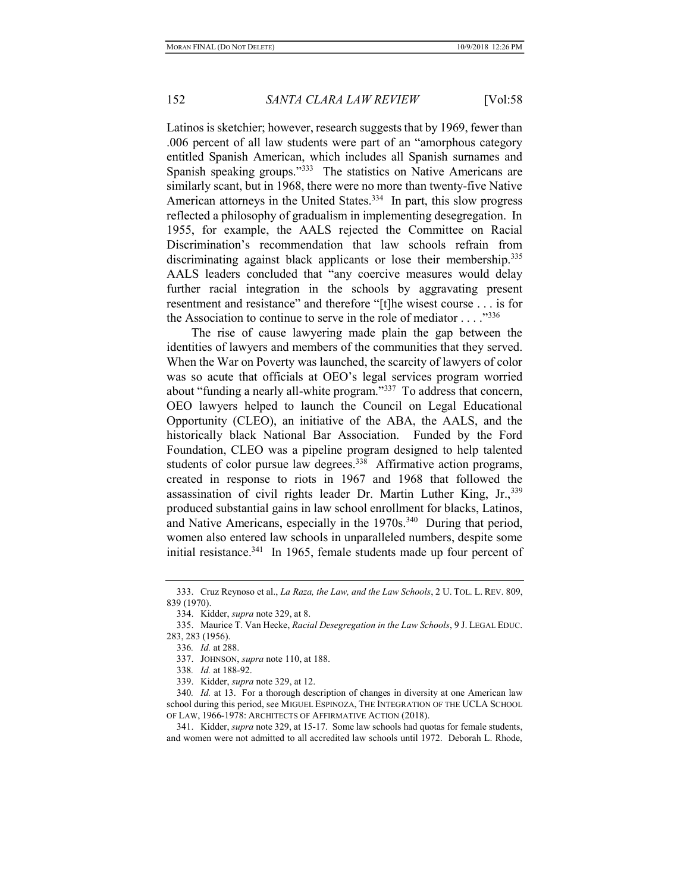Latinos is sketchier; however, research suggests that by 1969, fewer than .006 percent of all law students were part of an "amorphous category entitled Spanish American, which includes all Spanish surnames and Spanish speaking groups."[333] The statistics on Native Americans are similarly scant, but in 1968, there were no more than twenty-five Native American attorneys in the United States.[334] In part, this slow progress reflected a philosophy of gradualism in implementing desegregation. In 1955, for example, the AALS rejected the Committee on Racial Discrimination's recommendation that law schools refrain from discriminating against black applicants or lose their membership.[335] AALS leaders concluded that "any coercive measures would delay further racial integration in the schools by aggravating present resentment and resistance" and therefore "[t]he wisest course . . . is for the Association to continue to serve in the role of mediator . . . ."[336]

The rise of cause lawyering made plain the gap between the identities of lawyers and members of the communities that they served. When the War on Poverty was launched, the scarcity of lawyers of color was so acute that officials at OEO's legal services program worried about "funding a nearly all-white program."[337] To address that concern, OEO lawyers helped to launch the Council on Legal Educational Opportunity (CLEO), an initiative of the ABA, the AALS, and the historically black National Bar Association. Funded by the Ford Foundation, CLEO was a pipeline program designed to help talented students of color pursue law degrees.[338] Affirmative action programs, created in response to riots in 1967 and 1968 that followed the assassination of civil rights leader Dr. Martin Luther King, Jr.,[339] produced substantial gains in law school enrollment for blacks, Latinos, and Native Americans, especially in the 1970s.[340] During that period, women also entered law schools in unparalleled numbers, despite some initial resistance.[341] In 1965, female students made up four percent of

---

333. Cruz Reynoso et al., *La Raza, the Law, and the Law Schools*, 2 U. TOL. L. REV. 809, 839 (1970).

334. Kidder, *supra* note 329, at 8.

335. Maurice T. Van Hecke, *Racial Desegregation in the Law Schools*, 9 J. LEGAL EDUC. 283, 283 (1956).

336. *Id.* at 288.

337. JOHNSON, *supra* note 110, at 188.

338. *Id.* at 188-92.

339. Kidder, *supra* note 329, at 12.

340. *Id.* at 13. For a thorough description of changes in diversity at one American law school during this period, see MIGUEL ESPINOZA, THE INTEGRATION OF THE UCLA SCHOOL OF LAW, 1966-1978: ARCHITECTS OF AFFIRMATIVE ACTION (2018).

341. Kidder, *supra* note 329, at 15-17. Some law schools had quotas for female students, and women were not admitted to all accredited law schools until 1972. Deborah L. Rhode,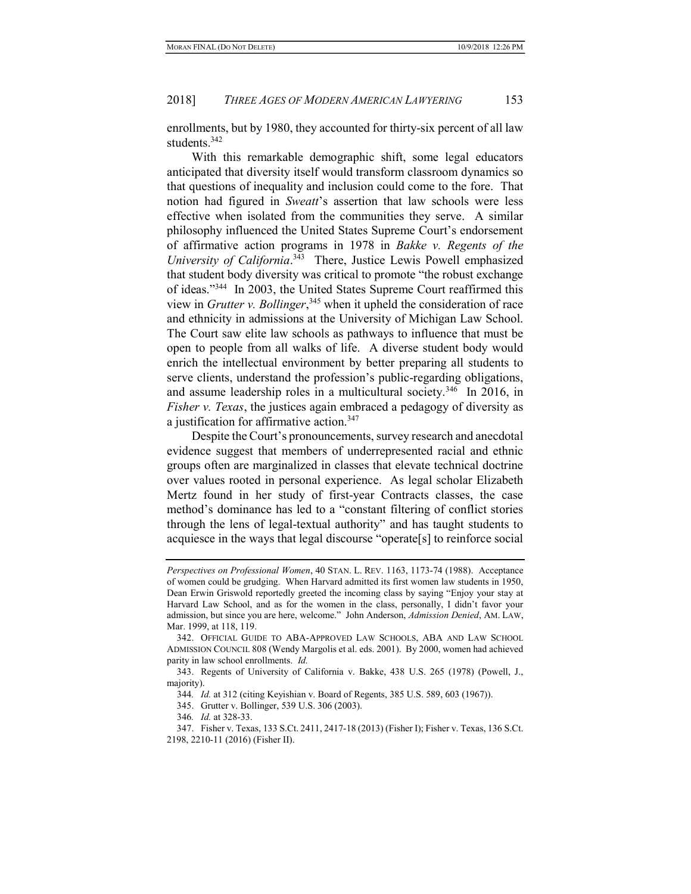enrollments, but by 1980, they accounted for thirty-six percent of all law students.[342]

With this remarkable demographic shift, some legal educators anticipated that diversity itself would transform classroom dynamics so that questions of inequality and inclusion could come to the fore. That notion had figured in *Sweatt*'s assertion that law schools were less effective when isolated from the communities they serve. A similar philosophy influenced the United States Supreme Court's endorsement of affirmative action programs in 1978 in *Bakke v. Regents of the University of California*.[343] There, Justice Lewis Powell emphasized that student body diversity was critical to promote "the robust exchange of ideas."[344] In 2003, the United States Supreme Court reaffirmed this view in *Grutter v. Bollinger*,[345] when it upheld the consideration of race and ethnicity in admissions at the University of Michigan Law School. The Court saw elite law schools as pathways to influence that must be open to people from all walks of life. A diverse student body would enrich the intellectual environment by better preparing all students to serve clients, understand the profession's public-regarding obligations, and assume leadership roles in a multicultural society.[346] In 2016, in *Fisher v. Texas*, the justices again embraced a pedagogy of diversity as a justification for affirmative action.[347]

Despite the Court's pronouncements, survey research and anecdotal evidence suggest that members of underrepresented racial and ethnic groups often are marginalized in classes that elevate technical doctrine over values rooted in personal experience. As legal scholar Elizabeth Mertz found in her study of first-year Contracts classes, the case method's dominance has led to a "constant filtering of conflict stories through the lens of legal-textual authority" and has taught students to acquiesce in the ways that legal discourse "operate[s] to reinforce social

---

*Perspectives on Professional Women*, 40 STAN. L. REV. 1163, 1173-74 (1988). Acceptance of women could be grudging. When Harvard admitted its first women law students in 1950, Dean Erwin Griswold reportedly greeted the incoming class by saying "Enjoy your stay at Harvard Law School, and as for the women in the class, personally, I didn't favor your admission, but since you are here, welcome." John Anderson, *Admission Denied*, AM. LAW, Mar. 1999, at 118, 119.

342. OFFICIAL GUIDE TO ABA-APPROVED LAW SCHOOLS, ABA AND LAW SCHOOL ADMISSION COUNCIL 808 (Wendy Margolis et al. eds. 2001). By 2000, women had achieved parity in law school enrollments. *Id.*

343. Regents of University of California v. Bakke, 438 U.S. 265 (1978) (Powell, J., majority).

344. *Id.* at 312 (citing Keyishian v. Board of Regents, 385 U.S. 589, 603 (1967)).

345. Grutter v. Bollinger, 539 U.S. 306 (2003).

346. *Id.* at 328-33.

347. Fisher v. Texas, 133 S.Ct. 2411, 2417-18 (2013) (Fisher I); Fisher v. Texas, 136 S.Ct. 2198, 2210-11 (2016) (Fisher II).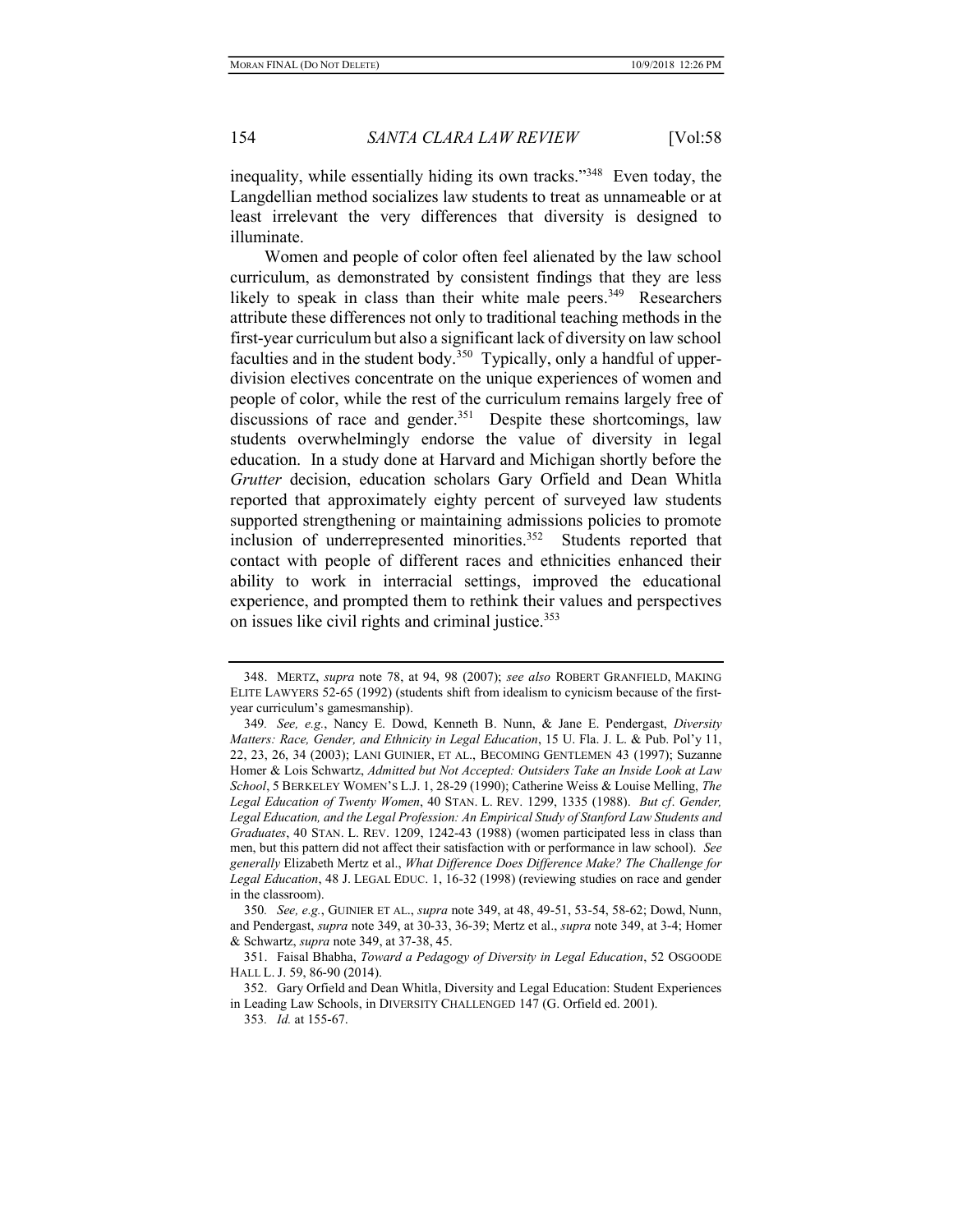inequality, while essentially hiding its own tracks."[348] Even today, the Langdellian method socializes law students to treat as unnameable or at least irrelevant the very differences that diversity is designed to illuminate.

Women and people of color often feel alienated by the law school curriculum, as demonstrated by consistent findings that they are less likely to speak in class than their white male peers.[349] Researchers attribute these differences not only to traditional teaching methods in the first-year curriculum but also a significant lack of diversity on law school faculties and in the student body.[350] Typically, only a handful of upper-division electives concentrate on the unique experiences of women and people of color, while the rest of the curriculum remains largely free of discussions of race and gender.[351] Despite these shortcomings, law students overwhelmingly endorse the value of diversity in legal education. In a study done at Harvard and Michigan shortly before the *Grutter* decision, education scholars Gary Orfield and Dean Whitla reported that approximately eighty percent of surveyed law students supported strengthening or maintaining admissions policies to promote inclusion of underrepresented minorities.[352] Students reported that contact with people of different races and ethnicities enhanced their ability to work in interracial settings, improved the educational experience, and prompted them to rethink their values and perspectives on issues like civil rights and criminal justice.[353]

---

348. MERTZ, *supra* note 78, at 94, 98 (2007); *see also* ROBERT GRANFIELD, MAKING ELITE LAWYERS 52-65 (1992) (students shift from idealism to cynicism because of the first-year curriculum's gamesmanship).

349. *See, e.g.*, Nancy E. Dowd, Kenneth B. Nunn, & Jane E. Pendergast, *Diversity Matters: Race, Gender, and Ethnicity in Legal Education*, 15 U. Fla. J. L. & Pub. Pol'y 11, 22, 23, 26, 34 (2003); LANI GUINIER, ET AL., BECOMING GENTLEMEN 43 (1997); Suzanne Homer & Lois Schwartz, *Admitted but Not Accepted: Outsiders Take an Inside Look at Law School*, 5 BERKELEY WOMEN'S L.J. 1, 28-29 (1990); Catherine Weiss & Louise Melling, *The Legal Education of Twenty Women*, 40 STAN. L. REV. 1299, 1335 (1988). *But cf*. *Gender, Legal Education, and the Legal Profession: An Empirical Study of Stanford Law Students and Graduates*, 40 STAN. L. REV. 1209, 1242-43 (1988) (women participated less in class than men, but this pattern did not affect their satisfaction with or performance in law school). *See generally* Elizabeth Mertz et al., *What Difference Does Difference Make? The Challenge for Legal Education*, 48 J. LEGAL EDUC. 1, 16-32 (1998) (reviewing studies on race and gender in the classroom).

350. *See, e.g.*, GUINIER ET AL., *supra* note 349, at 48, 49-51, 53-54, 58-62; Dowd, Nunn, and Pendergast, *supra* note 349, at 30-33, 36-39; Mertz et al., *supra* note 349, at 3-4; Homer & Schwartz, *supra* note 349, at 37-38, 45.

351. Faisal Bhabha, *Toward a Pedagogy of Diversity in Legal Education*, 52 OSGOODE HALL L. J. 59, 86-90 (2014).

352. Gary Orfield and Dean Whitla, Diversity and Legal Education: Student Experiences in Leading Law Schools, in DIVERSITY CHALLENGED 147 (G. Orfield ed. 2001).

353. *Id.* at 155-67.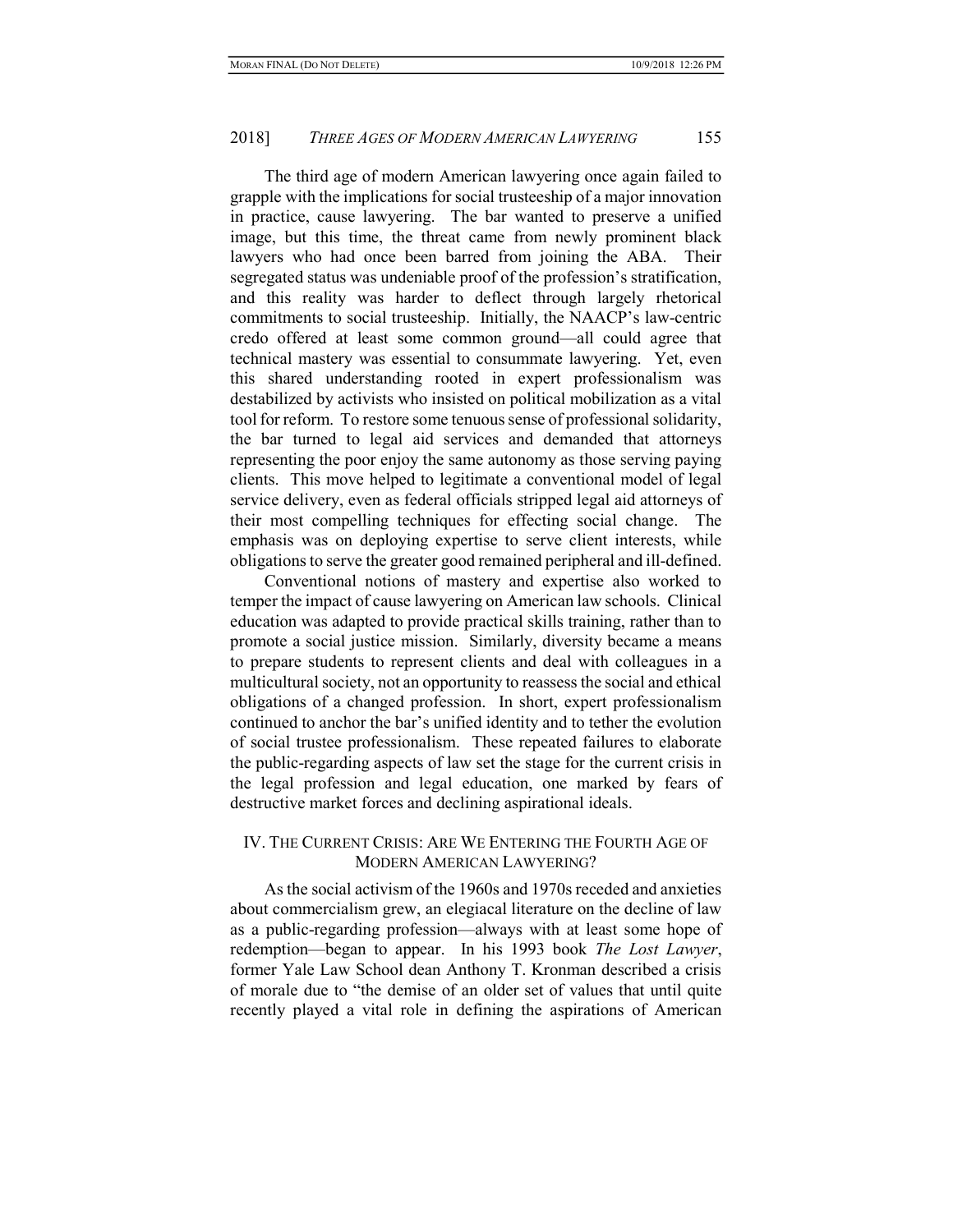The third age of modern American lawyering once again failed to grapple with the implications for social trusteeship of a major innovation in practice, cause lawyering. The bar wanted to preserve a unified image, but this time, the threat came from newly prominent black lawyers who had once been barred from joining the ABA. Their segregated status was undeniable proof of the profession's stratification, and this reality was harder to deflect through largely rhetorical commitments to social trusteeship. Initially, the NAACP's law-centric credo offered at least some common ground—all could agree that technical mastery was essential to consummate lawyering. Yet, even this shared understanding rooted in expert professionalism was destabilized by activists who insisted on political mobilization as a vital tool for reform. To restore some tenuous sense of professional solidarity, the bar turned to legal aid services and demanded that attorneys representing the poor enjoy the same autonomy as those serving paying clients. This move helped to legitimate a conventional model of legal service delivery, even as federal officials stripped legal aid attorneys of their most compelling techniques for effecting social change. The emphasis was on deploying expertise to serve client interests, while obligations to serve the greater good remained peripheral and ill-defined.

Conventional notions of mastery and expertise also worked to temper the impact of cause lawyering on American law schools. Clinical education was adapted to provide practical skills training, rather than to promote a social justice mission. Similarly, diversity became a means to prepare students to represent clients and deal with colleagues in a multicultural society, not an opportunity to reassess the social and ethical obligations of a changed profession. In short, expert professionalism continued to anchor the bar's unified identity and to tether the evolution of social trustee professionalism. These repeated failures to elaborate the public-regarding aspects of law set the stage for the current crisis in the legal profession and legal education, one marked by fears of destructive market forces and declining aspirational ideals.

## IV. The Current Crisis: Are We Entering the Fourth Age of Modern American Lawyering?

As the social activism of the 1960s and 1970s receded and anxieties about commercialism grew, an elegiacal literature on the decline of law as a public-regarding profession—always with at least some hope of redemption—began to appear. In his 1993 book *The Lost Lawyer*, former Yale Law School dean Anthony T. Kronman described a crisis of morale due to "the demise of an older set of values that until quite recently played a vital role in defining the aspirations of American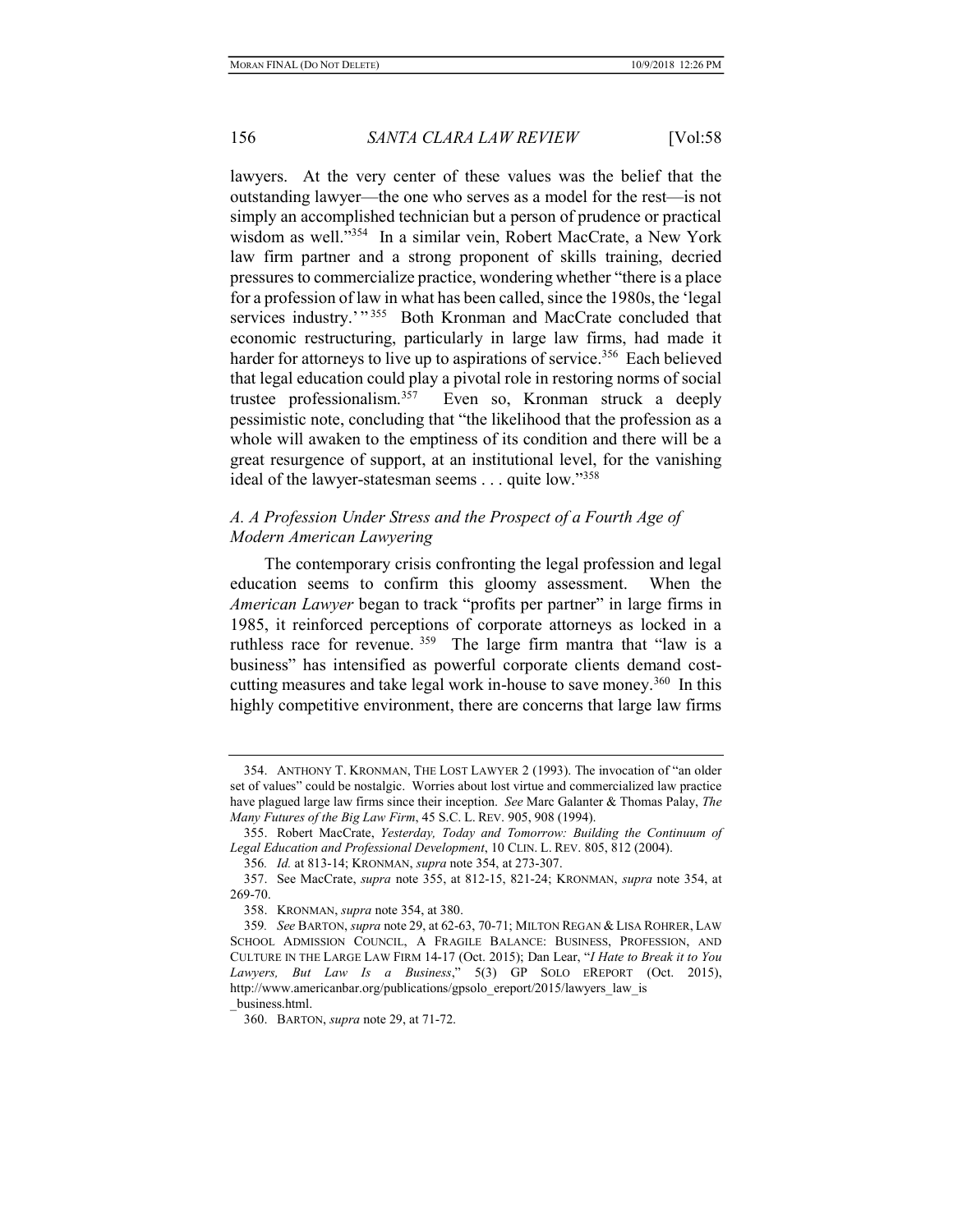lawyers. At the very center of these values was the belief that the outstanding lawyer—the one who serves as a model for the rest—is not simply an accomplished technician but a person of prudence or practical wisdom as well."[354] In a similar vein, Robert MacCrate, a New York law firm partner and a strong proponent of skills training, decried pressures to commercialize practice, wondering whether "there is a place for a profession of law in what has been called, since the 1980s, the 'legal services industry.' "[355] Both Kronman and MacCrate concluded that economic restructuring, particularly in large law firms, had made it harder for attorneys to live up to aspirations of service.[356] Each believed that legal education could play a pivotal role in restoring norms of social trustee professionalism.[357] Even so, Kronman struck a deeply pessimistic note, concluding that "the likelihood that the profession as a whole will awaken to the emptiness of its condition and there will be a great resurgence of support, at an institutional level, for the vanishing ideal of the lawyer-statesman seems . . . quite low."[358]

### *A. A Profession Under Stress and the Prospect of a Fourth Age of Modern American Lawyering*

The contemporary crisis confronting the legal profession and legal education seems to confirm this gloomy assessment. When the *American Lawyer* began to track "profits per partner" in large firms in 1985, it reinforced perceptions of corporate attorneys as locked in a ruthless race for revenue.[359] The large firm mantra that "law is a business" has intensified as powerful corporate clients demand cost-cutting measures and take legal work in-house to save money.[360] In this highly competitive environment, there are concerns that large law firms

---

354. ANTHONY T. KRONMAN, THE LOST LAWYER 2 (1993). The invocation of "an older set of values" could be nostalgic. Worries about lost virtue and commercialized law practice have plagued large law firms since their inception. *See* Marc Galanter & Thomas Palay, *The Many Futures of the Big Law Firm*, 45 S.C. L. REV. 905, 908 (1994).

355. Robert MacCrate, *Yesterday, Today and Tomorrow: Building the Continuum of Legal Education and Professional Development*, 10 CLIN. L. REV. 805, 812 (2004).

356. *Id.* at 813-14; KRONMAN, *supra* note 354, at 273-307.

357. See MacCrate, *supra* note 355, at 812-15, 821-24; KRONMAN, *supra* note 354, at 269-70.

358. KRONMAN, *supra* note 354, at 380.

359. *See* BARTON, *supra* note 29, at 62-63, 70-71; MILTON REGAN & LISA ROHRER, LAW SCHOOL ADMISSION COUNCIL, A FRAGILE BALANCE: BUSINESS, PROFESSION, AND CULTURE IN THE LARGE LAW FIRM 14-17 (Oct. 2015); Dan Lear, "*I Hate to Break it to You Lawyers, But Law Is a Business*," 5(3) GP SOLO EREPORT (Oct. 2015), http://www.americanbar.org/publications/gpsolo_ereport/2015/lawyers_law_is_business.html.

360. BARTON, *supra* note 29, at 71-72.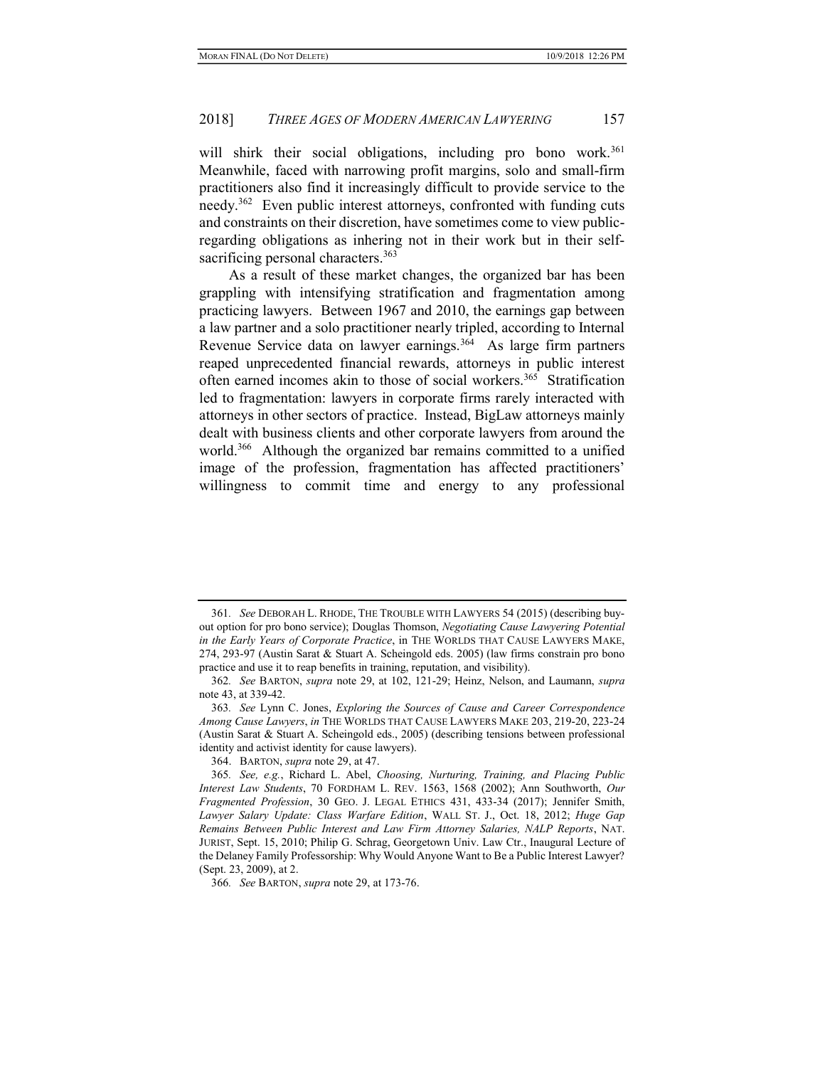will shirk their social obligations, including pro bono work.[361] Meanwhile, faced with narrowing profit margins, solo and small-firm practitioners also find it increasingly difficult to provide service to the needy.[362] Even public interest attorneys, confronted with funding cuts and constraints on their discretion, have sometimes come to view public-regarding obligations as inhering not in their work but in their self-sacrificing personal characters.[363]

As a result of these market changes, the organized bar has been grappling with intensifying stratification and fragmentation among practicing lawyers. Between 1967 and 2010, the earnings gap between a law partner and a solo practitioner nearly tripled, according to Internal Revenue Service data on lawyer earnings.[364] As large firm partners reaped unprecedented financial rewards, attorneys in public interest often earned incomes akin to those of social workers.[365] Stratification led to fragmentation: lawyers in corporate firms rarely interacted with attorneys in other sectors of practice. Instead, BigLaw attorneys mainly dealt with business clients and other corporate lawyers from around the world.[366] Although the organized bar remains committed to a unified image of the profession, fragmentation has affected practitioners' willingness to commit time and energy to any professional

---

361. *See* DEBORAH L. RHODE, THE TROUBLE WITH LAWYERS 54 (2015) (describing buy-out option for pro bono service); Douglas Thomson, *Negotiating Cause Lawyering Potential in the Early Years of Corporate Practice*, in THE WORLDS THAT CAUSE LAWYERS MAKE, 274, 293-97 (Austin Sarat & Stuart A. Scheingold eds. 2005) (law firms constrain pro bono practice and use it to reap benefits in training, reputation, and visibility).

362. *See* BARTON, *supra* note 29, at 102, 121-29; Heinz, Nelson, and Laumann, *supra* note 43, at 339-42.

363. *See* Lynn C. Jones, *Exploring the Sources of Cause and Career Correspondence Among Cause Lawyers*, *in* THE WORLDS THAT CAUSE LAWYERS MAKE 203, 219-20, 223-24 (Austin Sarat & Stuart A. Scheingold eds., 2005) (describing tensions between professional identity and activist identity for cause lawyers).

364. BARTON, *supra* note 29, at 47.

365. *See, e.g.*, Richard L. Abel, *Choosing, Nurturing, Training, and Placing Public Interest Law Students*, 70 FORDHAM L. REV. 1563, 1568 (2002); Ann Southworth, *Our Fragmented Profession*, 30 GEO. J. LEGAL ETHICS 431, 433-34 (2017); Jennifer Smith, *Lawyer Salary Update: Class Warfare Edition*, WALL ST. J., Oct. 18, 2012; *Huge Gap Remains Between Public Interest and Law Firm Attorney Salaries, NALP Reports*, NAT. JURIST, Sept. 15, 2010; Philip G. Schrag, Georgetown Univ. Law Ctr., Inaugural Lecture of the Delaney Family Professorship: Why Would Anyone Want to Be a Public Interest Lawyer? (Sept. 23, 2009), at 2.

366. *See* BARTON, *supra* note 29, at 173-76.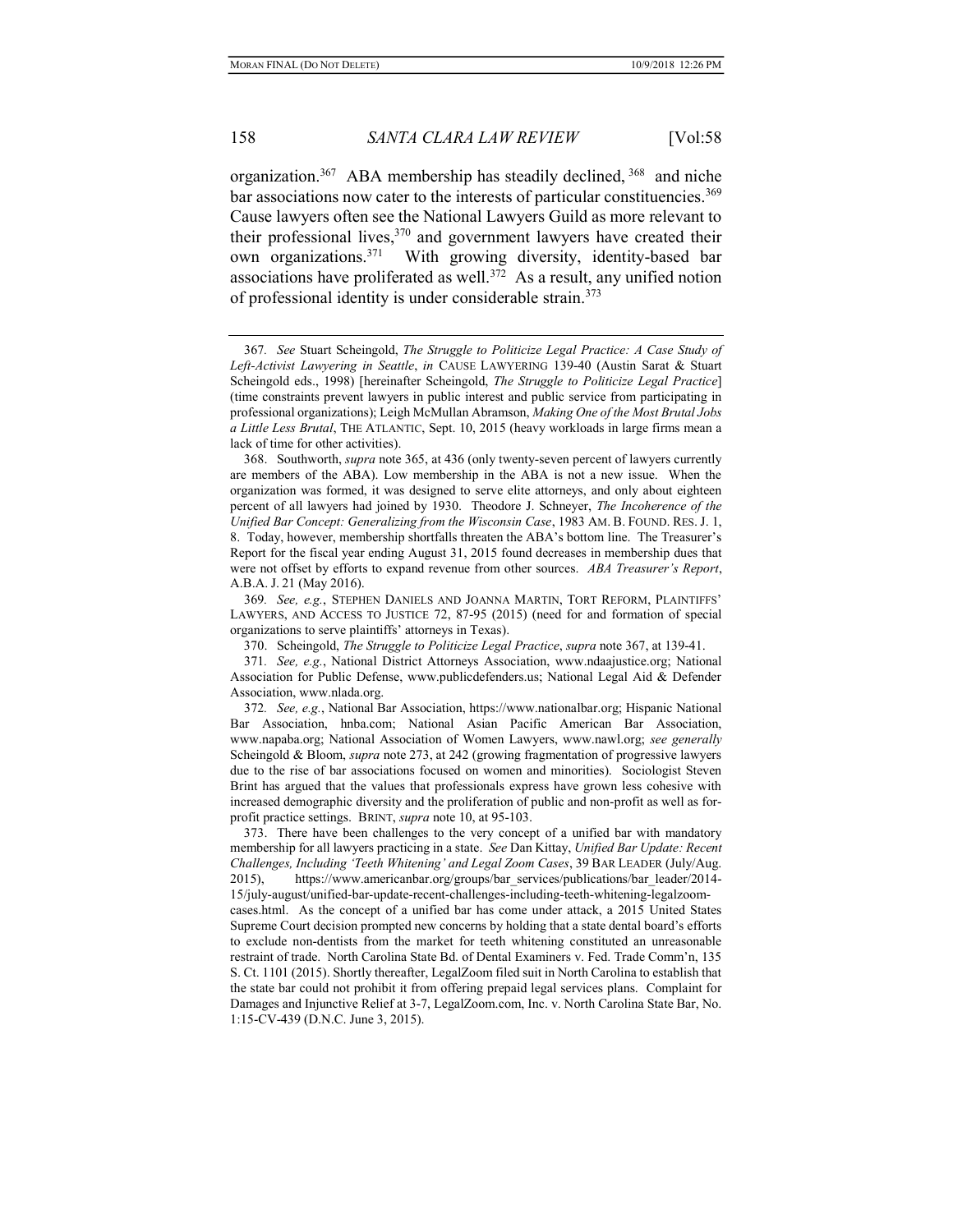organization.[367] ABA membership has steadily declined,[368] and niche bar associations now cater to the interests of particular constituencies.[369] Cause lawyers often see the National Lawyers Guild as more relevant to their professional lives,[370] and government lawyers have created their own organizations.[371] With growing diversity, identity-based bar associations have proliferated as well.[372] As a result, any unified notion of professional identity is under considerable strain.[373]

---

367. *See* Stuart Scheingold, *The Struggle to Politicize Legal Practice: A Case Study of Left-Activist Lawyering in Seattle*, *in* CAUSE LAWYERING 139-40 (Austin Sarat & Stuart Scheingold eds., 1998) [hereinafter Scheingold, *The Struggle to Politicize Legal Practice*] (time constraints prevent lawyers in public interest and public service from participating in professional organizations); Leigh McMullan Abramson, *Making One of the Most Brutal Jobs a Little Less Brutal*, THE ATLANTIC, Sept. 10, 2015 (heavy workloads in large firms mean a lack of time for other activities).

368. Southworth, *supra* note 365, at 436 (only twenty-seven percent of lawyers currently are members of the ABA). Low membership in the ABA is not a new issue. When the organization was formed, it was designed to serve elite attorneys, and only about eighteen percent of all lawyers had joined by 1930. Theodore J. Schneyer, *The Incoherence of the Unified Bar Concept: Generalizing from the Wisconsin Case*, 1983 AM. B. FOUND. RES. J. 1, 8. Today, however, membership shortfalls threaten the ABA's bottom line. The Treasurer's Report for the fiscal year ending August 31, 2015 found decreases in membership dues that were not offset by efforts to expand revenue from other sources. *ABA Treasurer's Report*, A.B.A. J. 21 (May 2016).

369. *See, e.g.*, STEPHEN DANIELS AND JOANNA MARTIN, TORT REFORM, PLAINTIFFS' LAWYERS, AND ACCESS TO JUSTICE 72, 87-95 (2015) (need for and formation of special organizations to serve plaintiffs' attorneys in Texas).

370. Scheingold, *The Struggle to Politicize Legal Practice*, *supra* note 367, at 139-41.

371. *See, e.g.*, National District Attorneys Association, www.ndaajustice.org; National Association for Public Defense, www.publicdefenders.us; National Legal Aid & Defender Association, www.nlada.org.

372. *See, e.g.*, National Bar Association, https://www.nationalbar.org; Hispanic National Bar Association, hnba.com; National Asian Pacific American Bar Association, www.napaba.org; National Association of Women Lawyers, www.nawl.org; *see generally* Scheingold & Bloom, *supra* note 273, at 242 (growing fragmentation of progressive lawyers due to the rise of bar associations focused on women and minorities). Sociologist Steven Brint has argued that the values that professionals express have grown less cohesive with increased demographic diversity and the proliferation of public and non-profit as well as for-profit practice settings. BRINT, *supra* note 10, at 95-103.

373. There have been challenges to the very concept of a unified bar with mandatory membership for all lawyers practicing in a state. *See* Dan Kittay, *Unified Bar Update: Recent Challenges, Including 'Teeth Whitening' and Legal Zoom Cases*, 39 BAR LEADER (July/Aug. 2015), https://www.americanbar.org/groups/bar_services/publications/bar_leader/2014-15/july-august/unified-bar-update-recent-challenges-including-teeth-whitening-legalzoom-cases.html. As the concept of a unified bar has come under attack, a 2015 United States Supreme Court decision prompted new concerns by holding that a state dental board's efforts to exclude non-dentists from the market for teeth whitening constituted an unreasonable restraint of trade. North Carolina State Bd. of Dental Examiners v. Fed. Trade Comm'n, 135 S. Ct. 1101 (2015). Shortly thereafter, LegalZoom filed suit in North Carolina to establish that the state bar could not prohibit it from offering prepaid legal services plans. Complaint for Damages and Injunctive Relief at 3-7, LegalZoom.com, Inc. v. North Carolina State Bar, No. 1:15-CV-439 (D.N.C. June 3, 2015).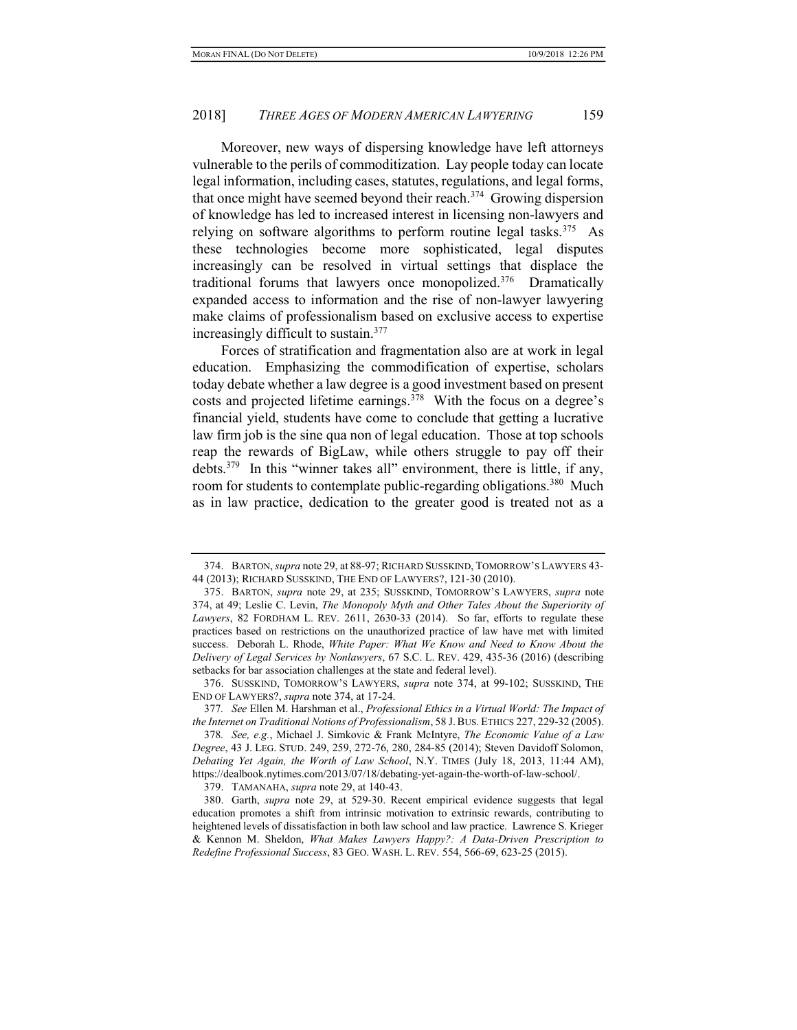Moreover, new ways of dispersing knowledge have left attorneys vulnerable to the perils of commoditization. Lay people today can locate legal information, including cases, statutes, regulations, and legal forms, that once might have seemed beyond their reach.[374] Growing dispersion of knowledge has led to increased interest in licensing non-lawyers and relying on software algorithms to perform routine legal tasks.[375] As these technologies become more sophisticated, legal disputes increasingly can be resolved in virtual settings that displace the traditional forums that lawyers once monopolized.[376] Dramatically expanded access to information and the rise of non-lawyer lawyering make claims of professionalism based on exclusive access to expertise increasingly difficult to sustain.[377]

Forces of stratification and fragmentation also are at work in legal education. Emphasizing the commodification of expertise, scholars today debate whether a law degree is a good investment based on present costs and projected lifetime earnings.[378] With the focus on a degree's financial yield, students have come to conclude that getting a lucrative law firm job is the sine qua non of legal education. Those at top schools reap the rewards of BigLaw, while others struggle to pay off their debts.[379] In this "winner takes all" environment, there is little, if any, room for students to contemplate public-regarding obligations.[380] Much as in law practice, dedication to the greater good is treated not as a

---

374. BARTON, *supra* note 29, at 88-97; RICHARD SUSSKIND, TOMORROW'S LAWYERS 43-44 (2013); RICHARD SUSSKIND, THE END OF LAWYERS?, 121-30 (2010).

375. BARTON, *supra* note 29, at 235; SUSSKIND, TOMORROW'S LAWYERS, *supra* note 374, at 49; Leslie C. Levin, *The Monopoly Myth and Other Tales About the Superiority of Lawyers*, 82 FORDHAM L. REV. 2611, 2630-33 (2014). So far, efforts to regulate these practices based on restrictions on the unauthorized practice of law have met with limited success. Deborah L. Rhode, *White Paper: What We Know and Need to Know About the Delivery of Legal Services by Nonlawyers*, 67 S.C. L. REV. 429, 435-36 (2016) (describing setbacks for bar association challenges at the state and federal level).

376. SUSSKIND, TOMORROW'S LAWYERS, *supra* note 374, at 99-102; SUSSKIND, THE END OF LAWYERS?, *supra* note 374, at 17-24.

377. *See* Ellen M. Harshman et al., *Professional Ethics in a Virtual World: The Impact of the Internet on Traditional Notions of Professionalism*, 58 J. BUS. ETHICS 227, 229-32 (2005).

378. *See, e.g.*, Michael J. Simkovic & Frank McIntyre, *The Economic Value of a Law Degree*, 43 J. LEG. STUD. 249, 259, 272-76, 280, 284-85 (2014); Steven Davidoff Solomon, *Debating Yet Again, the Worth of Law School*, N.Y. TIMES (July 18, 2013, 11:44 AM), https://dealbook.nytimes.com/2013/07/18/debating-yet-again-the-worth-of-law-school/.

379. TAMANAHA, *supra* note 29, at 140-43.

380. Garth, *supra* note 29, at 529-30. Recent empirical evidence suggests that legal education promotes a shift from intrinsic motivation to extrinsic rewards, contributing to heightened levels of dissatisfaction in both law school and law practice. Lawrence S. Krieger & Kennon M. Sheldon, *What Makes Lawyers Happy?: A Data-Driven Prescription to Redefine Professional Success*, 83 GEO. WASH. L. REV. 554, 566-69, 623-25 (2015).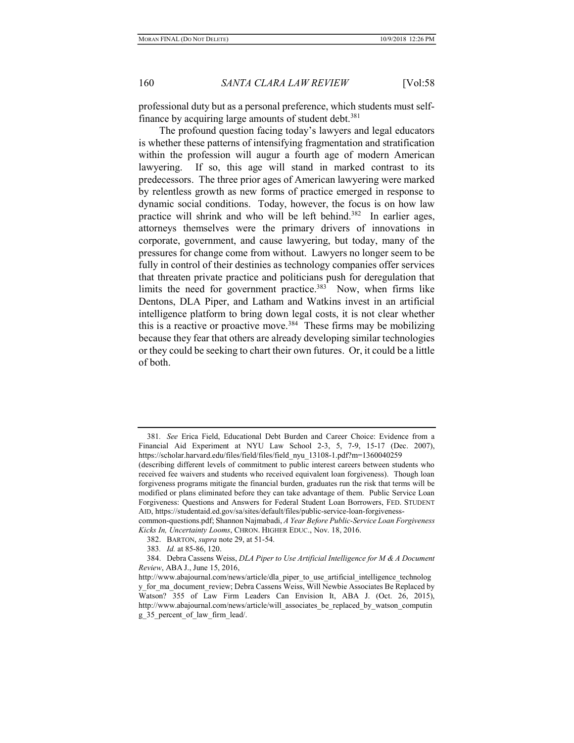professional duty but as a personal preference, which students must self-finance by acquiring large amounts of student debt.[381]

The profound question facing today's lawyers and legal educators is whether these patterns of intensifying fragmentation and stratification within the profession will augur a fourth age of modern American lawyering. If so, this age will stand in marked contrast to its predecessors. The three prior ages of American lawyering were marked by relentless growth as new forms of practice emerged in response to dynamic social conditions. Today, however, the focus is on how law practice will shrink and who will be left behind.[382] In earlier ages, attorneys themselves were the primary drivers of innovations in corporate, government, and cause lawyering, but today, many of the pressures for change come from without. Lawyers no longer seem to be fully in control of their destinies as technology companies offer services that threaten private practice and politicians push for deregulation that limits the need for government practice.[383] Now, when firms like Dentons, DLA Piper, and Latham and Watkins invest in an artificial intelligence platform to bring down legal costs, it is not clear whether this is a reactive or proactive move.[384] These firms may be mobilizing because they fear that others are already developing similar technologies or they could be seeking to chart their own futures. Or, it could be a little of both.

---

381. *See* Erica Field, Educational Debt Burden and Career Choice: Evidence from a Financial Aid Experiment at NYU Law School 2-3, 5, 7-9, 15-17 (Dec. 2007), https://scholar.harvard.edu/files/field/files/field_nyu_13108-1.pdf?m=1360040259 (describing different levels of commitment to public interest careers between students who received fee waivers and students who received equivalent loan forgiveness). Though loan forgiveness programs mitigate the financial burden, graduates run the risk that terms will be modified or plans eliminated before they can take advantage of them. Public Service Loan Forgiveness: Questions and Answers for Federal Student Loan Borrowers, FED. STUDENT AID, https://studentaid.ed.gov/sa/sites/default/files/public-service-loan-forgiveness-common-questions.pdf; Shannon Najmabadi, *A Year Before Public-Service Loan Forgiveness Kicks In, Uncertainty Looms*, CHRON. HIGHER EDUC., Nov. 18, 2016.

382. BARTON, *supra* note 29, at 51-54.

383. *Id.* at 85-86, 120.

384. Debra Cassens Weiss, *DLA Piper to Use Artificial Intelligence for M & A Document Review*, ABA J., June 15, 2016, http://www.abajournal.com/news/article/dla_piper_to_use_artificial_intelligence_technology_for_ma_document_review; Debra Cassens Weiss, Will Newbie Associates Be Replaced by Watson? 355 of Law Firm Leaders Can Envision It, ABA J. (Oct. 26, 2015), http://www.abajournal.com/news/article/will_associates_be_replaced_by_watson_computing_35_percent_of_law_firm_lead/.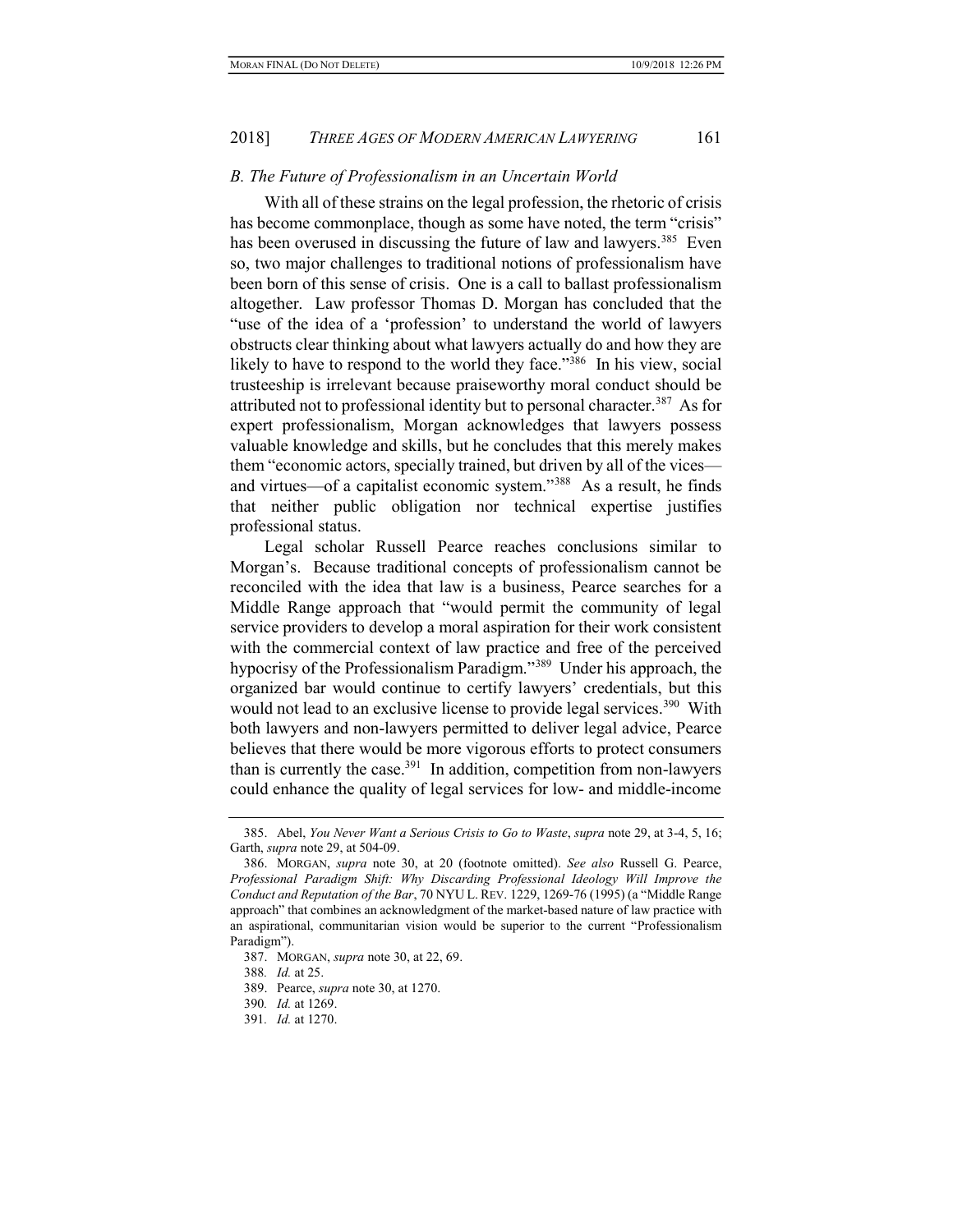### *B. The Future of Professionalism in an Uncertain World*

With all of these strains on the legal profession, the rhetoric of crisis has become commonplace, though as some have noted, the term "crisis" has been overused in discussing the future of law and lawyers.[385] Even so, two major challenges to traditional notions of professionalism have been born of this sense of crisis. One is a call to ballast professionalism altogether. Law professor Thomas D. Morgan has concluded that the "use of the idea of a 'profession' to understand the world of lawyers obstructs clear thinking about what lawyers actually do and how they are likely to have to respond to the world they face."[386] In his view, social trusteeship is irrelevant because praiseworthy moral conduct should be attributed not to professional identity but to personal character.[387] As for expert professionalism, Morgan acknowledges that lawyers possess valuable knowledge and skills, but he concludes that this merely makes them "economic actors, specially trained, but driven by all of the vices—and virtues—of a capitalist economic system."[388] As a result, he finds that neither public obligation nor technical expertise justifies professional status.

Legal scholar Russell Pearce reaches conclusions similar to Morgan's. Because traditional concepts of professionalism cannot be reconciled with the idea that law is a business, Pearce searches for a Middle Range approach that "would permit the community of legal service providers to develop a moral aspiration for their work consistent with the commercial context of law practice and free of the perceived hypocrisy of the Professionalism Paradigm."[389] Under his approach, the organized bar would continue to certify lawyers' credentials, but this would not lead to an exclusive license to provide legal services.[390] With both lawyers and non-lawyers permitted to deliver legal advice, Pearce believes that there would be more vigorous efforts to protect consumers than is currently the case.[391] In addition, competition from non-lawyers could enhance the quality of legal services for low- and middle-income

---

385. Abel, *You Never Want a Serious Crisis to Go to Waste*, *supra* note 29, at 3-4, 5, 16; Garth, *supra* note 29, at 504-09.

386. MORGAN, *supra* note 30, at 20 (footnote omitted). *See also* Russell G. Pearce, *Professional Paradigm Shift: Why Discarding Professional Ideology Will Improve the Conduct and Reputation of the Bar*, 70 NYU L. REV. 1229, 1269-76 (1995) (a "Middle Range approach" that combines an acknowledgment of the market-based nature of law practice with an aspirational, communitarian vision would be superior to the current "Professionalism Paradigm").

387. MORGAN, *supra* note 30, at 22, 69.

388. *Id.* at 25.

389. Pearce, *supra* note 30, at 1270.

390. *Id.* at 1269.

391. *Id.* at 1270.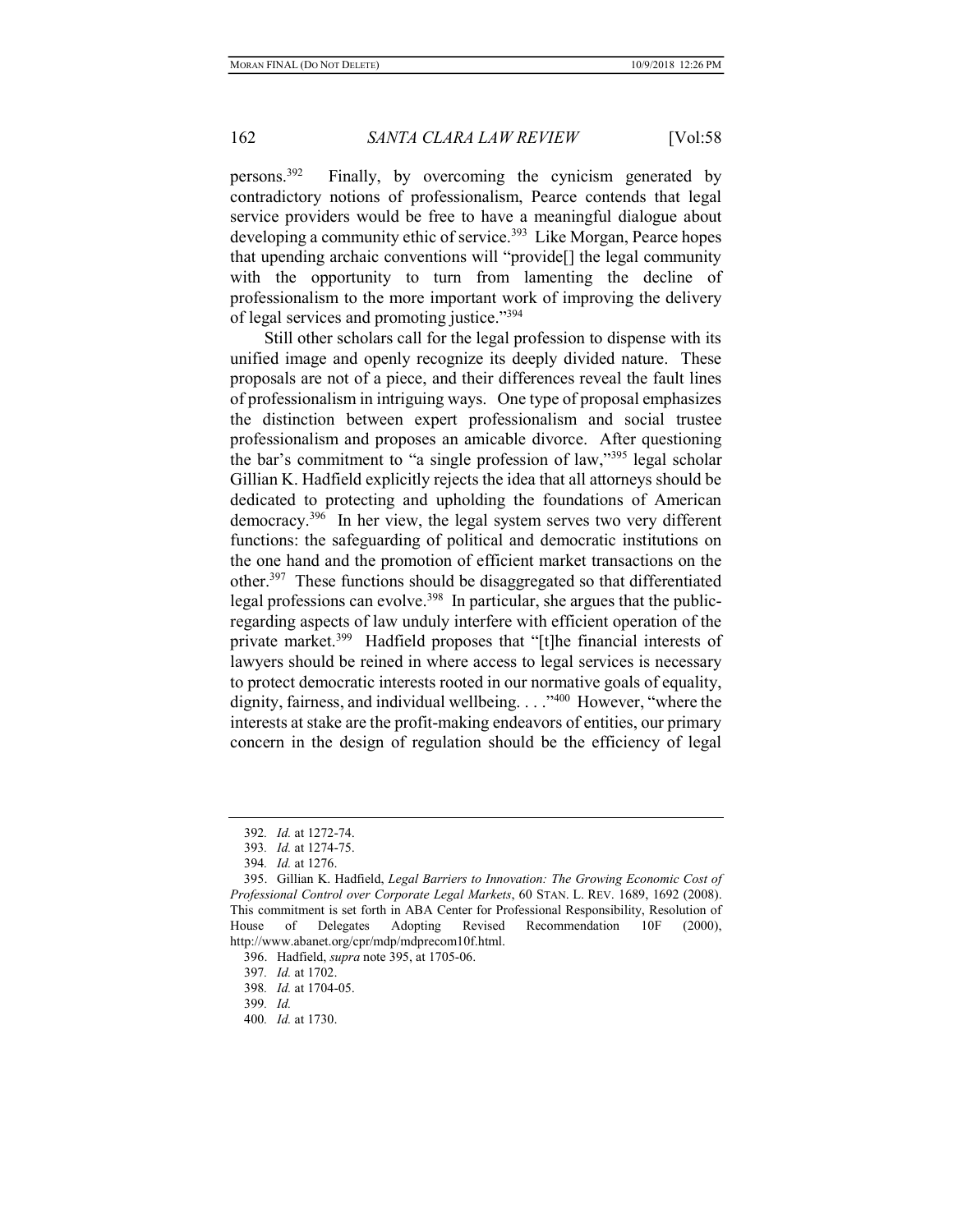persons.[392] Finally, by overcoming the cynicism generated by contradictory notions of professionalism, Pearce contends that legal service providers would be free to have a meaningful dialogue about developing a community ethic of service.[393] Like Morgan, Pearce hopes that upending archaic conventions will "provide[] the legal community with the opportunity to turn from lamenting the decline of professionalism to the more important work of improving the delivery of legal services and promoting justice."[394]

Still other scholars call for the legal profession to dispense with its unified image and openly recognize its deeply divided nature. These proposals are not of a piece, and their differences reveal the fault lines of professionalism in intriguing ways. One type of proposal emphasizes the distinction between expert professionalism and social trustee professionalism and proposes an amicable divorce. After questioning the bar's commitment to "a single profession of law,"[395] legal scholar Gillian K. Hadfield explicitly rejects the idea that all attorneys should be dedicated to protecting and upholding the foundations of American democracy.[396] In her view, the legal system serves two very different functions: the safeguarding of political and democratic institutions on the one hand and the promotion of efficient market transactions on the other.[397] These functions should be disaggregated so that differentiated legal professions can evolve.[398] In particular, she argues that the public-regarding aspects of law unduly interfere with efficient operation of the private market.[399] Hadfield proposes that "[t]he financial interests of lawyers should be reined in where access to legal services is necessary to protect democratic interests rooted in our normative goals of equality, dignity, fairness, and individual wellbeing. . . ."[400] However, "where the interests at stake are the profit-making endeavors of entities, our primary concern in the design of regulation should be the efficiency of legal

---

392. *Id.* at 1272-74.

393. *Id.* at 1274-75.

394. *Id.* at 1276.

395. Gillian K. Hadfield, *Legal Barriers to Innovation: The Growing Economic Cost of Professional Control over Corporate Legal Markets*, 60 STAN. L. REV. 1689, 1692 (2008). This commitment is set forth in ABA Center for Professional Responsibility, Resolution of House of Delegates Adopting Revised Recommendation 10F (2000), http://www.abanet.org/cpr/mdp/mdprecom10f.html.

396. Hadfield, *supra* note 395, at 1705-06.

397. *Id.* at 1702.

398. *Id.* at 1704-05.

399. *Id.*

400. *Id.* at 1730.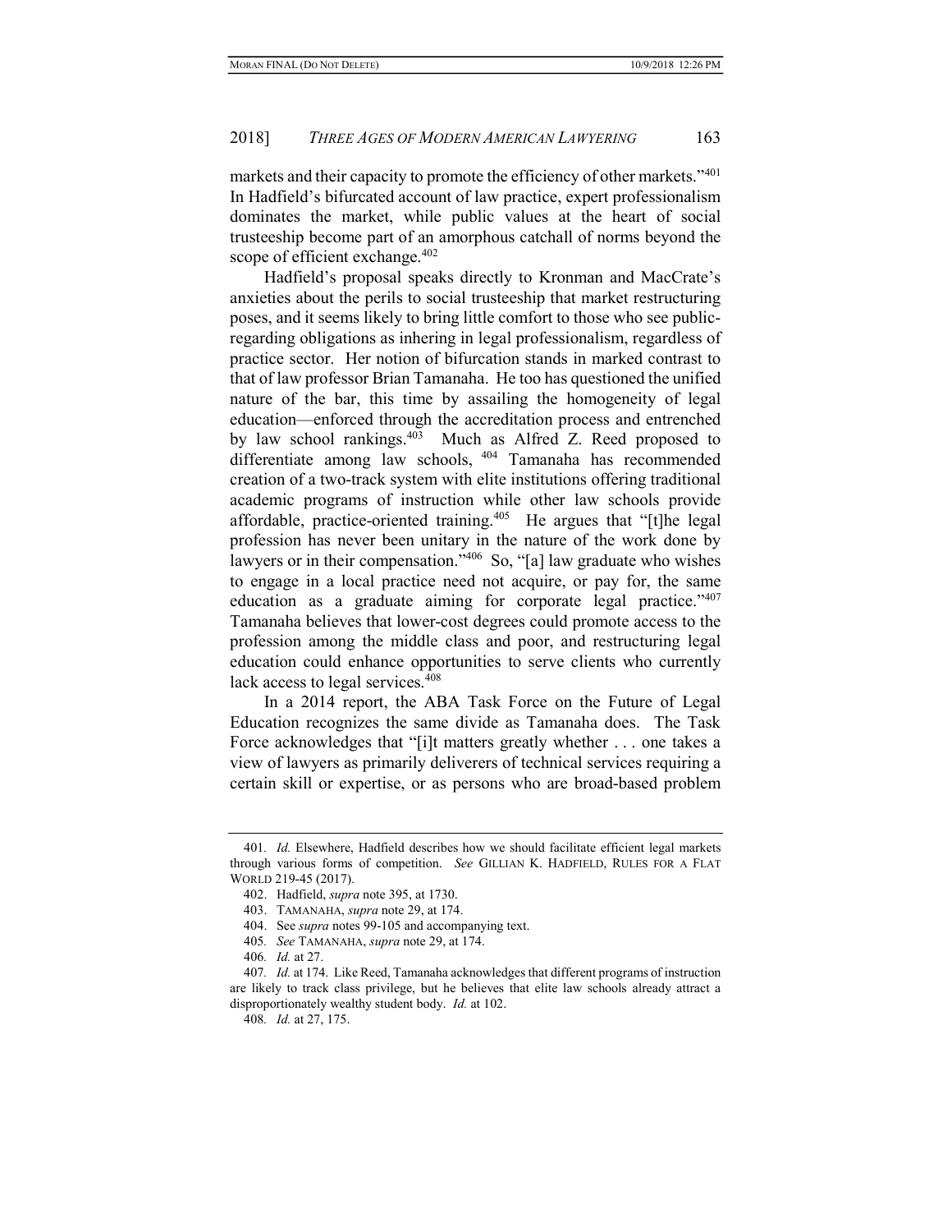markets and their capacity to promote the efficiency of other markets."[401] In Hadfield's bifurcated account of law practice, expert professionalism dominates the market, while public values at the heart of social trusteeship become part of an amorphous catchall of norms beyond the scope of efficient exchange.[402]

Hadfield's proposal speaks directly to Kronman and MacCrate's anxieties about the perils to social trusteeship that market restructuring poses, and it seems likely to bring little comfort to those who see public-regarding obligations as inhering in legal professionalism, regardless of practice sector. Her notion of bifurcation stands in marked contrast to that of law professor Brian Tamanaha. He too has questioned the unified nature of the bar, this time by assailing the homogeneity of legal education—enforced through the accreditation process and entrenched by law school rankings.[403] Much as Alfred Z. Reed proposed to differentiate among law schools,[404] Tamanaha has recommended creation of a two-track system with elite institutions offering traditional academic programs of instruction while other law schools provide affordable, practice-oriented training.[405] He argues that "[t]he legal profession has never been unitary in the nature of the work done by lawyers or in their compensation."[406] So, "[a] law graduate who wishes to engage in a local practice need not acquire, or pay for, the same education as a graduate aiming for corporate legal practice."[407] Tamanaha believes that lower-cost degrees could promote access to the profession among the middle class and poor, and restructuring legal education could enhance opportunities to serve clients who currently lack access to legal services.[408]

In a 2014 report, the ABA Task Force on the Future of Legal Education recognizes the same divide as Tamanaha does. The Task Force acknowledges that "[i]t matters greatly whether . . . one takes a view of lawyers as primarily deliverers of technical services requiring a certain skill or expertise, or as persons who are broad-based problem

---

401. *Id.* Elsewhere, Hadfield describes how we should facilitate efficient legal markets through various forms of competition. *See* GILLIAN K. HADFIELD, RULES FOR A FLAT WORLD 219-45 (2017).

402. Hadfield, *supra* note 395, at 1730.

403. TAMANAHA, *supra* note 29, at 174.

404. See *supra* notes 99-105 and accompanying text.

405. *See* TAMANAHA, *supra* note 29, at 174.

406. *Id.* at 27.

407. *Id.* at 174. Like Reed, Tamanaha acknowledges that different programs of instruction are likely to track class privilege, but he believes that elite law schools already attract a disproportionately wealthy student body. *Id.* at 102.

408. *Id.* at 27, 175.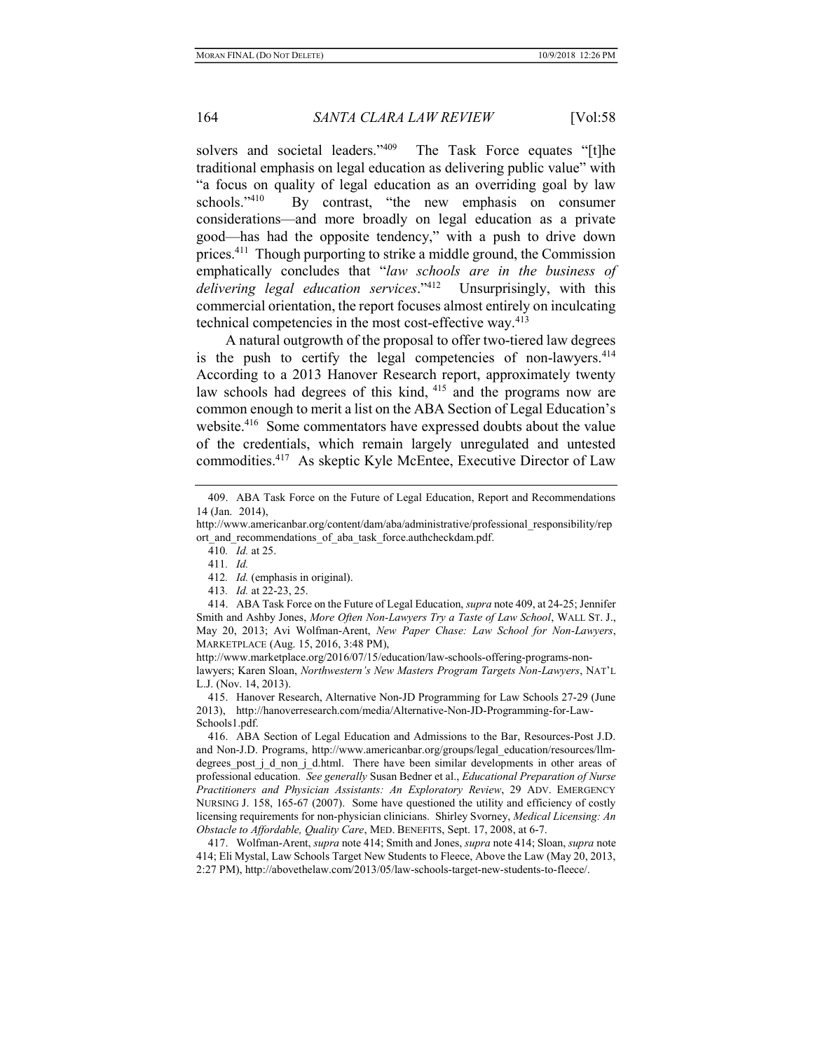solvers and societal leaders."[409] The Task Force equates "[t]he traditional emphasis on legal education as delivering public value" with "a focus on quality of legal education as an overriding goal by law schools."[410] By contrast, "the new emphasis on consumer considerations—and more broadly on legal education as a private good—has had the opposite tendency," with a push to drive down prices.[411] Though purporting to strike a middle ground, the Commission emphatically concludes that "*law schools are in the business of delivering legal education services*."[412] Unsurprisingly, with this commercial orientation, the report focuses almost entirely on inculcating technical competencies in the most cost-effective way.[413]

A natural outgrowth of the proposal to offer two-tiered law degrees is the push to certify the legal competencies of non-lawyers.[414] According to a 2013 Hanover Research report, approximately twenty law schools had degrees of this kind,[415] and the programs now are common enough to merit a list on the ABA Section of Legal Education's website.[416] Some commentators have expressed doubts about the value of the credentials, which remain largely unregulated and untested commodities.[417] As skeptic Kyle McEntee, Executive Director of Law

---

409. ABA Task Force on the Future of Legal Education, Report and Recommendations 14 (Jan. 2014), http://www.americanbar.org/content/dam/aba/administrative/professional_responsibility/report_and_recommendations_of_aba_task_force.authcheckdam.pdf.

410. *Id.* at 25.

411. *Id.*

412. *Id.* (emphasis in original).

413. *Id.* at 22-23, 25.

414. ABA Task Force on the Future of Legal Education, *supra* note 409, at 24-25; Jennifer Smith and Ashby Jones, *More Often Non-Lawyers Try a Taste of Law School*, WALL ST. J., May 20, 2013; Avi Wolfman-Arent, *New Paper Chase: Law School for Non-Lawyers*, MARKETPLACE (Aug. 15, 2016, 3:48 PM), http://www.marketplace.org/2016/07/15/education/law-schools-offering-programs-non-lawyers; Karen Sloan, *Northwestern's New Masters Program Targets Non-Lawyers*, NAT'L L.J. (Nov. 14, 2013).

415. Hanover Research, Alternative Non-JD Programming for Law Schools 27-29 (June 2013), http://hanoverresearch.com/media/Alternative-Non-JD-Programming-for-Law-Schools1.pdf.

416. ABA Section of Legal Education and Admissions to the Bar, Resources-Post J.D. and Non-J.D. Programs, http://www.americanbar.org/groups/legal_education/resources/llm-degrees_post_j_d_non_j_d.html. There have been similar developments in other areas of professional education. *See generally* Susan Bedner et al., *Educational Preparation of Nurse Practitioners and Physician Assistants: An Exploratory Review*, 29 ADV. EMERGENCY NURSING J. 158, 165-67 (2007). Some have questioned the utility and efficiency of costly licensing requirements for non-physician clinicians. Shirley Svorney, *Medical Licensing: An Obstacle to Affordable, Quality Care*, MED. BENEFITS, Sept. 17, 2008, at 6-7.

417. Wolfman-Arent, *supra* note 414; Smith and Jones, *supra* note 414; Sloan, *supra* note 414; Eli Mystal, Law Schools Target New Students to Fleece, Above the Law (May 20, 2013, 2:27 PM), http://abovethelaw.com/2013/05/law-schools-target-new-students-to-fleece/.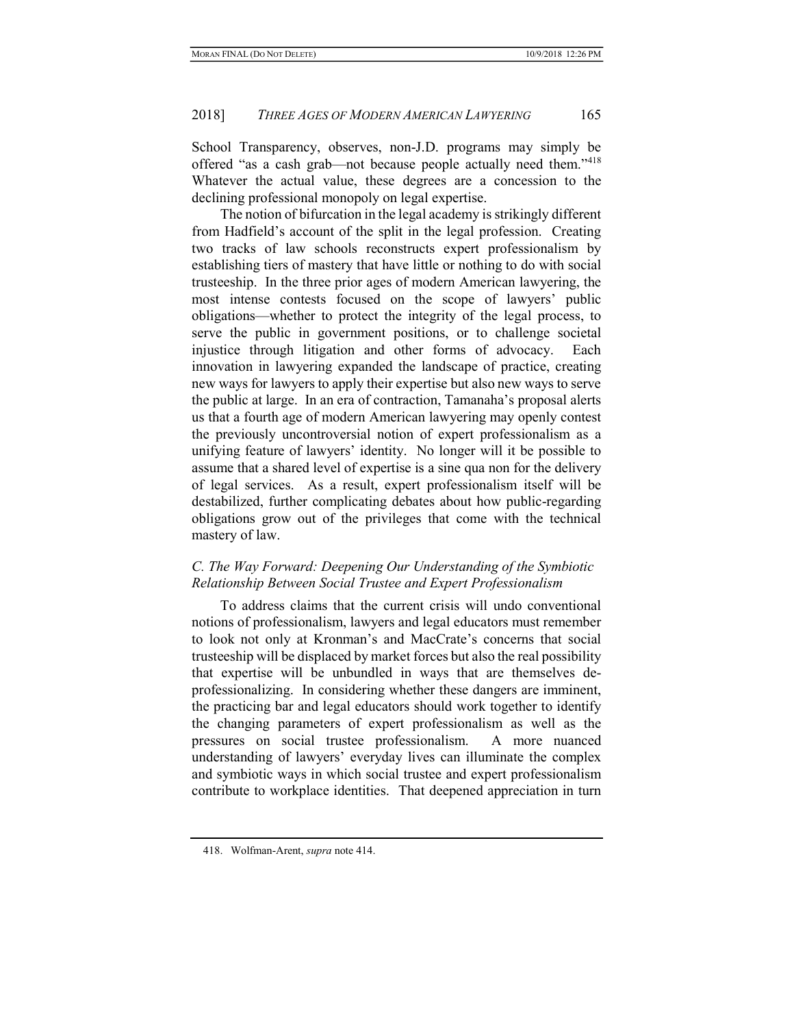School Transparency, observes, non-J.D. programs may simply be offered "as a cash grab—not because people actually need them."[418] Whatever the actual value, these degrees are a concession to the declining professional monopoly on legal expertise.

The notion of bifurcation in the legal academy is strikingly different from Hadfield's account of the split in the legal profession. Creating two tracks of law schools reconstructs expert professionalism by establishing tiers of mastery that have little or nothing to do with social trusteeship. In the three prior ages of modern American lawyering, the most intense contests focused on the scope of lawyers' public obligations—whether to protect the integrity of the legal process, to serve the public in government positions, or to challenge societal injustice through litigation and other forms of advocacy. Each innovation in lawyering expanded the landscape of practice, creating new ways for lawyers to apply their expertise but also new ways to serve the public at large. In an era of contraction, Tamanaha's proposal alerts us that a fourth age of modern American lawyering may openly contest the previously uncontroversial notion of expert professionalism as a unifying feature of lawyers' identity. No longer will it be possible to assume that a shared level of expertise is a sine qua non for the delivery of legal services. As a result, expert professionalism itself will be destabilized, further complicating debates about how public-regarding obligations grow out of the privileges that come with the technical mastery of law.

### *C. The Way Forward: Deepening Our Understanding of the Symbiotic Relationship Between Social Trustee and Expert Professionalism*

To address claims that the current crisis will undo conventional notions of professionalism, lawyers and legal educators must remember to look not only at Kronman's and MacCrate's concerns that social trusteeship will be displaced by market forces but also the real possibility that expertise will be unbundled in ways that are themselves de-professionalizing. In considering whether these dangers are imminent, the practicing bar and legal educators should work together to identify the changing parameters of expert professionalism as well as the pressures on social trustee professionalism. A more nuanced understanding of lawyers' everyday lives can illuminate the complex and symbiotic ways in which social trustee and expert professionalism contribute to workplace identities. That deepened appreciation in turn

418. Wolfman-Arent, *supra* note 414.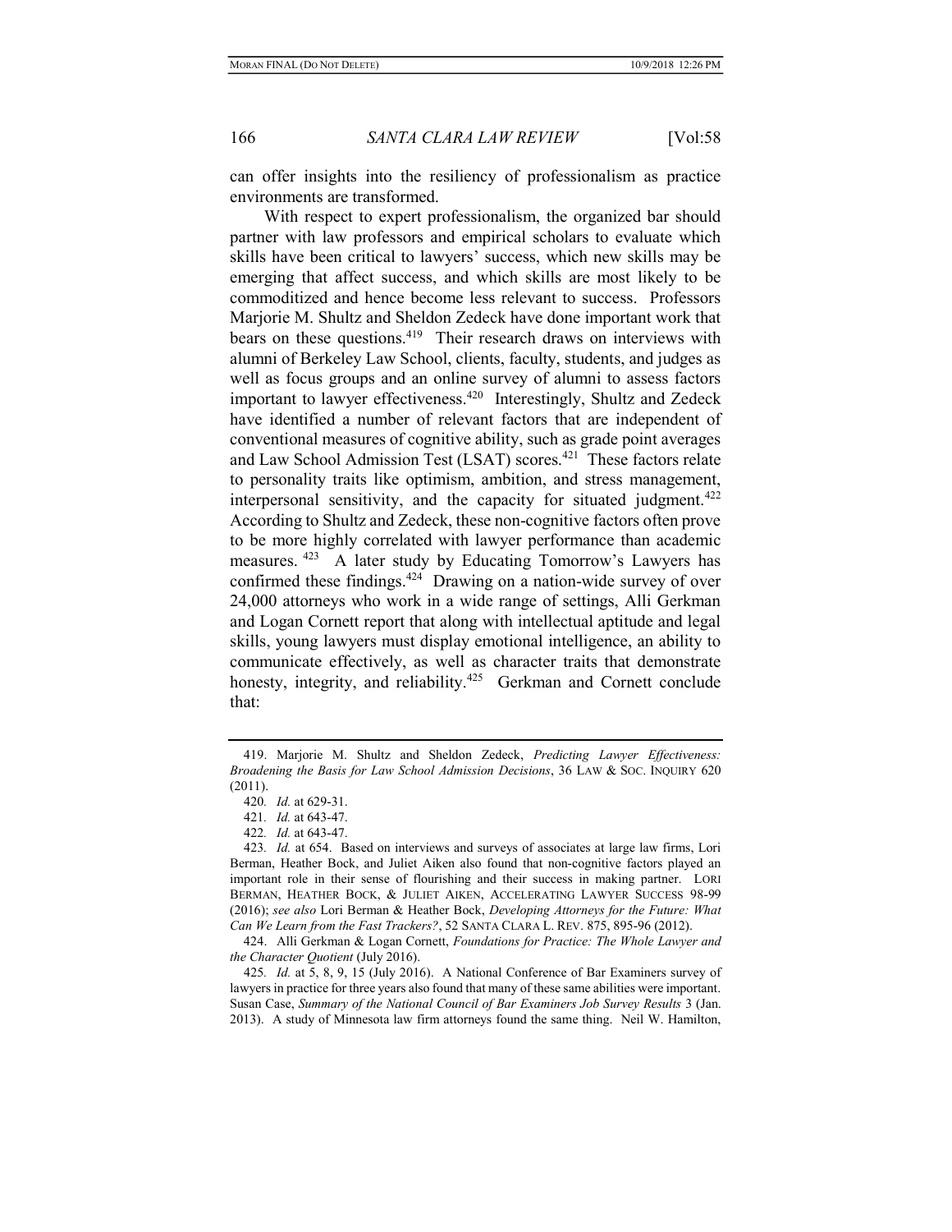can offer insights into the resiliency of professionalism as practice environments are transformed.

With respect to expert professionalism, the organized bar should partner with law professors and empirical scholars to evaluate which skills have been critical to lawyers' success, which new skills may be emerging that affect success, and which skills are most likely to be commoditized and hence become less relevant to success. Professors Marjorie M. Shultz and Sheldon Zedeck have done important work that bears on these questions.[419] Their research draws on interviews with alumni of Berkeley Law School, clients, faculty, students, and judges as well as focus groups and an online survey of alumni to assess factors important to lawyer effectiveness.[420] Interestingly, Shultz and Zedeck have identified a number of relevant factors that are independent of conventional measures of cognitive ability, such as grade point averages and Law School Admission Test (LSAT) scores.[421] These factors relate to personality traits like optimism, ambition, and stress management, interpersonal sensitivity, and the capacity for situated judgment.[422] According to Shultz and Zedeck, these non-cognitive factors often prove to be more highly correlated with lawyer performance than academic measures.[423] A later study by Educating Tomorrow's Lawyers has confirmed these findings.[424] Drawing on a nation-wide survey of over 24,000 attorneys who work in a wide range of settings, Alli Gerkman and Logan Cornett report that along with intellectual aptitude and legal skills, young lawyers must display emotional intelligence, an ability to communicate effectively, as well as character traits that demonstrate honesty, integrity, and reliability.[425] Gerkman and Cornett conclude that:

---

419. Marjorie M. Shultz and Sheldon Zedeck, *Predicting Lawyer Effectiveness: Broadening the Basis for Law School Admission Decisions*, 36 LAW & SOC. INQUIRY 620 (2011).

420. *Id.* at 629-31.

421. *Id.* at 643-47.

422. *Id.* at 643-47.

423. *Id.* at 654. Based on interviews and surveys of associates at large law firms, Lori Berman, Heather Bock, and Juliet Aiken also found that non-cognitive factors played an important role in their sense of flourishing and their success in making partner. LORI BERMAN, HEATHER BOCK, & JULIET AIKEN, ACCELERATING LAWYER SUCCESS 98-99 (2016); *see also* Lori Berman & Heather Bock, *Developing Attorneys for the Future: What Can We Learn from the Fast Trackers?*, 52 SANTA CLARA L. REV. 875, 895-96 (2012).

424. Alli Gerkman & Logan Cornett, *Foundations for Practice: The Whole Lawyer and the Character Quotient* (July 2016).

425. *Id.* at 5, 8, 9, 15 (July 2016). A National Conference of Bar Examiners survey of lawyers in practice for three years also found that many of these same abilities were important. Susan Case, *Summary of the National Council of Bar Examiners Job Survey Results* 3 (Jan. 2013). A study of Minnesota law firm attorneys found the same thing. Neil W. Hamilton,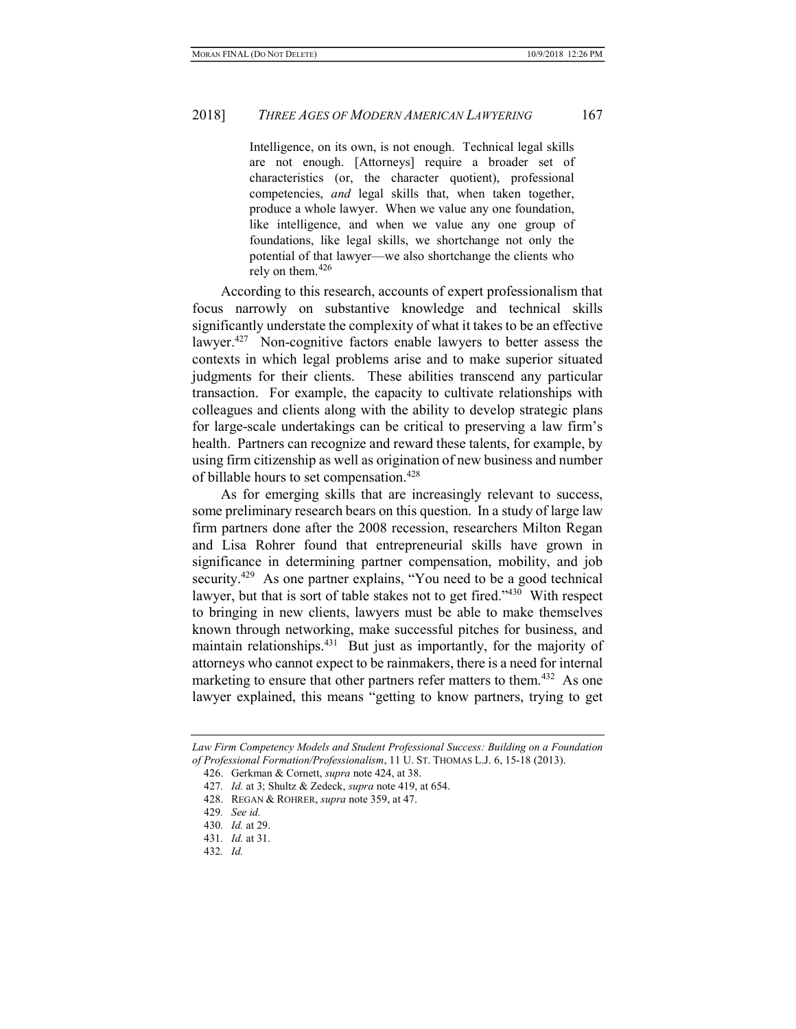> Intelligence, on its own, is not enough. Technical legal skills are not enough. [Attorneys] require a broader set of characteristics (or, the character quotient), professional competencies, *and* legal skills that, when taken together, produce a whole lawyer. When we value any one foundation, like intelligence, and when we value any one group of foundations, like legal skills, we shortchange not only the potential of that lawyer—we also shortchange the clients who rely on them.[426]

According to this research, accounts of expert professionalism that focus narrowly on substantive knowledge and technical skills significantly understate the complexity of what it takes to be an effective lawyer.[427] Non-cognitive factors enable lawyers to better assess the contexts in which legal problems arise and to make superior situated judgments for their clients. These abilities transcend any particular transaction. For example, the capacity to cultivate relationships with colleagues and clients along with the ability to develop strategic plans for large-scale undertakings can be critical to preserving a law firm's health. Partners can recognize and reward these talents, for example, by using firm citizenship as well as origination of new business and number of billable hours to set compensation.[428]

As for emerging skills that are increasingly relevant to success, some preliminary research bears on this question. In a study of large law firm partners done after the 2008 recession, researchers Milton Regan and Lisa Rohrer found that entrepreneurial skills have grown in significance in determining partner compensation, mobility, and job security.[429] As one partner explains, "You need to be a good technical lawyer, but that is sort of table stakes not to get fired."[430] With respect to bringing in new clients, lawyers must be able to make themselves known through networking, make successful pitches for business, and maintain relationships.[431] But just as importantly, for the majority of attorneys who cannot expect to be rainmakers, there is a need for internal marketing to ensure that other partners refer matters to them.[432] As one lawyer explained, this means "getting to know partners, trying to get

---

*Law Firm Competency Models and Student Professional Success: Building on a Foundation of Professional Formation/Professionalism*, 11 U. ST. THOMAS L.J. 6, 15-18 (2013).

426. Gerkman & Cornett, *supra* note 424, at 38.

427. *Id.* at 3; Shultz & Zedeck, *supra* note 419, at 654.

428. REGAN & ROHRER, *supra* note 359, at 47.

429. *See id.*

430. *Id.* at 29.

431. *Id.* at 31.

432. *Id.*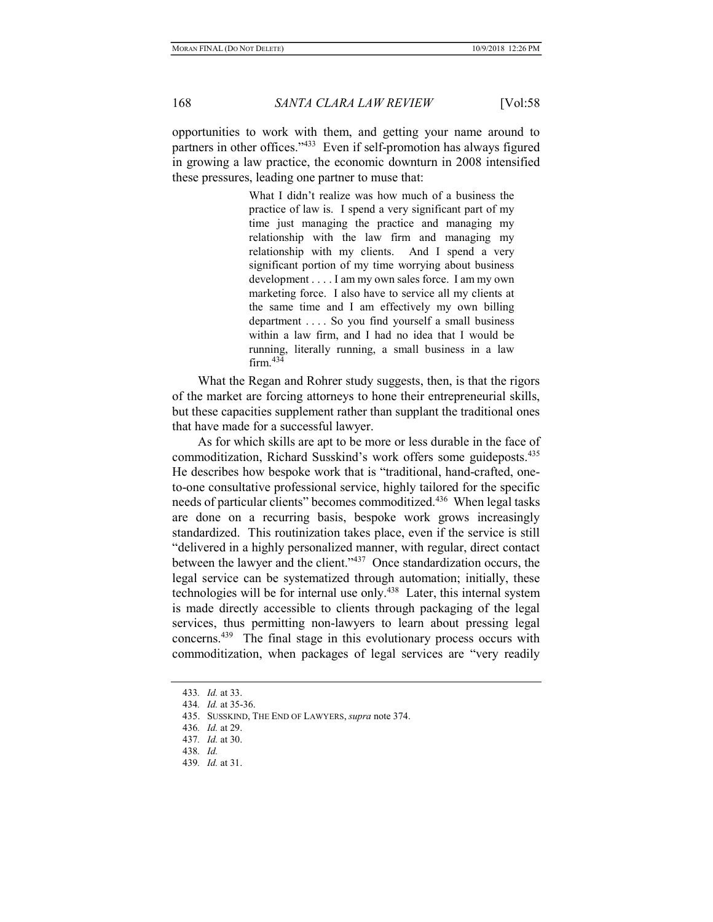opportunities to work with them, and getting your name around to partners in other offices."[433] Even if self-promotion has always figured in growing a law practice, the economic downturn in 2008 intensified these pressures, leading one partner to muse that:

> What I didn't realize was how much of a business the practice of law is. I spend a very significant part of my time just managing the practice and managing my relationship with the law firm and managing my relationship with my clients. And I spend a very significant portion of my time worrying about business development . . . . I am my own sales force. I am my own marketing force. I also have to service all my clients at the same time and I am effectively my own billing department . . . . So you find yourself a small business within a law firm, and I had no idea that I would be running, literally running, a small business in a law firm.[434]

What the Regan and Rohrer study suggests, then, is that the rigors of the market are forcing attorneys to hone their entrepreneurial skills, but these capacities supplement rather than supplant the traditional ones that have made for a successful lawyer.

As for which skills are apt to be more or less durable in the face of commoditization, Richard Susskind's work offers some guideposts.[435] He describes how bespoke work that is "traditional, hand-crafted, one-to-one consultative professional service, highly tailored for the specific needs of particular clients" becomes commoditized.[436] When legal tasks are done on a recurring basis, bespoke work grows increasingly standardized. This routinization takes place, even if the service is still "delivered in a highly personalized manner, with regular, direct contact between the lawyer and the client."[437] Once standardization occurs, the legal service can be systematized through automation; initially, these technologies will be for internal use only.[438] Later, this internal system is made directly accessible to clients through packaging of the legal services, thus permitting non-lawyers to learn about pressing legal concerns.[439] The final stage in this evolutionary process occurs with commoditization, when packages of legal services are "very readily

---

433. *Id.* at 33.

434. *Id.* at 35-36.

435. SUSSKIND, THE END OF LAWYERS, *supra* note 374.

436. *Id.* at 29.

437. *Id.* at 30.

438. *Id.*

439. *Id.* at 31.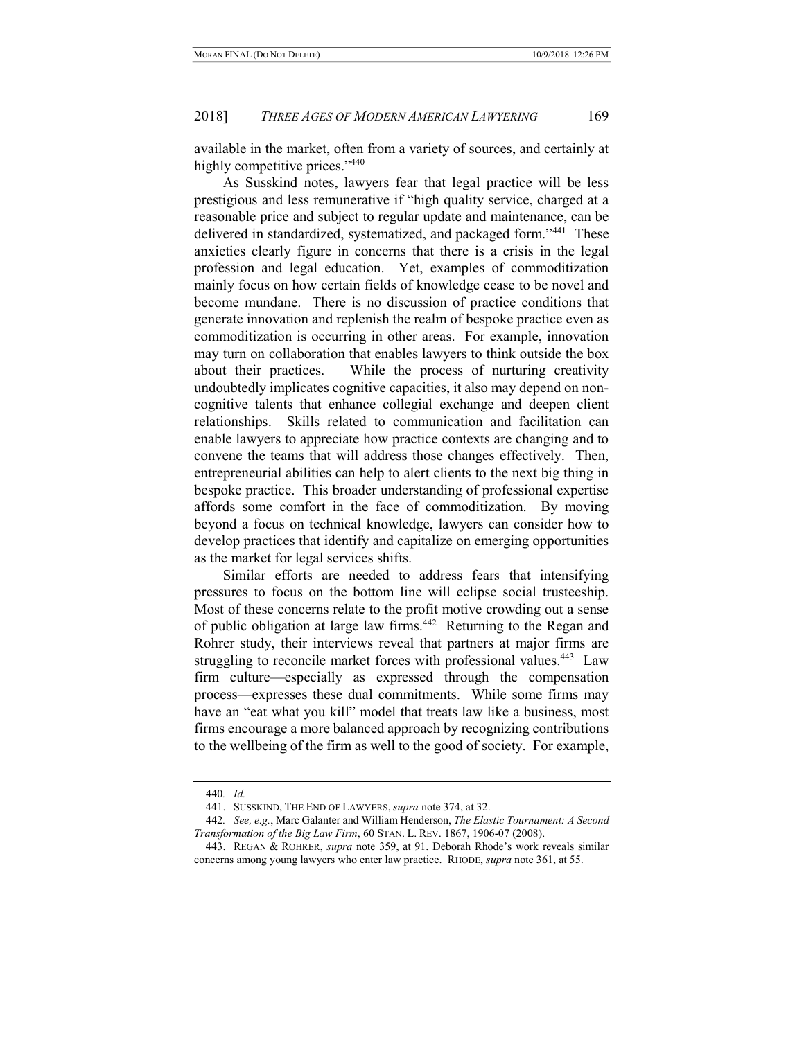available in the market, often from a variety of sources, and certainly at highly competitive prices."[440]

As Susskind notes, lawyers fear that legal practice will be less prestigious and less remunerative if "high quality service, charged at a reasonable price and subject to regular update and maintenance, can be delivered in standardized, systematized, and packaged form."[441] These anxieties clearly figure in concerns that there is a crisis in the legal profession and legal education. Yet, examples of commoditization mainly focus on how certain fields of knowledge cease to be novel and become mundane. There is no discussion of practice conditions that generate innovation and replenish the realm of bespoke practice even as commoditization is occurring in other areas. For example, innovation may turn on collaboration that enables lawyers to think outside the box about their practices. While the process of nurturing creativity undoubtedly implicates cognitive capacities, it also may depend on non-cognitive talents that enhance collegial exchange and deepen client relationships. Skills related to communication and facilitation can enable lawyers to appreciate how practice contexts are changing and to convene the teams that will address those changes effectively. Then, entrepreneurial abilities can help to alert clients to the next big thing in bespoke practice. This broader understanding of professional expertise affords some comfort in the face of commoditization. By moving beyond a focus on technical knowledge, lawyers can consider how to develop practices that identify and capitalize on emerging opportunities as the market for legal services shifts.

Similar efforts are needed to address fears that intensifying pressures to focus on the bottom line will eclipse social trusteeship. Most of these concerns relate to the profit motive crowding out a sense of public obligation at large law firms.[442] Returning to the Regan and Rohrer study, their interviews reveal that partners at major firms are struggling to reconcile market forces with professional values.[443] Law firm culture—especially as expressed through the compensation process—expresses these dual commitments. While some firms may have an "eat what you kill" model that treats law like a business, most firms encourage a more balanced approach by recognizing contributions to the wellbeing of the firm as well to the good of society. For example,

---

440. *Id.*

441. SUSSKIND, THE END OF LAWYERS, *supra* note 374, at 32.

442. *See, e.g.*, Marc Galanter and William Henderson, *The Elastic Tournament: A Second Transformation of the Big Law Firm*, 60 STAN. L. REV. 1867, 1906-07 (2008).

443. REGAN & ROHRER, *supra* note 359, at 91. Deborah Rhode's work reveals similar concerns among young lawyers who enter law practice. RHODE, *supra* note 361, at 55.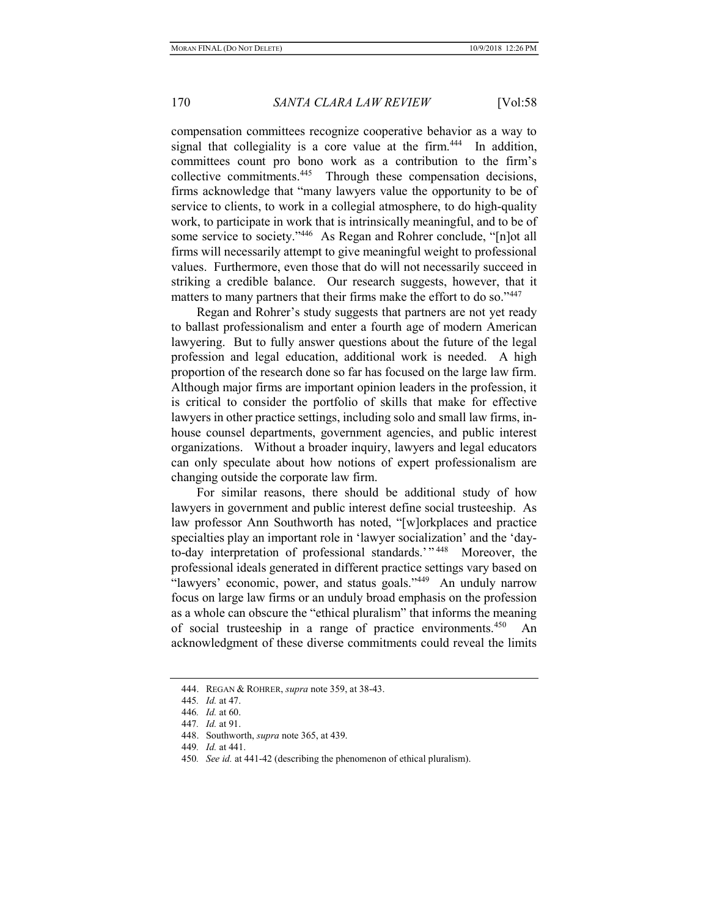compensation committees recognize cooperative behavior as a way to signal that collegiality is a core value at the firm.[444] In addition, committees count pro bono work as a contribution to the firm's collective commitments.[445] Through these compensation decisions, firms acknowledge that "many lawyers value the opportunity to be of service to clients, to work in a collegial atmosphere, to do high-quality work, to participate in work that is intrinsically meaningful, and to be of some service to society."[446] As Regan and Rohrer conclude, "[n]ot all firms will necessarily attempt to give meaningful weight to professional values. Furthermore, even those that do will not necessarily succeed in striking a credible balance. Our research suggests, however, that it matters to many partners that their firms make the effort to do so."[447]

Regan and Rohrer's study suggests that partners are not yet ready to ballast professionalism and enter a fourth age of modern American lawyering. But to fully answer questions about the future of the legal profession and legal education, additional work is needed. A high proportion of the research done so far has focused on the large law firm. Although major firms are important opinion leaders in the profession, it is critical to consider the portfolio of skills that make for effective lawyers in other practice settings, including solo and small law firms, in-house counsel departments, government agencies, and public interest organizations. Without a broader inquiry, lawyers and legal educators can only speculate about how notions of expert professionalism are changing outside the corporate law firm.

For similar reasons, there should be additional study of how lawyers in government and public interest define social trusteeship. As law professor Ann Southworth has noted, "[w]orkplaces and practice specialties play an important role in 'lawyer socialization' and the 'day-to-day interpretation of professional standards.'"[448] Moreover, the professional ideals generated in different practice settings vary based on "lawyers' economic, power, and status goals."[449] An unduly narrow focus on large law firms or an unduly broad emphasis on the profession as a whole can obscure the "ethical pluralism" that informs the meaning of social trusteeship in a range of practice environments.[450] An acknowledgment of these diverse commitments could reveal the limits

---

444. REGAN & ROHRER, *supra* note 359, at 38-43.

445. *Id.* at 47.

446. *Id.* at 60.

447. *Id.* at 91.

448. Southworth, *supra* note 365, at 439.

449. *Id.* at 441.

450. *See id.* at 441-42 (describing the phenomenon of ethical pluralism).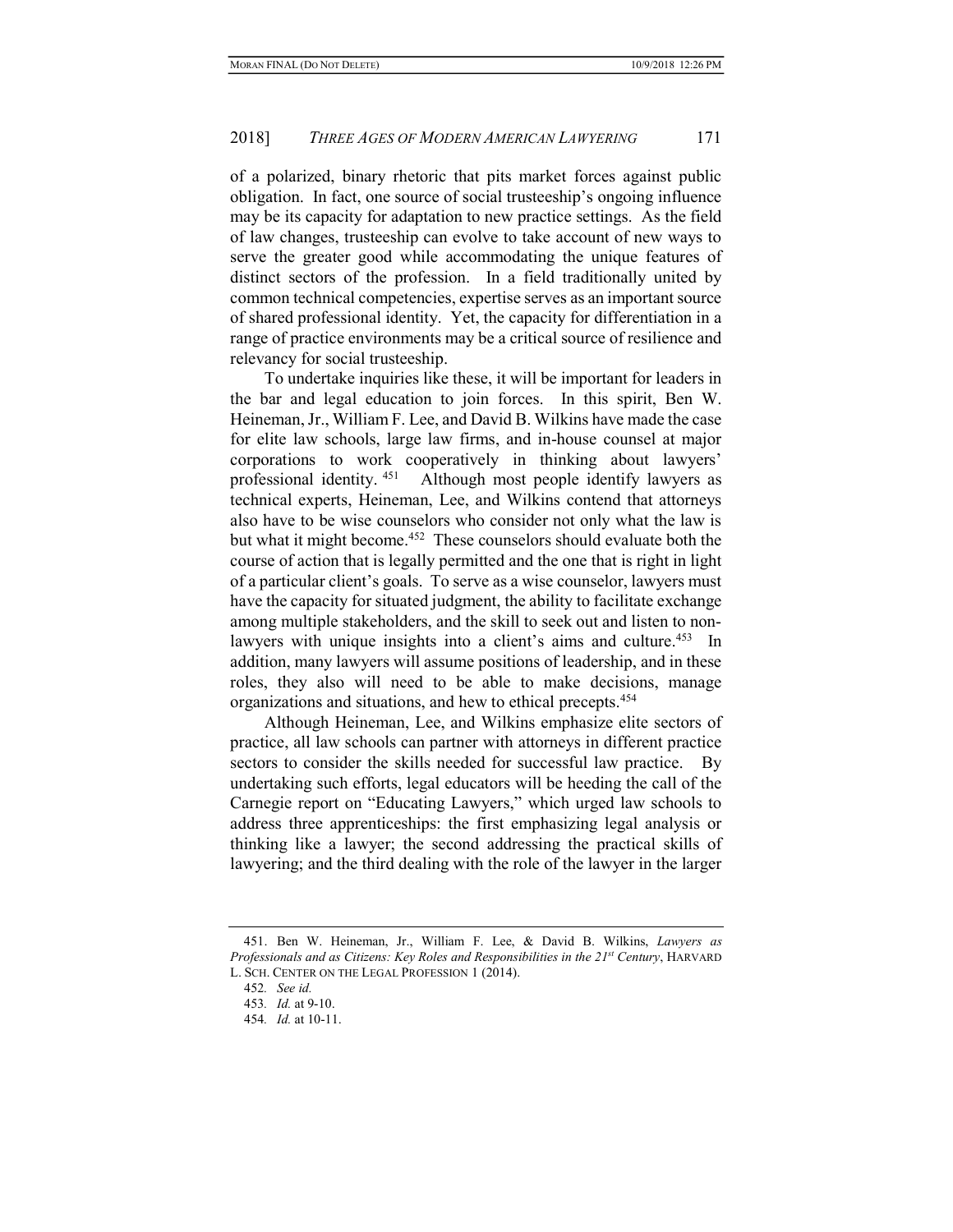of a polarized, binary rhetoric that pits market forces against public obligation. In fact, one source of social trusteeship's ongoing influence may be its capacity for adaptation to new practice settings. As the field of law changes, trusteeship can evolve to take account of new ways to serve the greater good while accommodating the unique features of distinct sectors of the profession. In a field traditionally united by common technical competencies, expertise serves as an important source of shared professional identity. Yet, the capacity for differentiation in a range of practice environments may be a critical source of resilience and relevancy for social trusteeship.

To undertake inquiries like these, it will be important for leaders in the bar and legal education to join forces. In this spirit, Ben W. Heineman, Jr., William F. Lee, and David B. Wilkins have made the case for elite law schools, large law firms, and in-house counsel at major corporations to work cooperatively in thinking about lawyers' professional identity.[451] Although most people identify lawyers as technical experts, Heineman, Lee, and Wilkins contend that attorneys also have to be wise counselors who consider not only what the law is but what it might become.[452] These counselors should evaluate both the course of action that is legally permitted and the one that is right in light of a particular client's goals. To serve as a wise counselor, lawyers must have the capacity for situated judgment, the ability to facilitate exchange among multiple stakeholders, and the skill to seek out and listen to non-lawyers with unique insights into a client's aims and culture.[453] In addition, many lawyers will assume positions of leadership, and in these roles, they also will need to be able to make decisions, manage organizations and situations, and hew to ethical precepts.[454]

Although Heineman, Lee, and Wilkins emphasize elite sectors of practice, all law schools can partner with attorneys in different practice sectors to consider the skills needed for successful law practice. By undertaking such efforts, legal educators will be heeding the call of the Carnegie report on "Educating Lawyers," which urged law schools to address three apprenticeships: the first emphasizing legal analysis or thinking like a lawyer; the second addressing the practical skills of lawyering; and the third dealing with the role of the lawyer in the larger

---

451. Ben W. Heineman, Jr., William F. Lee, & David B. Wilkins, *Lawyers as Professionals and as Citizens: Key Roles and Responsibilities in the 21st Century*, HARVARD L. SCH. CENTER ON THE LEGAL PROFESSION 1 (2014).

452. *See id.*

453. *Id.* at 9-10.

454. *Id.* at 10-11.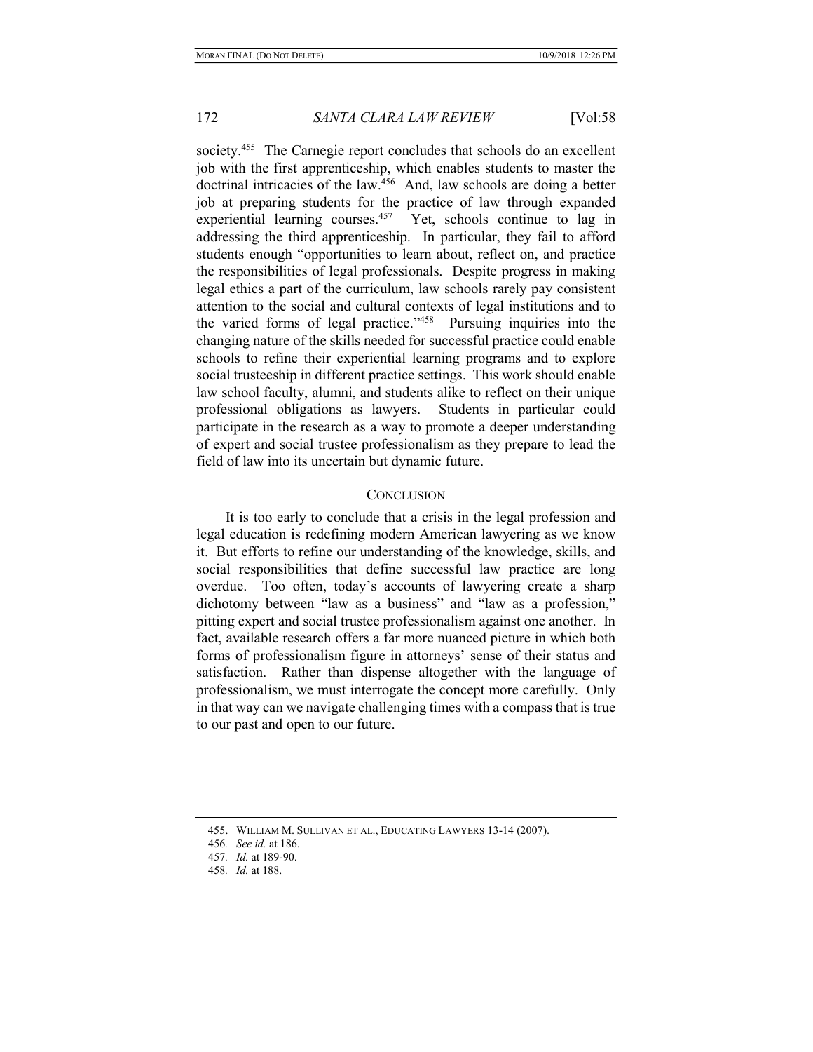society.[455] The Carnegie report concludes that schools do an excellent job with the first apprenticeship, which enables students to master the doctrinal intricacies of the law.[456] And, law schools are doing a better job at preparing students for the practice of law through expanded experiential learning courses.[457] Yet, schools continue to lag in addressing the third apprenticeship. In particular, they fail to afford students enough "opportunities to learn about, reflect on, and practice the responsibilities of legal professionals. Despite progress in making legal ethics a part of the curriculum, law schools rarely pay consistent attention to the social and cultural contexts of legal institutions and to the varied forms of legal practice."[458] Pursuing inquiries into the changing nature of the skills needed for successful practice could enable schools to refine their experiential learning programs and to explore social trusteeship in different practice settings. This work should enable law school faculty, alumni, and students alike to reflect on their unique professional obligations as lawyers. Students in particular could participate in the research as a way to promote a deeper understanding of expert and social trustee professionalism as they prepare to lead the field of law into its uncertain but dynamic future.

## CONCLUSION

It is too early to conclude that a crisis in the legal profession and legal education is redefining modern American lawyering as we know it. But efforts to refine our understanding of the knowledge, skills, and social responsibilities that define successful law practice are long overdue. Too often, today's accounts of lawyering create a sharp dichotomy between "law as a business" and "law as a profession," pitting expert and social trustee professionalism against one another. In fact, available research offers a far more nuanced picture in which both forms of professionalism figure in attorneys' sense of their status and satisfaction. Rather than dispense altogether with the language of professionalism, we must interrogate the concept more carefully. Only in that way can we navigate challenging times with a compass that is true to our past and open to our future.

---

455. WILLIAM M. SULLIVAN ET AL., EDUCATING LAWYERS 13-14 (2007).

456. *See id.* at 186.

457. *Id.* at 189-90.

458. *Id.* at 188.